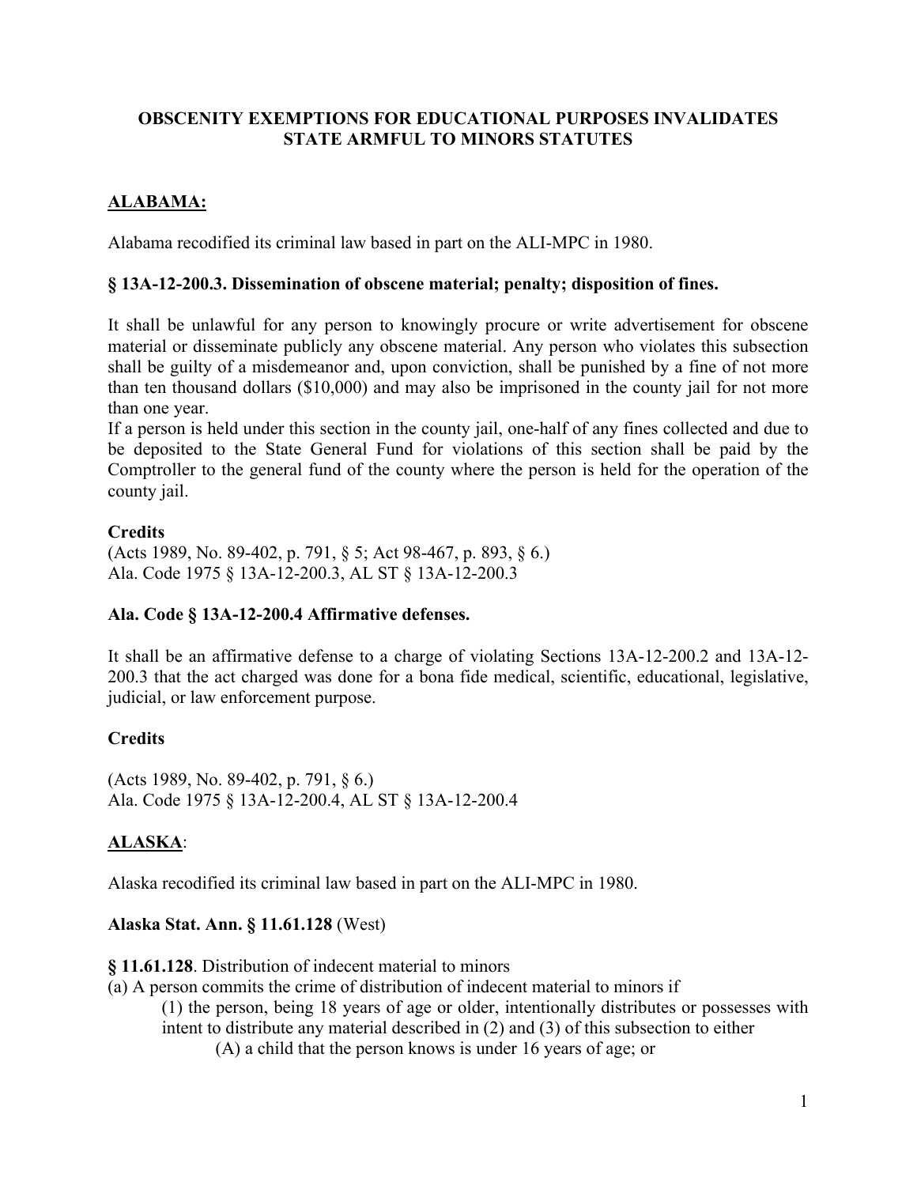**OBSCENITY EXEMPTIONS FOR EDUCATIONAL PURPOSES INVALIDATES STATE ARMFUL TO MINORS STATUTES**

## ALABAMA:

Alabama recodified its criminal law based in part on the ALI-MPC in 1980.

### § 13A-12-200.3. Dissemination of obscene material; penalty; disposition of fines.

It shall be unlawful for any person to knowingly procure or write advertisement for obscene material or disseminate publicly any obscene material. Any person who violates this subsection shall be guilty of a misdemeanor and, upon conviction, shall be punished by a fine of not more than ten thousand dollars ($10,000) and may also be imprisoned in the county jail for not more than one year.

If a person is held under this section in the county jail, one-half of any fines collected and due to be deposited to the State General Fund for violations of this section shall be paid by the Comptroller to the general fund of the county where the person is held for the operation of the county jail.

**Credits**

(Acts 1989, No. 89-402, p. 791, § 5; Act 98-467, p. 893, § 6.)
Ala. Code 1975 § 13A-12-200.3, AL ST § 13A-12-200.3

### Ala. Code § 13A-12-200.4 Affirmative defenses.

It shall be an affirmative defense to a charge of violating Sections 13A-12-200.2 and 13A-12-200.3 that the act charged was done for a bona fide medical, scientific, educational, legislative, judicial, or law enforcement purpose.

**Credits**

(Acts 1989, No. 89-402, p. 791, § 6.)
Ala. Code 1975 § 13A-12-200.4, AL ST § 13A-12-200.4

## ALASKA:

Alaska recodified its criminal law based in part on the ALI-MPC in 1980.

**Alaska Stat. Ann. § 11.61.128** (West)

**§ 11.61.128**. Distribution of indecent material to minors

(a) A person commits the crime of distribution of indecent material to minors if

(1) the person, being 18 years of age or older, intentionally distributes or possesses with intent to distribute any material described in (2) and (3) of this subsection to either

(A) a child that the person knows is under 16 years of age; or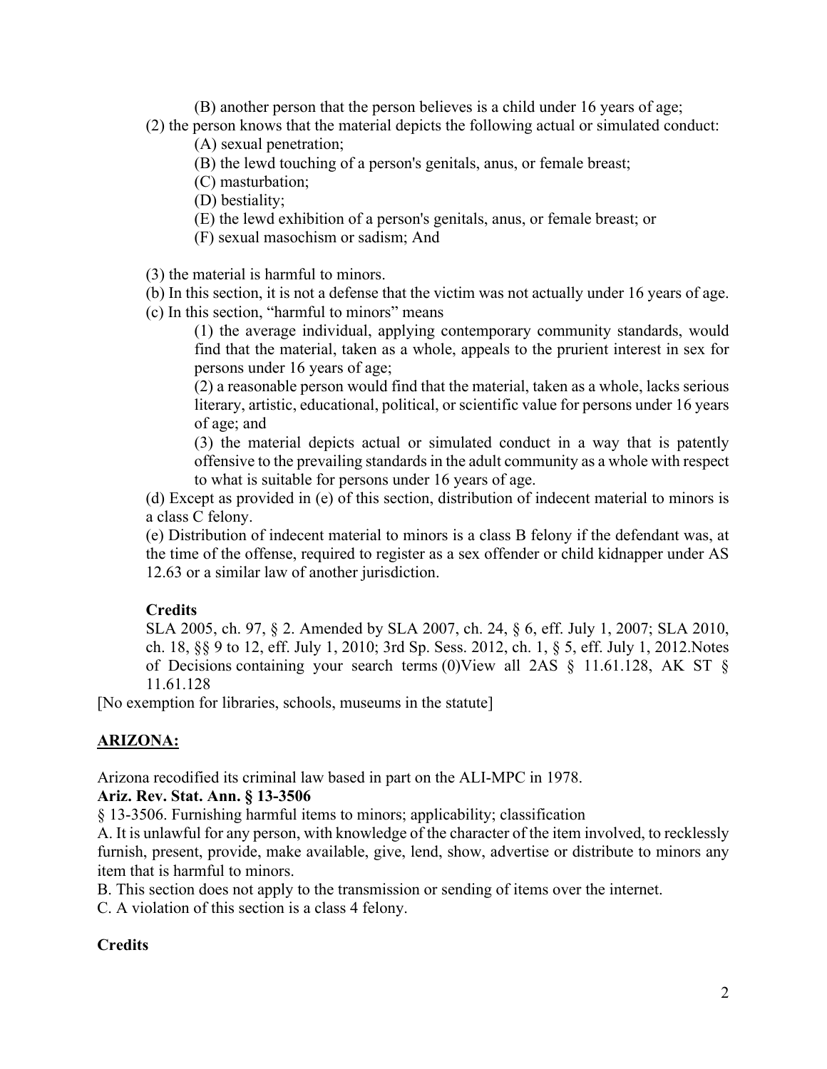(B) another person that the person believes is a child under 16 years of age;

(2) the person knows that the material depicts the following actual or simulated conduct:

(A) sexual penetration;

(B) the lewd touching of a person's genitals, anus, or female breast;

(C) masturbation;

(D) bestiality;

(E) the lewd exhibition of a person's genitals, anus, or female breast; or

(F) sexual masochism or sadism; And

(3) the material is harmful to minors.

(b) In this section, it is not a defense that the victim was not actually under 16 years of age.

(c) In this section, "harmful to minors" means

(1) the average individual, applying contemporary community standards, would find that the material, taken as a whole, appeals to the prurient interest in sex for persons under 16 years of age;

(2) a reasonable person would find that the material, taken as a whole, lacks serious literary, artistic, educational, political, or scientific value for persons under 16 years of age; and

(3) the material depicts actual or simulated conduct in a way that is patently offensive to the prevailing standards in the adult community as a whole with respect to what is suitable for persons under 16 years of age.

(d) Except as provided in (e) of this section, distribution of indecent material to minors is a class C felony.

(e) Distribution of indecent material to minors is a class B felony if the defendant was, at the time of the offense, required to register as a sex offender or child kidnapper under AS 12.63 or a similar law of another jurisdiction.

**Credits**

SLA 2005, ch. 97, § 2. Amended by SLA 2007, ch. 24, § 6, eff. July 1, 2007; SLA 2010, ch. 18, §§ 9 to 12, eff. July 1, 2010; 3rd Sp. Sess. 2012, ch. 1, § 5, eff. July 1, 2012.Notes of Decisions containing your search terms (0)View all 2AS § 11.61.128, AK ST § 11.61.128

[No exemption for libraries, schools, museums in the statute]

## **ARIZONA:**

Arizona recodified its criminal law based in part on the ALI-MPC in 1978.

**Ariz. Rev. Stat. Ann. § 13-3506**

§ 13-3506. Furnishing harmful items to minors; applicability; classification

A. It is unlawful for any person, with knowledge of the character of the item involved, to recklessly furnish, present, provide, make available, give, lend, show, advertise or distribute to minors any item that is harmful to minors.

B. This section does not apply to the transmission or sending of items over the internet.

C. A violation of this section is a class 4 felony.

**Credits**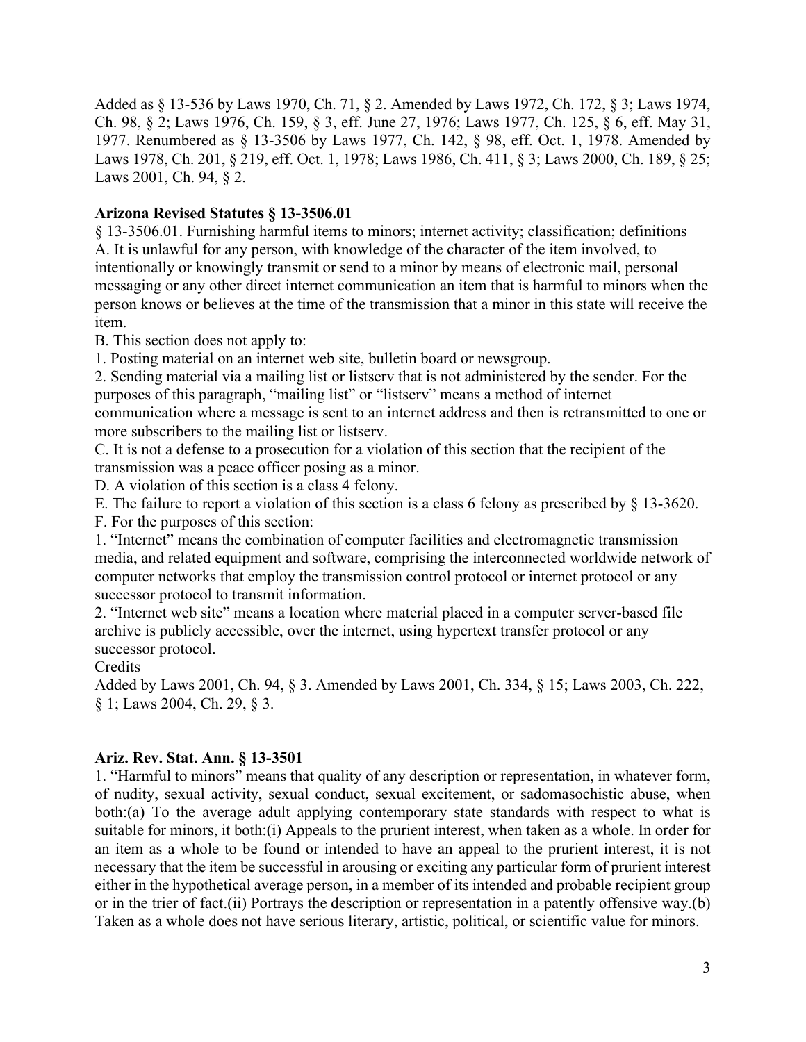Added as § 13-536 by Laws 1970, Ch. 71, § 2. Amended by Laws 1972, Ch. 172, § 3; Laws 1974, Ch. 98, § 2; Laws 1976, Ch. 159, § 3, eff. June 27, 1976; Laws 1977, Ch. 125, § 6, eff. May 31, 1977. Renumbered as § 13-3506 by Laws 1977, Ch. 142, § 98, eff. Oct. 1, 1978. Amended by Laws 1978, Ch. 201, § 219, eff. Oct. 1, 1978; Laws 1986, Ch. 411, § 3; Laws 2000, Ch. 189, § 25; Laws 2001, Ch. 94, § 2.

**Arizona Revised Statutes § 13-3506.01**

§ 13-3506.01. Furnishing harmful items to minors; internet activity; classification; definitions

A. It is unlawful for any person, with knowledge of the character of the item involved, to intentionally or knowingly transmit or send to a minor by means of electronic mail, personal messaging or any other direct internet communication an item that is harmful to minors when the person knows or believes at the time of the transmission that a minor in this state will receive the item.

B. This section does not apply to:

1. Posting material on an internet web site, bulletin board or newsgroup.
2. Sending material via a mailing list or listserv that is not administered by the sender. For the purposes of this paragraph, "mailing list" or "listserv" means a method of internet communication where a message is sent to an internet address and then is retransmitted to one or more subscribers to the mailing list or listserv.

C. It is not a defense to a prosecution for a violation of this section that the recipient of the transmission was a peace officer posing as a minor.

D. A violation of this section is a class 4 felony.

E. The failure to report a violation of this section is a class 6 felony as prescribed by § 13-3620.

F. For the purposes of this section:

1. "Internet" means the combination of computer facilities and electromagnetic transmission media, and related equipment and software, comprising the interconnected worldwide network of computer networks that employ the transmission control protocol or internet protocol or any successor protocol to transmit information.
2. "Internet web site" means a location where material placed in a computer server-based file archive is publicly accessible, over the internet, using hypertext transfer protocol or any successor protocol.

Credits

Added by Laws 2001, Ch. 94, § 3. Amended by Laws 2001, Ch. 334, § 15; Laws 2003, Ch. 222, § 1; Laws 2004, Ch. 29, § 3.

**Ariz. Rev. Stat. Ann. § 13-3501**

1. "Harmful to minors" means that quality of any description or representation, in whatever form, of nudity, sexual activity, sexual conduct, sexual excitement, or sadomasochistic abuse, when both:(a) To the average adult applying contemporary state standards with respect to what is suitable for minors, it both:(i) Appeals to the prurient interest, when taken as a whole. In order for an item as a whole to be found or intended to have an appeal to the prurient interest, it is not necessary that the item be successful in arousing or exciting any particular form of prurient interest either in the hypothetical average person, in a member of its intended and probable recipient group or in the trier of fact.(ii) Portrays the description or representation in a patently offensive way.(b) Taken as a whole does not have serious literary, artistic, political, or scientific value for minors.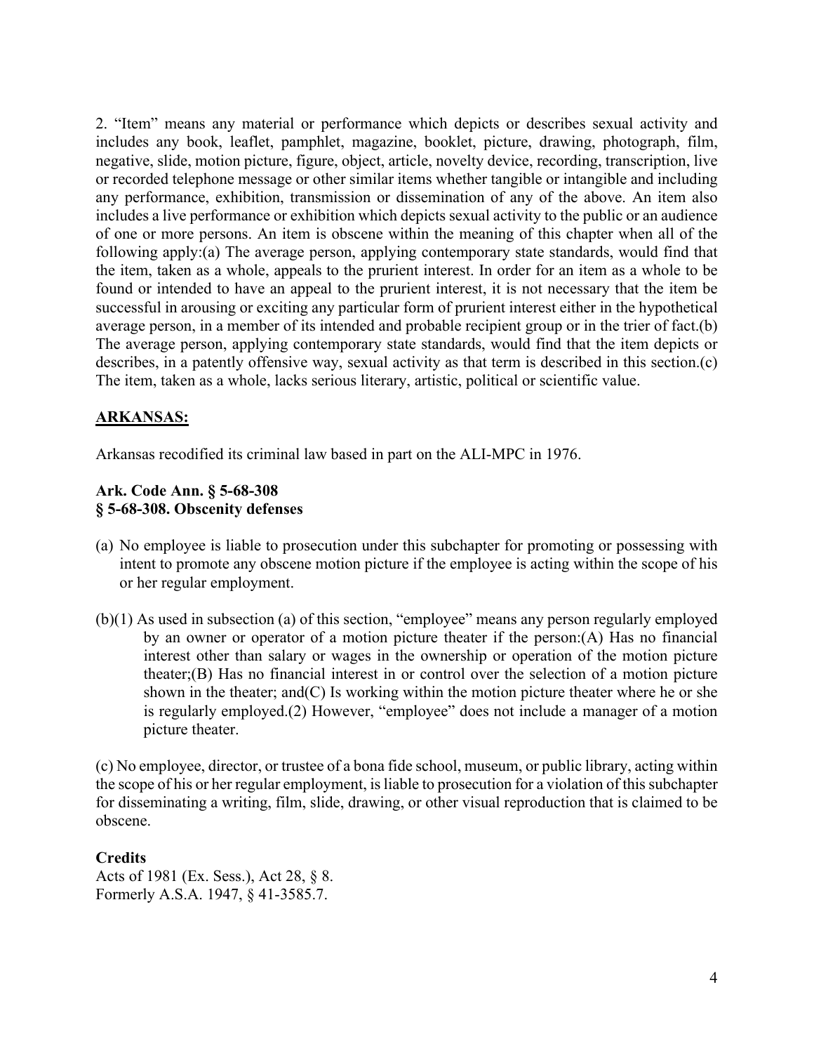2. "Item" means any material or performance which depicts or describes sexual activity and includes any book, leaflet, pamphlet, magazine, booklet, picture, drawing, photograph, film, negative, slide, motion picture, figure, object, article, novelty device, recording, transcription, live or recorded telephone message or other similar items whether tangible or intangible and including any performance, exhibition, transmission or dissemination of any of the above. An item also includes a live performance or exhibition which depicts sexual activity to the public or an audience of one or more persons. An item is obscene within the meaning of this chapter when all of the following apply:(a) The average person, applying contemporary state standards, would find that the item, taken as a whole, appeals to the prurient interest. In order for an item as a whole to be found or intended to have an appeal to the prurient interest, it is not necessary that the item be successful in arousing or exciting any particular form of prurient interest either in the hypothetical average person, in a member of its intended and probable recipient group or in the trier of fact.(b) The average person, applying contemporary state standards, would find that the item depicts or describes, in a patently offensive way, sexual activity as that term is described in this section.(c) The item, taken as a whole, lacks serious literary, artistic, political or scientific value.

**ARKANSAS:**

Arkansas recodified its criminal law based in part on the ALI-MPC in 1976.

**Ark. Code Ann. § 5-68-308**
**§ 5-68-308. Obscenity defenses**

(a) No employee is liable to prosecution under this subchapter for promoting or possessing with intent to promote any obscene motion picture if the employee is acting within the scope of his or her regular employment.

(b)(1) As used in subsection (a) of this section, "employee" means any person regularly employed by an owner or operator of a motion picture theater if the person:(A) Has no financial interest other than salary or wages in the ownership or operation of the motion picture theater;(B) Has no financial interest in or control over the selection of a motion picture shown in the theater; and(C) Is working within the motion picture theater where he or she is regularly employed.(2) However, "employee" does not include a manager of a motion picture theater.

(c) No employee, director, or trustee of a bona fide school, museum, or public library, acting within the scope of his or her regular employment, is liable to prosecution for a violation of this subchapter for disseminating a writing, film, slide, drawing, or other visual reproduction that is claimed to be obscene.

**Credits**
Acts of 1981 (Ex. Sess.), Act 28, § 8.
Formerly A.S.A. 1947, § 41-3585.7.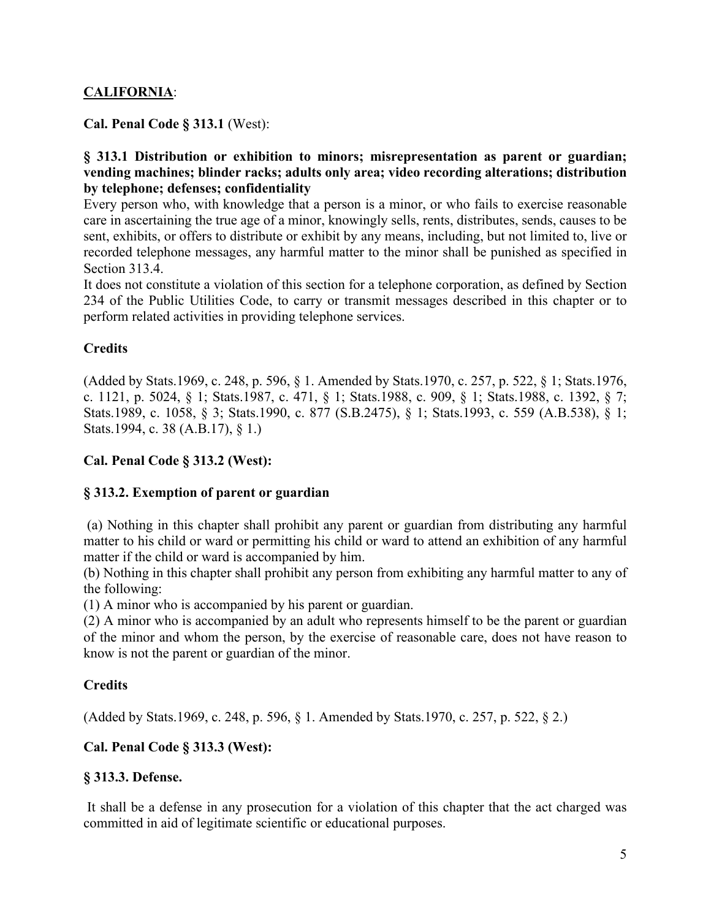**CALIFORNIA**:

**Cal. Penal Code § 313.1** (West):

**§ 313.1 Distribution or exhibition to minors; misrepresentation as parent or guardian; vending machines; blinder racks; adults only area; video recording alterations; distribution by telephone; defenses; confidentiality**

Every person who, with knowledge that a person is a minor, or who fails to exercise reasonable care in ascertaining the true age of a minor, knowingly sells, rents, distributes, sends, causes to be sent, exhibits, or offers to distribute or exhibit by any means, including, but not limited to, live or recorded telephone messages, any harmful matter to the minor shall be punished as specified in Section 313.4.

It does not constitute a violation of this section for a telephone corporation, as defined by Section 234 of the Public Utilities Code, to carry or transmit messages described in this chapter or to perform related activities in providing telephone services.

**Credits**

(Added by Stats.1969, c. 248, p. 596, § 1. Amended by Stats.1970, c. 257, p. 522, § 1; Stats.1976, c. 1121, p. 5024, § 1; Stats.1987, c. 471, § 1; Stats.1988, c. 909, § 1; Stats.1988, c. 1392, § 7; Stats.1989, c. 1058, § 3; Stats.1990, c. 877 (S.B.2475), § 1; Stats.1993, c. 559 (A.B.538), § 1; Stats.1994, c. 38 (A.B.17), § 1.)

**Cal. Penal Code § 313.2 (West):**

**§ 313.2. Exemption of parent or guardian**

(a) Nothing in this chapter shall prohibit any parent or guardian from distributing any harmful matter to his child or ward or permitting his child or ward to attend an exhibition of any harmful matter if the child or ward is accompanied by him.

(b) Nothing in this chapter shall prohibit any person from exhibiting any harmful matter to any of the following:

(1) A minor who is accompanied by his parent or guardian.

(2) A minor who is accompanied by an adult who represents himself to be the parent or guardian of the minor and whom the person, by the exercise of reasonable care, does not have reason to know is not the parent or guardian of the minor.

**Credits**

(Added by Stats.1969, c. 248, p. 596, § 1. Amended by Stats.1970, c. 257, p. 522, § 2.)

**Cal. Penal Code § 313.3 (West):**

**§ 313.3. Defense.**

It shall be a defense in any prosecution for a violation of this chapter that the act charged was committed in aid of legitimate scientific or educational purposes.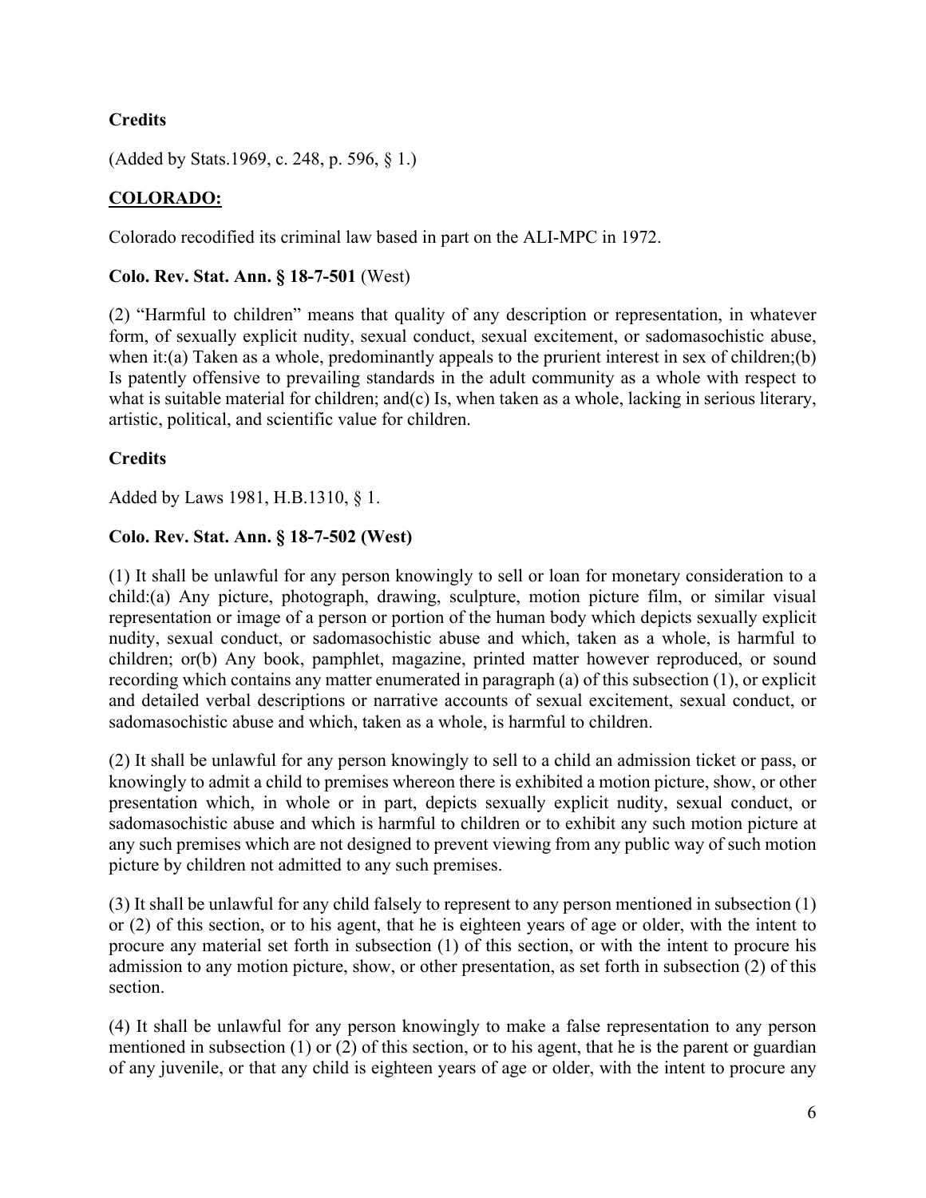**Credits**

(Added by Stats.1969, c. 248, p. 596, § 1.)

**COLORADO:**

Colorado recodified its criminal law based in part on the ALI-MPC in 1972.

**Colo. Rev. Stat. Ann. § 18-7-501** (West)

(2) "Harmful to children" means that quality of any description or representation, in whatever form, of sexually explicit nudity, sexual conduct, sexual excitement, or sadomasochistic abuse, when it:(a) Taken as a whole, predominantly appeals to the prurient interest in sex of children;(b) Is patently offensive to prevailing standards in the adult community as a whole with respect to what is suitable material for children; and(c) Is, when taken as a whole, lacking in serious literary, artistic, political, and scientific value for children.

**Credits**

Added by Laws 1981, H.B.1310, § 1.

**Colo. Rev. Stat. Ann. § 18-7-502 (West)**

(1) It shall be unlawful for any person knowingly to sell or loan for monetary consideration to a child:(a) Any picture, photograph, drawing, sculpture, motion picture film, or similar visual representation or image of a person or portion of the human body which depicts sexually explicit nudity, sexual conduct, or sadomasochistic abuse and which, taken as a whole, is harmful to children; or(b) Any book, pamphlet, magazine, printed matter however reproduced, or sound recording which contains any matter enumerated in paragraph (a) of this subsection (1), or explicit and detailed verbal descriptions or narrative accounts of sexual excitement, sexual conduct, or sadomasochistic abuse and which, taken as a whole, is harmful to children.

(2) It shall be unlawful for any person knowingly to sell to a child an admission ticket or pass, or knowingly to admit a child to premises whereon there is exhibited a motion picture, show, or other presentation which, in whole or in part, depicts sexually explicit nudity, sexual conduct, or sadomasochistic abuse and which is harmful to children or to exhibit any such motion picture at any such premises which are not designed to prevent viewing from any public way of such motion picture by children not admitted to any such premises.

(3) It shall be unlawful for any child falsely to represent to any person mentioned in subsection (1) or (2) of this section, or to his agent, that he is eighteen years of age or older, with the intent to procure any material set forth in subsection (1) of this section, or with the intent to procure his admission to any motion picture, show, or other presentation, as set forth in subsection (2) of this section.

(4) It shall be unlawful for any person knowingly to make a false representation to any person mentioned in subsection (1) or (2) of this section, or to his agent, that he is the parent or guardian of any juvenile, or that any child is eighteen years of age or older, with the intent to procure any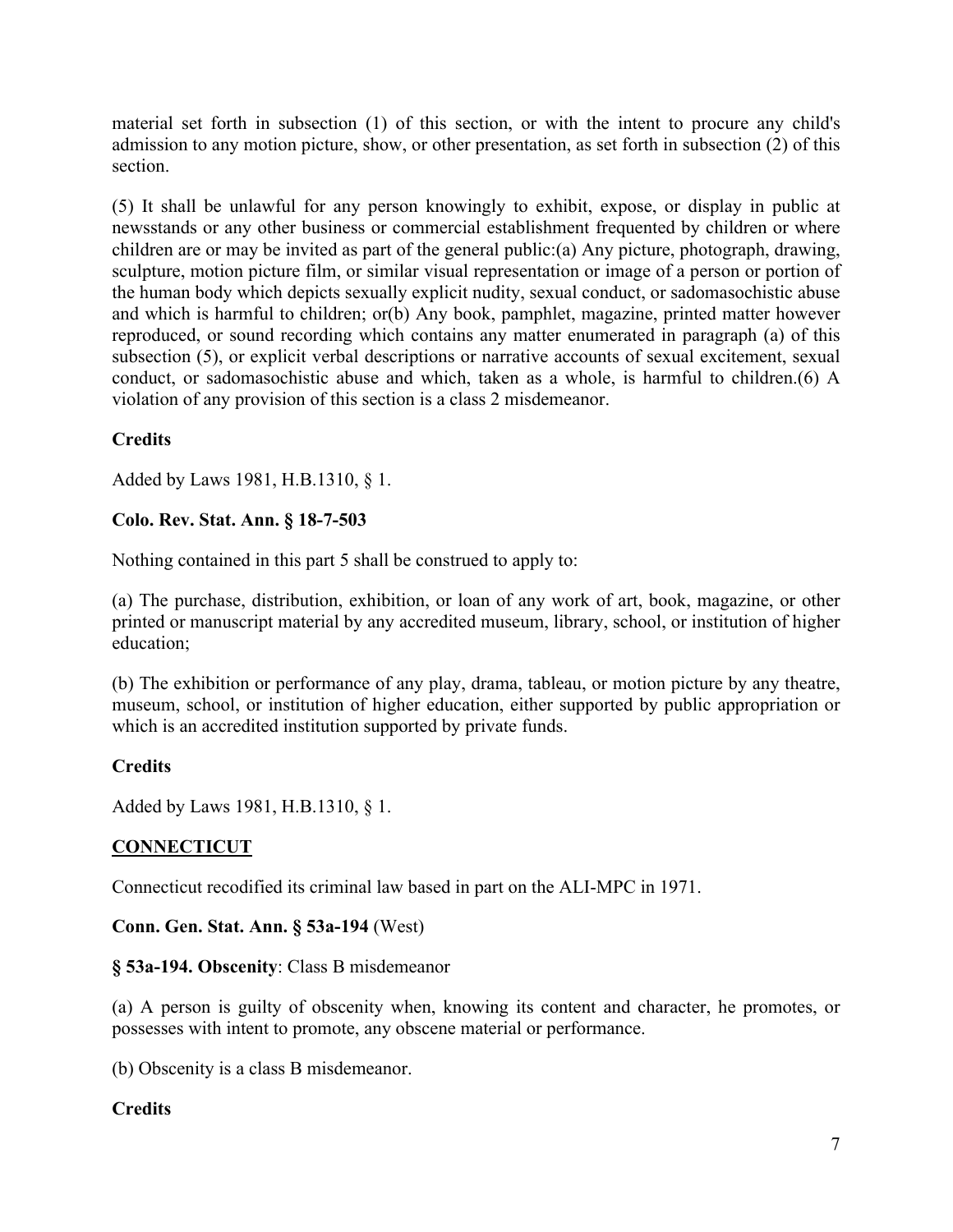material set forth in subsection (1) of this section, or with the intent to procure any child's admission to any motion picture, show, or other presentation, as set forth in subsection (2) of this section.

(5) It shall be unlawful for any person knowingly to exhibit, expose, or display in public at newsstands or any other business or commercial establishment frequented by children or where children are or may be invited as part of the general public:(a) Any picture, photograph, drawing, sculpture, motion picture film, or similar visual representation or image of a person or portion of the human body which depicts sexually explicit nudity, sexual conduct, or sadomasochistic abuse and which is harmful to children; or(b) Any book, pamphlet, magazine, printed matter however reproduced, or sound recording which contains any matter enumerated in paragraph (a) of this subsection (5), or explicit verbal descriptions or narrative accounts of sexual excitement, sexual conduct, or sadomasochistic abuse and which, taken as a whole, is harmful to children.(6) A violation of any provision of this section is a class 2 misdemeanor.

**Credits**

Added by Laws 1981, H.B.1310, § 1.

**Colo. Rev. Stat. Ann. § 18-7-503**

Nothing contained in this part 5 shall be construed to apply to:

(a) The purchase, distribution, exhibition, or loan of any work of art, book, magazine, or other printed or manuscript material by any accredited museum, library, school, or institution of higher education;

(b) The exhibition or performance of any play, drama, tableau, or motion picture by any theatre, museum, school, or institution of higher education, either supported by public appropriation or which is an accredited institution supported by private funds.

**Credits**

Added by Laws 1981, H.B.1310, § 1.

## CONNECTICUT

Connecticut recodified its criminal law based in part on the ALI-MPC in 1971.

**Conn. Gen. Stat. Ann. § 53a-194** (West)

**§ 53a-194. Obscenity**: Class B misdemeanor

(a) A person is guilty of obscenity when, knowing its content and character, he promotes, or possesses with intent to promote, any obscene material or performance.

(b) Obscenity is a class B misdemeanor.

**Credits**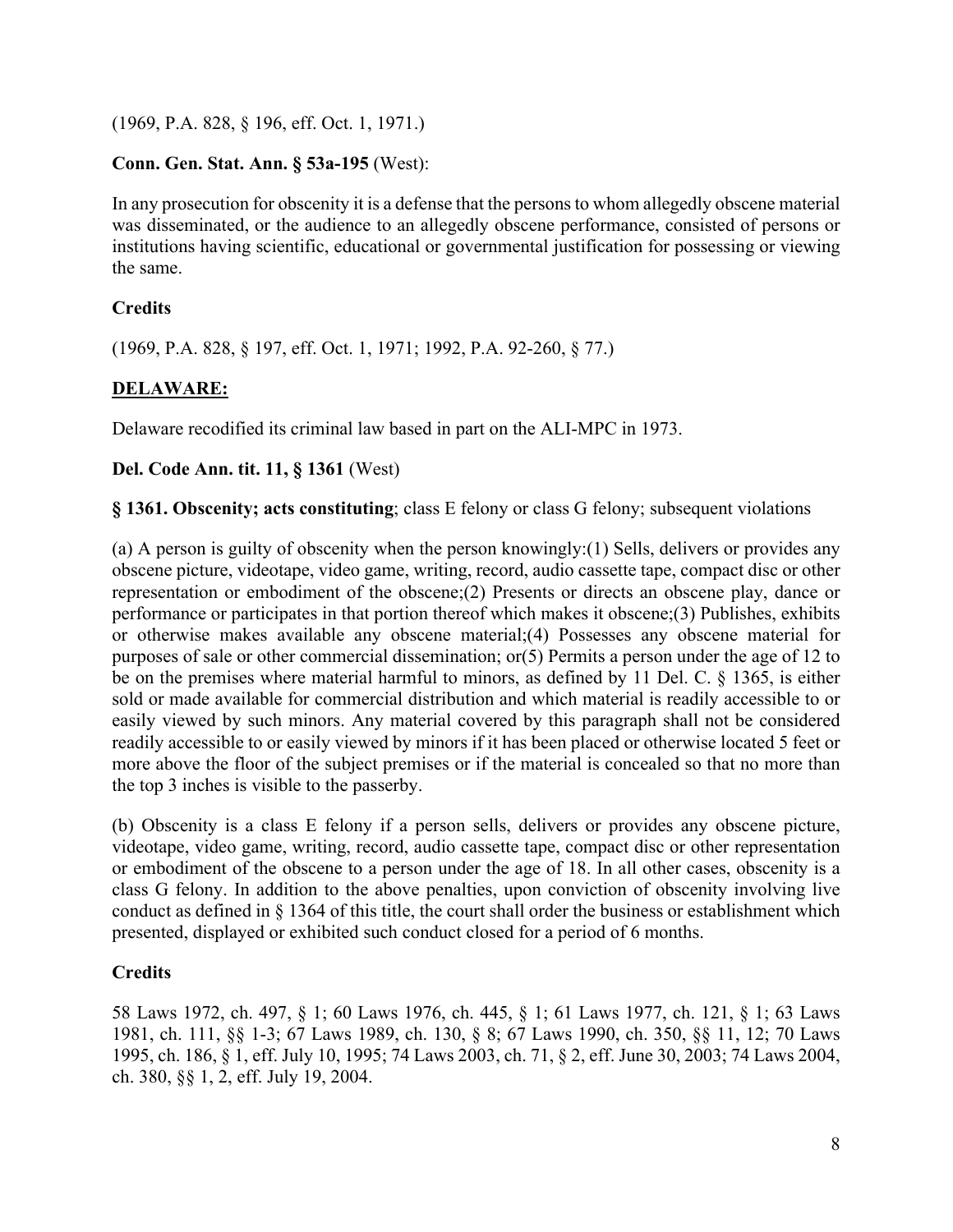(1969, P.A. 828, § 196, eff. Oct. 1, 1971.)

**Conn. Gen. Stat. Ann. § 53a-195** (West):

In any prosecution for obscenity it is a defense that the persons to whom allegedly obscene material was disseminated, or the audience to an allegedly obscene performance, consisted of persons or institutions having scientific, educational or governmental justification for possessing or viewing the same.

**Credits**

(1969, P.A. 828, § 197, eff. Oct. 1, 1971; 1992, P.A. 92-260, § 77.)

**<u>DELAWARE:</u>**

Delaware recodified its criminal law based in part on the ALI-MPC in 1973.

**Del. Code Ann. tit. 11, § 1361** (West)

**§ 1361. Obscenity; acts constituting**; class E felony or class G felony; subsequent violations

(a) A person is guilty of obscenity when the person knowingly:(1) Sells, delivers or provides any obscene picture, videotape, video game, writing, record, audio cassette tape, compact disc or other representation or embodiment of the obscene;(2) Presents or directs an obscene play, dance or performance or participates in that portion thereof which makes it obscene;(3) Publishes, exhibits or otherwise makes available any obscene material;(4) Possesses any obscene material for purposes of sale or other commercial dissemination; or(5) Permits a person under the age of 12 to be on the premises where material harmful to minors, as defined by 11 Del. C. § 1365, is either sold or made available for commercial distribution and which material is readily accessible to or easily viewed by such minors. Any material covered by this paragraph shall not be considered readily accessible to or easily viewed by minors if it has been placed or otherwise located 5 feet or more above the floor of the subject premises or if the material is concealed so that no more than the top 3 inches is visible to the passerby.

(b) Obscenity is a class E felony if a person sells, delivers or provides any obscene picture, videotape, video game, writing, record, audio cassette tape, compact disc or other representation or embodiment of the obscene to a person under the age of 18. In all other cases, obscenity is a class G felony. In addition to the above penalties, upon conviction of obscenity involving live conduct as defined in § 1364 of this title, the court shall order the business or establishment which presented, displayed or exhibited such conduct closed for a period of 6 months.

**Credits**

58 Laws 1972, ch. 497, § 1; 60 Laws 1976, ch. 445, § 1; 61 Laws 1977, ch. 121, § 1; 63 Laws 1981, ch. 111, §§ 1-3; 67 Laws 1989, ch. 130, § 8; 67 Laws 1990, ch. 350, §§ 11, 12; 70 Laws 1995, ch. 186, § 1, eff. July 10, 1995; 74 Laws 2003, ch. 71, § 2, eff. June 30, 2003; 74 Laws 2004, ch. 380, §§ 1, 2, eff. July 19, 2004.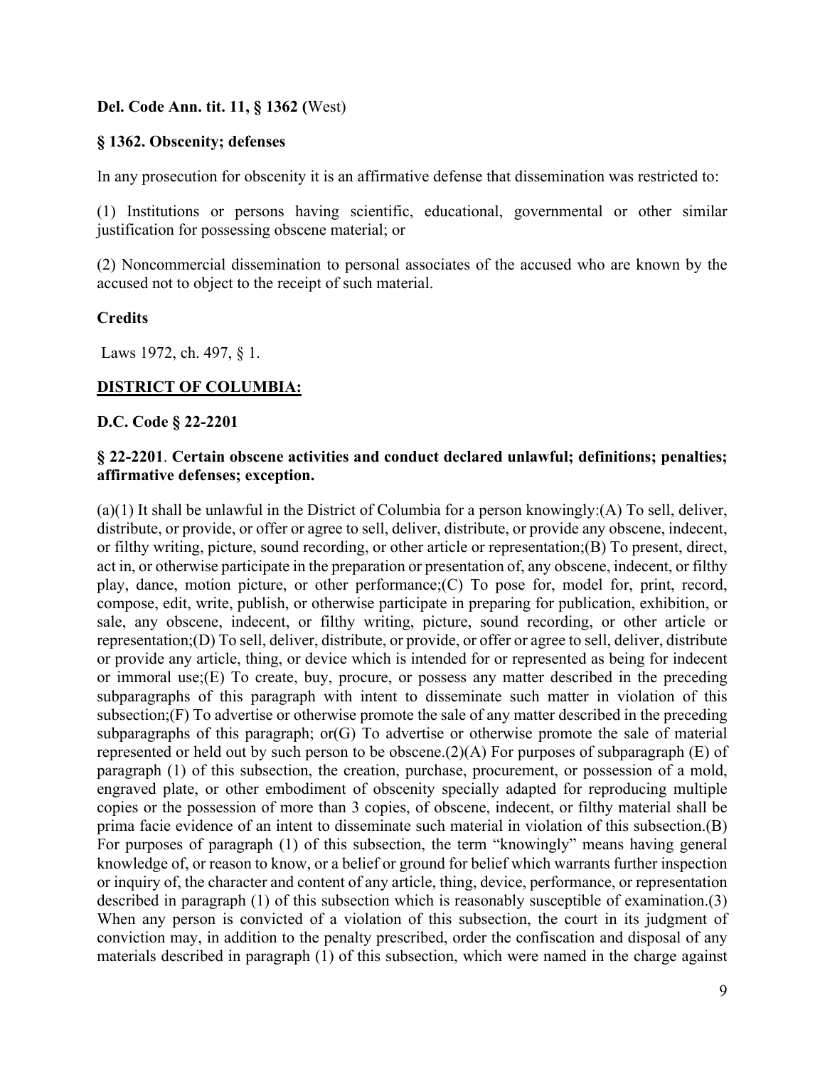**Del. Code Ann. tit. 11, § 1362 (**West)

**§ 1362. Obscenity; defenses**

In any prosecution for obscenity it is an affirmative defense that dissemination was restricted to:

(1) Institutions or persons having scientific, educational, governmental or other similar justification for possessing obscene material; or

(2) Noncommercial dissemination to personal associates of the accused who are known by the accused not to object to the receipt of such material.

**Credits**

Laws 1972, ch. 497, § 1.

**DISTRICT OF COLUMBIA:**

**D.C. Code § 22-2201**

**§ 22-2201**. **Certain obscene activities and conduct declared unlawful; definitions; penalties; affirmative defenses; exception.**

(a)(1) It shall be unlawful in the District of Columbia for a person knowingly:(A) To sell, deliver, distribute, or provide, or offer or agree to sell, deliver, distribute, or provide any obscene, indecent, or filthy writing, picture, sound recording, or other article or representation;(B) To present, direct, act in, or otherwise participate in the preparation or presentation of, any obscene, indecent, or filthy play, dance, motion picture, or other performance;(C) To pose for, model for, print, record, compose, edit, write, publish, or otherwise participate in preparing for publication, exhibition, or sale, any obscene, indecent, or filthy writing, picture, sound recording, or other article or representation;(D) To sell, deliver, distribute, or provide, or offer or agree to sell, deliver, distribute or provide any article, thing, or device which is intended for or represented as being for indecent or immoral use;(E) To create, buy, procure, or possess any matter described in the preceding subparagraphs of this paragraph with intent to disseminate such matter in violation of this subsection;(F) To advertise or otherwise promote the sale of any matter described in the preceding subparagraphs of this paragraph; or(G) To advertise or otherwise promote the sale of material represented or held out by such person to be obscene.(2)(A) For purposes of subparagraph (E) of paragraph (1) of this subsection, the creation, purchase, procurement, or possession of a mold, engraved plate, or other embodiment of obscenity specially adapted for reproducing multiple copies or the possession of more than 3 copies, of obscene, indecent, or filthy material shall be prima facie evidence of an intent to disseminate such material in violation of this subsection.(B) For purposes of paragraph (1) of this subsection, the term "knowingly" means having general knowledge of, or reason to know, or a belief or ground for belief which warrants further inspection or inquiry of, the character and content of any article, thing, device, performance, or representation described in paragraph (1) of this subsection which is reasonably susceptible of examination.(3) When any person is convicted of a violation of this subsection, the court in its judgment of conviction may, in addition to the penalty prescribed, order the confiscation and disposal of any materials described in paragraph (1) of this subsection, which were named in the charge against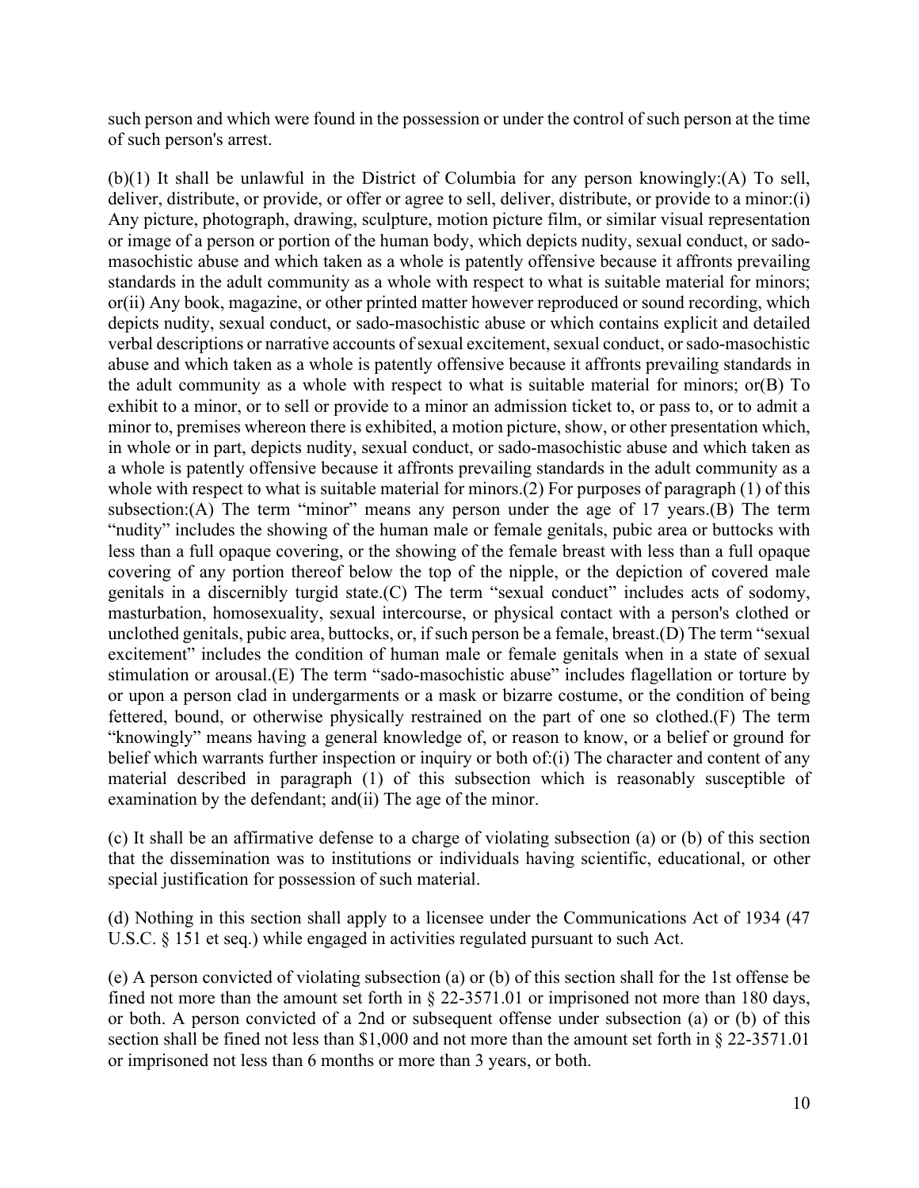such person and which were found in the possession or under the control of such person at the time of such person's arrest.

(b)(1) It shall be unlawful in the District of Columbia for any person knowingly:(A) To sell, deliver, distribute, or provide, or offer or agree to sell, deliver, distribute, or provide to a minor:(i) Any picture, photograph, drawing, sculpture, motion picture film, or similar visual representation or image of a person or portion of the human body, which depicts nudity, sexual conduct, or sado-masochistic abuse and which taken as a whole is patently offensive because it affronts prevailing standards in the adult community as a whole with respect to what is suitable material for minors; or(ii) Any book, magazine, or other printed matter however reproduced or sound recording, which depicts nudity, sexual conduct, or sado-masochistic abuse or which contains explicit and detailed verbal descriptions or narrative accounts of sexual excitement, sexual conduct, or sado-masochistic abuse and which taken as a whole is patently offensive because it affronts prevailing standards in the adult community as a whole with respect to what is suitable material for minors; or(B) To exhibit to a minor, or to sell or provide to a minor an admission ticket to, or pass to, or to admit a minor to, premises whereon there is exhibited, a motion picture, show, or other presentation which, in whole or in part, depicts nudity, sexual conduct, or sado-masochistic abuse and which taken as a whole is patently offensive because it affronts prevailing standards in the adult community as a whole with respect to what is suitable material for minors.(2) For purposes of paragraph (1) of this subsection:(A) The term "minor" means any person under the age of 17 years.(B) The term "nudity" includes the showing of the human male or female genitals, pubic area or buttocks with less than a full opaque covering, or the showing of the female breast with less than a full opaque covering of any portion thereof below the top of the nipple, or the depiction of covered male genitals in a discernibly turgid state.(C) The term "sexual conduct" includes acts of sodomy, masturbation, homosexuality, sexual intercourse, or physical contact with a person's clothed or unclothed genitals, pubic area, buttocks, or, if such person be a female, breast.(D) The term "sexual excitement" includes the condition of human male or female genitals when in a state of sexual stimulation or arousal.(E) The term "sado-masochistic abuse" includes flagellation or torture by or upon a person clad in undergarments or a mask or bizarre costume, or the condition of being fettered, bound, or otherwise physically restrained on the part of one so clothed.(F) The term "knowingly" means having a general knowledge of, or reason to know, or a belief or ground for belief which warrants further inspection or inquiry or both of:(i) The character and content of any material described in paragraph (1) of this subsection which is reasonably susceptible of examination by the defendant; and(ii) The age of the minor.

(c) It shall be an affirmative defense to a charge of violating subsection (a) or (b) of this section that the dissemination was to institutions or individuals having scientific, educational, or other special justification for possession of such material.

(d) Nothing in this section shall apply to a licensee under the Communications Act of 1934 (47 U.S.C. § 151 et seq.) while engaged in activities regulated pursuant to such Act.

(e) A person convicted of violating subsection (a) or (b) of this section shall for the 1st offense be fined not more than the amount set forth in § 22-3571.01 or imprisoned not more than 180 days, or both. A person convicted of a 2nd or subsequent offense under subsection (a) or (b) of this section shall be fined not less than $1,000 and not more than the amount set forth in § 22-3571.01 or imprisoned not less than 6 months or more than 3 years, or both.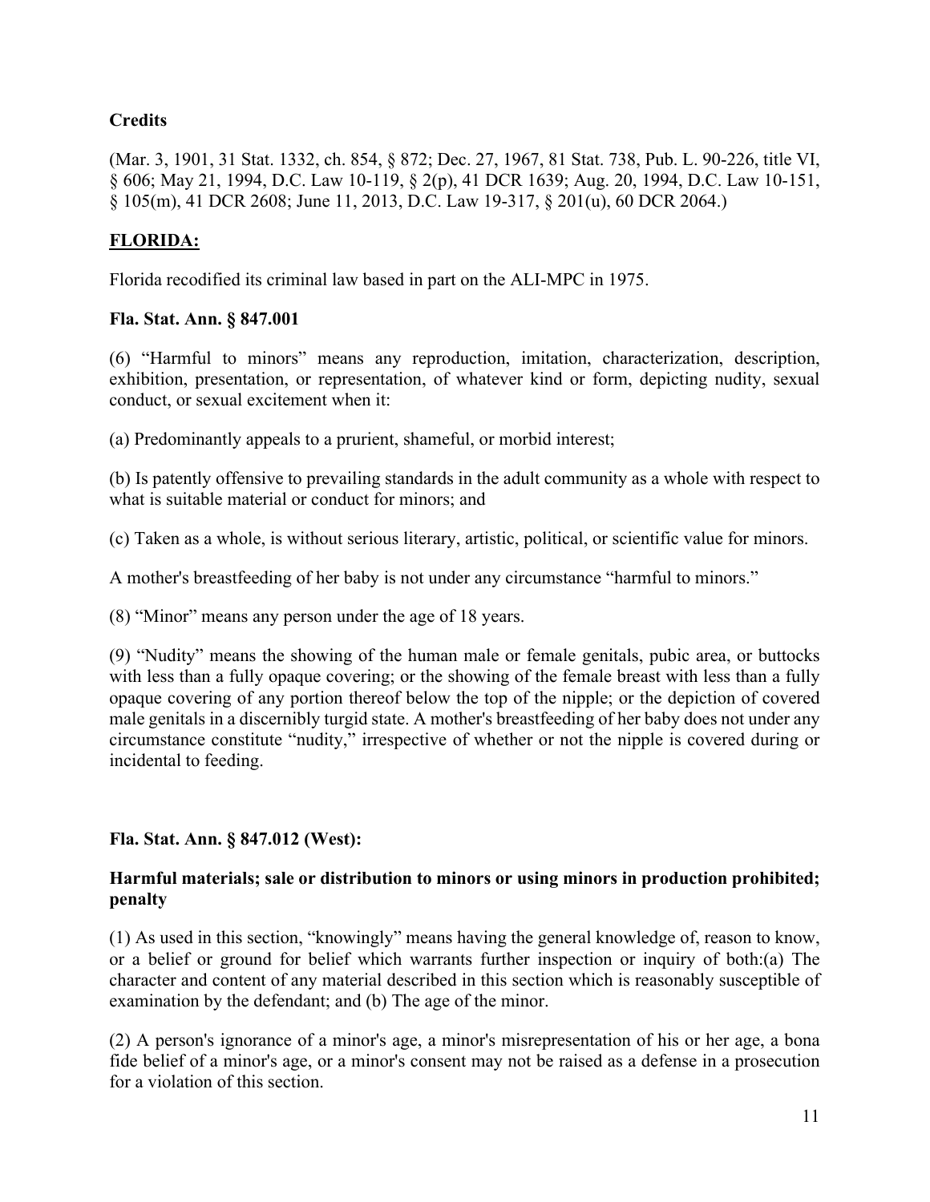**Credits**

(Mar. 3, 1901, 31 Stat. 1332, ch. 854, § 872; Dec. 27, 1967, 81 Stat. 738, Pub. L. 90-226, title VI, § 606; May 21, 1994, D.C. Law 10-119, § 2(p), 41 DCR 1639; Aug. 20, 1994, D.C. Law 10-151, § 105(m), 41 DCR 2608; June 11, 2013, D.C. Law 19-317, § 201(u), 60 DCR 2064.)

## **FLORIDA:**

Florida recodified its criminal law based in part on the ALI-MPC in 1975.

**Fla. Stat. Ann. § 847.001**

(6) "Harmful to minors" means any reproduction, imitation, characterization, description, exhibition, presentation, or representation, of whatever kind or form, depicting nudity, sexual conduct, or sexual excitement when it:

(a) Predominantly appeals to a prurient, shameful, or morbid interest;

(b) Is patently offensive to prevailing standards in the adult community as a whole with respect to what is suitable material or conduct for minors; and

(c) Taken as a whole, is without serious literary, artistic, political, or scientific value for minors.

A mother's breastfeeding of her baby is not under any circumstance "harmful to minors."

(8) "Minor" means any person under the age of 18 years.

(9) "Nudity" means the showing of the human male or female genitals, pubic area, or buttocks with less than a fully opaque covering; or the showing of the female breast with less than a fully opaque covering of any portion thereof below the top of the nipple; or the depiction of covered male genitals in a discernibly turgid state. A mother's breastfeeding of her baby does not under any circumstance constitute "nudity," irrespective of whether or not the nipple is covered during or incidental to feeding.

**Fla. Stat. Ann. § 847.012 (West):**

**Harmful materials; sale or distribution to minors or using minors in production prohibited; penalty**

(1) As used in this section, "knowingly" means having the general knowledge of, reason to know, or a belief or ground for belief which warrants further inspection or inquiry of both:(a) The character and content of any material described in this section which is reasonably susceptible of examination by the defendant; and (b) The age of the minor.

(2) A person's ignorance of a minor's age, a minor's misrepresentation of his or her age, a bona fide belief of a minor's age, or a minor's consent may not be raised as a defense in a prosecution for a violation of this section.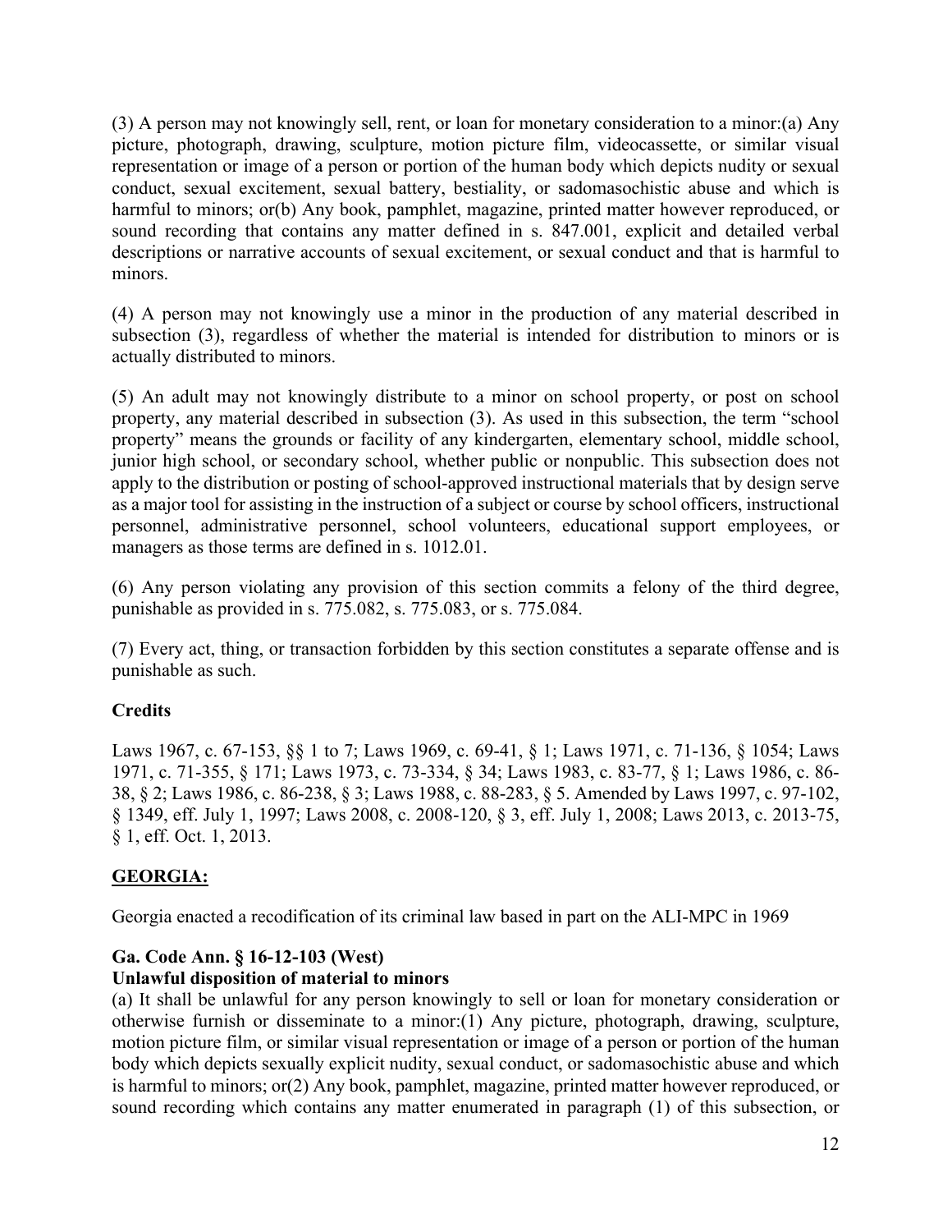(3) A person may not knowingly sell, rent, or loan for monetary consideration to a minor:(a) Any picture, photograph, drawing, sculpture, motion picture film, videocassette, or similar visual representation or image of a person or portion of the human body which depicts nudity or sexual conduct, sexual excitement, sexual battery, bestiality, or sadomasochistic abuse and which is harmful to minors; or(b) Any book, pamphlet, magazine, printed matter however reproduced, or sound recording that contains any matter defined in s. 847.001, explicit and detailed verbal descriptions or narrative accounts of sexual excitement, or sexual conduct and that is harmful to minors.

(4) A person may not knowingly use a minor in the production of any material described in subsection (3), regardless of whether the material is intended for distribution to minors or is actually distributed to minors.

(5) An adult may not knowingly distribute to a minor on school property, or post on school property, any material described in subsection (3). As used in this subsection, the term "school property" means the grounds or facility of any kindergarten, elementary school, middle school, junior high school, or secondary school, whether public or nonpublic. This subsection does not apply to the distribution or posting of school-approved instructional materials that by design serve as a major tool for assisting in the instruction of a subject or course by school officers, instructional personnel, administrative personnel, school volunteers, educational support employees, or managers as those terms are defined in s. 1012.01.

(6) Any person violating any provision of this section commits a felony of the third degree, punishable as provided in s. 775.082, s. 775.083, or s. 775.084.

(7) Every act, thing, or transaction forbidden by this section constitutes a separate offense and is punishable as such.

**Credits**

Laws 1967, c. 67-153, §§ 1 to 7; Laws 1969, c. 69-41, § 1; Laws 1971, c. 71-136, § 1054; Laws 1971, c. 71-355, § 171; Laws 1973, c. 73-334, § 34; Laws 1983, c. 83-77, § 1; Laws 1986, c. 86-38, § 2; Laws 1986, c. 86-238, § 3; Laws 1988, c. 88-283, § 5. Amended by Laws 1997, c. 97-102, § 1349, eff. July 1, 1997; Laws 2008, c. 2008-120, § 3, eff. July 1, 2008; Laws 2013, c. 2013-75, § 1, eff. Oct. 1, 2013.

## GEORGIA:

Georgia enacted a recodification of its criminal law based in part on the ALI-MPC in 1969

**Ga. Code Ann. § 16-12-103 (West)**
**Unlawful disposition of material to minors**

(a) It shall be unlawful for any person knowingly to sell or loan for monetary consideration or otherwise furnish or disseminate to a minor:(1) Any picture, photograph, drawing, sculpture, motion picture film, or similar visual representation or image of a person or portion of the human body which depicts sexually explicit nudity, sexual conduct, or sadomasochistic abuse and which is harmful to minors; or(2) Any book, pamphlet, magazine, printed matter however reproduced, or sound recording which contains any matter enumerated in paragraph (1) of this subsection, or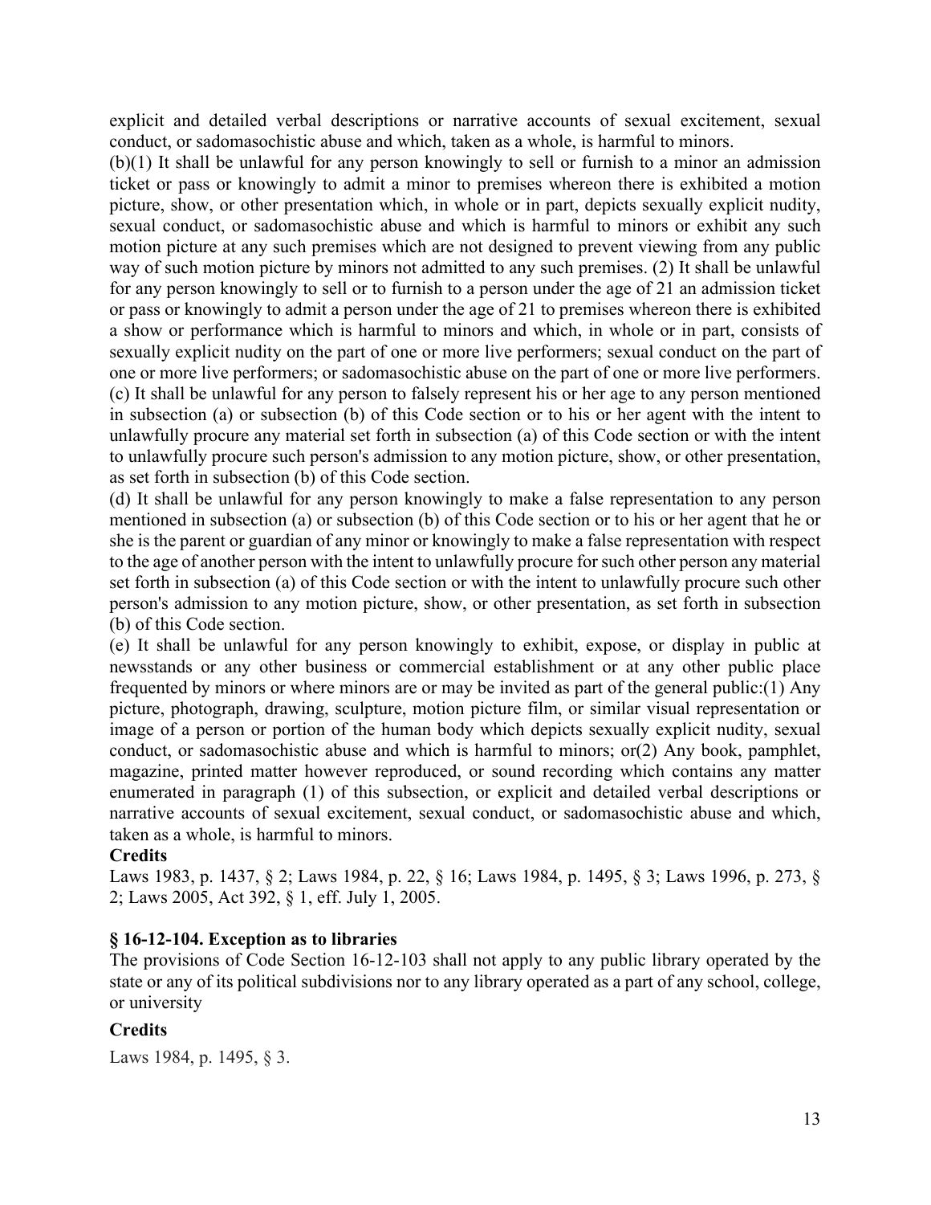explicit and detailed verbal descriptions or narrative accounts of sexual excitement, sexual conduct, or sadomasochistic abuse and which, taken as a whole, is harmful to minors.

(b)(1) It shall be unlawful for any person knowingly to sell or furnish to a minor an admission ticket or pass or knowingly to admit a minor to premises whereon there is exhibited a motion picture, show, or other presentation which, in whole or in part, depicts sexually explicit nudity, sexual conduct, or sadomasochistic abuse and which is harmful to minors or exhibit any such motion picture at any such premises which are not designed to prevent viewing from any public way of such motion picture by minors not admitted to any such premises. (2) It shall be unlawful for any person knowingly to sell or to furnish to a person under the age of 21 an admission ticket or pass or knowingly to admit a person under the age of 21 to premises whereon there is exhibited a show or performance which is harmful to minors and which, in whole or in part, consists of sexually explicit nudity on the part of one or more live performers; sexual conduct on the part of one or more live performers; or sadomasochistic abuse on the part of one or more live performers.

(c) It shall be unlawful for any person to falsely represent his or her age to any person mentioned in subsection (a) or subsection (b) of this Code section or to his or her agent with the intent to unlawfully procure any material set forth in subsection (a) of this Code section or with the intent to unlawfully procure such person's admission to any motion picture, show, or other presentation, as set forth in subsection (b) of this Code section.

(d) It shall be unlawful for any person knowingly to make a false representation to any person mentioned in subsection (a) or subsection (b) of this Code section or to his or her agent that he or she is the parent or guardian of any minor or knowingly to make a false representation with respect to the age of another person with the intent to unlawfully procure for such other person any material set forth in subsection (a) of this Code section or with the intent to unlawfully procure such other person's admission to any motion picture, show, or other presentation, as set forth in subsection (b) of this Code section.

(e) It shall be unlawful for any person knowingly to exhibit, expose, or display in public at newsstands or any other business or commercial establishment or at any other public place frequented by minors or where minors are or may be invited as part of the general public:(1) Any picture, photograph, drawing, sculpture, motion picture film, or similar visual representation or image of a person or portion of the human body which depicts sexually explicit nudity, sexual conduct, or sadomasochistic abuse and which is harmful to minors; or(2) Any book, pamphlet, magazine, printed matter however reproduced, or sound recording which contains any matter enumerated in paragraph (1) of this subsection, or explicit and detailed verbal descriptions or narrative accounts of sexual excitement, sexual conduct, or sadomasochistic abuse and which, taken as a whole, is harmful to minors.

**Credits**

Laws 1983, p. 1437, § 2; Laws 1984, p. 22, § 16; Laws 1984, p. 1495, § 3; Laws 1996, p. 273, § 2; Laws 2005, Act 392, § 1, eff. July 1, 2005.

**§ 16-12-104. Exception as to libraries**

The provisions of Code Section 16-12-103 shall not apply to any public library operated by the state or any of its political subdivisions nor to any library operated as a part of any school, college, or university

**Credits**

Laws 1984, p. 1495, § 3.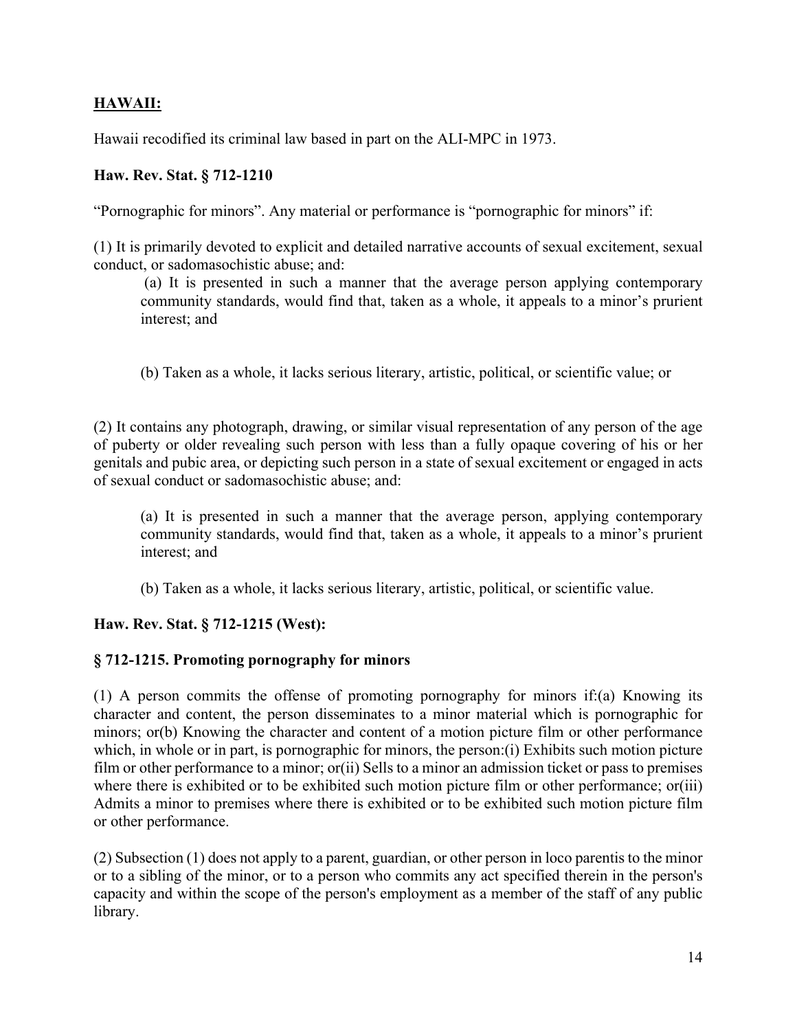## HAWAII:

Hawaii recodified its criminal law based in part on the ALI-MPC in 1973.

**Haw. Rev. Stat. § 712-1210**

"Pornographic for minors". Any material or performance is "pornographic for minors" if:

(1) It is primarily devoted to explicit and detailed narrative accounts of sexual excitement, sexual conduct, or sadomasochistic abuse; and:

> (a) It is presented in such a manner that the average person applying contemporary community standards, would find that, taken as a whole, it appeals to a minor's prurient interest; and
>
> (b) Taken as a whole, it lacks serious literary, artistic, political, or scientific value; or

(2) It contains any photograph, drawing, or similar visual representation of any person of the age of puberty or older revealing such person with less than a fully opaque covering of his or her genitals and pubic area, or depicting such person in a state of sexual excitement or engaged in acts of sexual conduct or sadomasochistic abuse; and:

> (a) It is presented in such a manner that the average person, applying contemporary community standards, would find that, taken as a whole, it appeals to a minor's prurient interest; and
>
> (b) Taken as a whole, it lacks serious literary, artistic, political, or scientific value.

**Haw. Rev. Stat. § 712-1215 (West):**

**§ 712-1215. Promoting pornography for minors**

(1) A person commits the offense of promoting pornography for minors if:(a) Knowing its character and content, the person disseminates to a minor material which is pornographic for minors; or(b) Knowing the character and content of a motion picture film or other performance which, in whole or in part, is pornographic for minors, the person:(i) Exhibits such motion picture film or other performance to a minor; or(ii) Sells to a minor an admission ticket or pass to premises where there is exhibited or to be exhibited such motion picture film or other performance; or(iii) Admits a minor to premises where there is exhibited or to be exhibited such motion picture film or other performance.

(2) Subsection (1) does not apply to a parent, guardian, or other person in loco parentis to the minor or to a sibling of the minor, or to a person who commits any act specified therein in the person's capacity and within the scope of the person's employment as a member of the staff of any public library.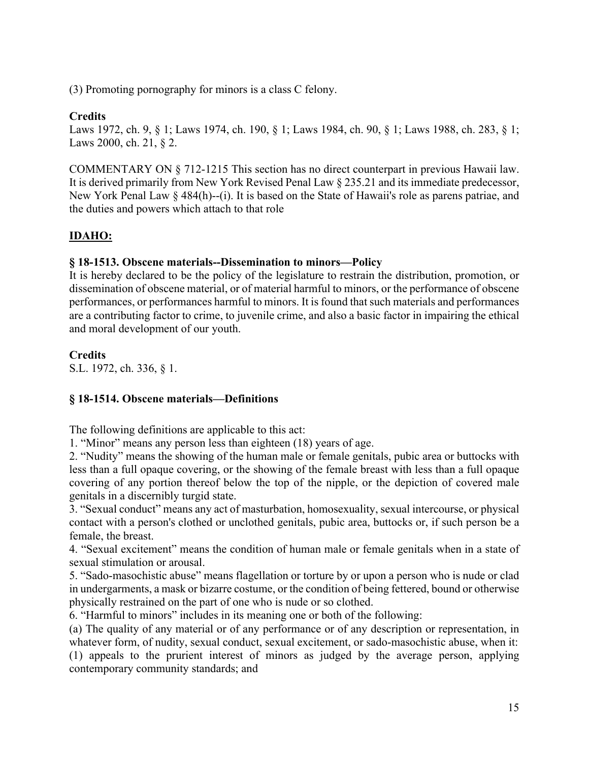(3) Promoting pornography for minors is a class C felony.

**Credits**

Laws 1972, ch. 9, § 1; Laws 1974, ch. 190, § 1; Laws 1984, ch. 90, § 1; Laws 1988, ch. 283, § 1; Laws 2000, ch. 21, § 2.

COMMENTARY ON § 712-1215 This section has no direct counterpart in previous Hawaii law. It is derived primarily from New York Revised Penal Law § 235.21 and its immediate predecessor, New York Penal Law § 484(h)--(i). It is based on the State of Hawaii's role as parens patriae, and the duties and powers which attach to that role

## IDAHO:

### § 18-1513. Obscene materials--Dissemination to minors—Policy

It is hereby declared to be the policy of the legislature to restrain the distribution, promotion, or dissemination of obscene material, or of material harmful to minors, or the performance of obscene performances, or performances harmful to minors. It is found that such materials and performances are a contributing factor to crime, to juvenile crime, and also a basic factor in impairing the ethical and moral development of our youth.

**Credits**

S.L. 1972, ch. 336, § 1.

### § 18-1514. Obscene materials—Definitions

The following definitions are applicable to this act:

1. "Minor" means any person less than eighteen (18) years of age.
2. "Nudity" means the showing of the human male or female genitals, pubic area or buttocks with less than a full opaque covering, or the showing of the female breast with less than a full opaque covering of any portion thereof below the top of the nipple, or the depiction of covered male genitals in a discernibly turgid state.
3. "Sexual conduct" means any act of masturbation, homosexuality, sexual intercourse, or physical contact with a person's clothed or unclothed genitals, pubic area, buttocks or, if such person be a female, the breast.
4. "Sexual excitement" means the condition of human male or female genitals when in a state of sexual stimulation or arousal.
5. "Sado-masochistic abuse" means flagellation or torture by or upon a person who is nude or clad in undergarments, a mask or bizarre costume, or the condition of being fettered, bound or otherwise physically restrained on the part of one who is nude or so clothed.
6. "Harmful to minors" includes in its meaning one or both of the following:

(a) The quality of any material or of any performance or of any description or representation, in whatever form, of nudity, sexual conduct, sexual excitement, or sado-masochistic abuse, when it:

(1) appeals to the prurient interest of minors as judged by the average person, applying contemporary community standards; and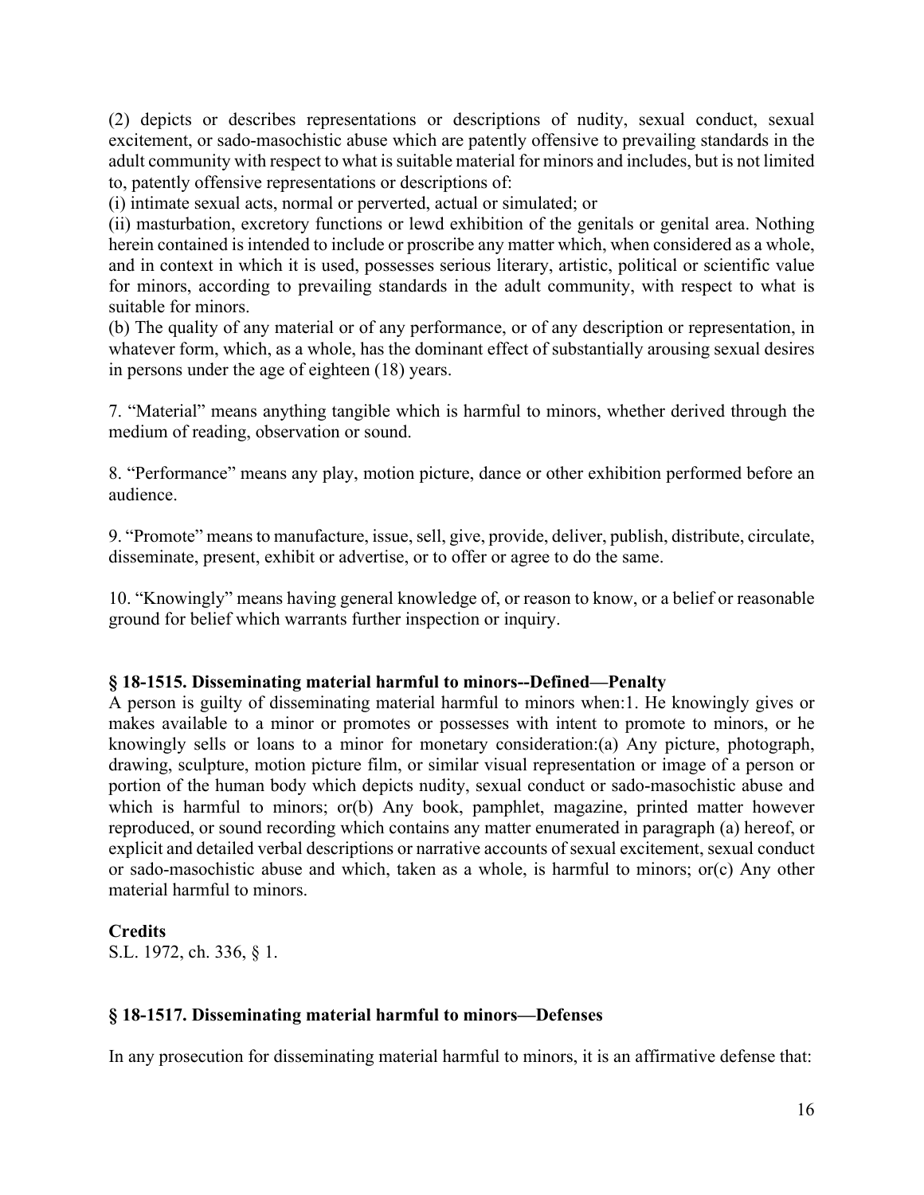(2) depicts or describes representations or descriptions of nudity, sexual conduct, sexual excitement, or sado-masochistic abuse which are patently offensive to prevailing standards in the adult community with respect to what is suitable material for minors and includes, but is not limited to, patently offensive representations or descriptions of:

(i) intimate sexual acts, normal or perverted, actual or simulated; or

(ii) masturbation, excretory functions or lewd exhibition of the genitals or genital area. Nothing herein contained is intended to include or proscribe any matter which, when considered as a whole, and in context in which it is used, possesses serious literary, artistic, political or scientific value for minors, according to prevailing standards in the adult community, with respect to what is suitable for minors.

(b) The quality of any material or of any performance, or of any description or representation, in whatever form, which, as a whole, has the dominant effect of substantially arousing sexual desires in persons under the age of eighteen (18) years.

7. "Material" means anything tangible which is harmful to minors, whether derived through the medium of reading, observation or sound.

8. "Performance" means any play, motion picture, dance or other exhibition performed before an audience.

9. "Promote" means to manufacture, issue, sell, give, provide, deliver, publish, distribute, circulate, disseminate, present, exhibit or advertise, or to offer or agree to do the same.

10. "Knowingly" means having general knowledge of, or reason to know, or a belief or reasonable ground for belief which warrants further inspection or inquiry.

### § 18-1515. Disseminating material harmful to minors--Defined—Penalty

A person is guilty of disseminating material harmful to minors when:1. He knowingly gives or makes available to a minor or promotes or possesses with intent to promote to minors, or he knowingly sells or loans to a minor for monetary consideration:(a) Any picture, photograph, drawing, sculpture, motion picture film, or similar visual representation or image of a person or portion of the human body which depicts nudity, sexual conduct or sado-masochistic abuse and which is harmful to minors; or(b) Any book, pamphlet, magazine, printed matter however reproduced, or sound recording which contains any matter enumerated in paragraph (a) hereof, or explicit and detailed verbal descriptions or narrative accounts of sexual excitement, sexual conduct or sado-masochistic abuse and which, taken as a whole, is harmful to minors; or(c) Any other material harmful to minors.

**Credits**

S.L. 1972, ch. 336, § 1.

### § 18-1517. Disseminating material harmful to minors—Defenses

In any prosecution for disseminating material harmful to minors, it is an affirmative defense that: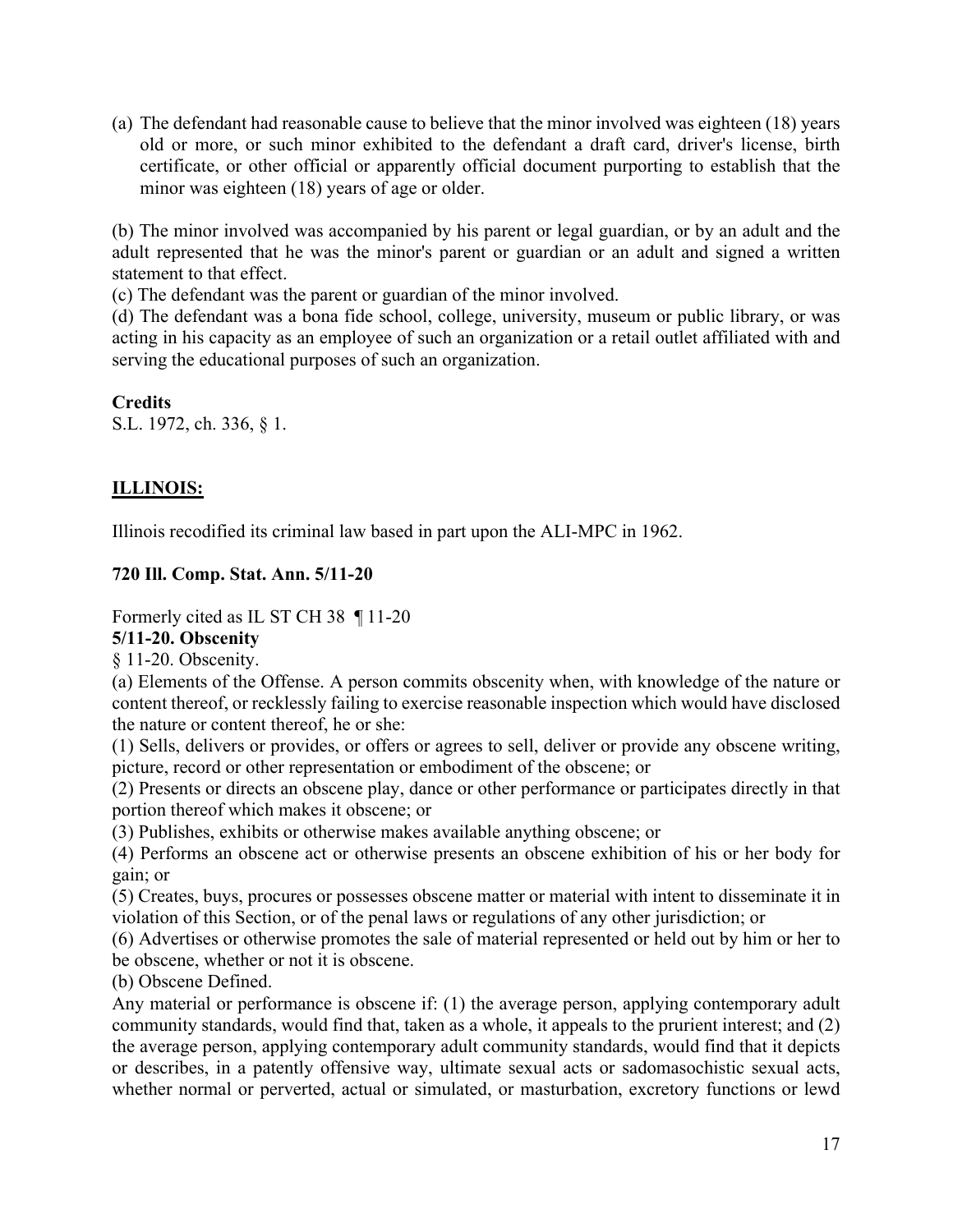(a) The defendant had reasonable cause to believe that the minor involved was eighteen (18) years old or more, or such minor exhibited to the defendant a draft card, driver's license, birth certificate, or other official or apparently official document purporting to establish that the minor was eighteen (18) years of age or older.

(b) The minor involved was accompanied by his parent or legal guardian, or by an adult and the adult represented that he was the minor's parent or guardian or an adult and signed a written statement to that effect.

(c) The defendant was the parent or guardian of the minor involved.

(d) The defendant was a bona fide school, college, university, museum or public library, or was acting in his capacity as an employee of such an organization or a retail outlet affiliated with and serving the educational purposes of such an organization.

**Credits**

S.L. 1972, ch. 336, § 1.

## ILLINOIS:

Illinois recodified its criminal law based in part upon the ALI-MPC in 1962.

**720 Ill. Comp. Stat. Ann. 5/11-20**

Formerly cited as IL ST CH 38 ¶ 11-20

**5/11-20. Obscenity**

§ 11-20. Obscenity.

(a) Elements of the Offense. A person commits obscenity when, with knowledge of the nature or content thereof, or recklessly failing to exercise reasonable inspection which would have disclosed the nature or content thereof, he or she:

(1) Sells, delivers or provides, or offers or agrees to sell, deliver or provide any obscene writing, picture, record or other representation or embodiment of the obscene; or

(2) Presents or directs an obscene play, dance or other performance or participates directly in that portion thereof which makes it obscene; or

(3) Publishes, exhibits or otherwise makes available anything obscene; or

(4) Performs an obscene act or otherwise presents an obscene exhibition of his or her body for gain; or

(5) Creates, buys, procures or possesses obscene matter or material with intent to disseminate it in violation of this Section, or of the penal laws or regulations of any other jurisdiction; or

(6) Advertises or otherwise promotes the sale of material represented or held out by him or her to be obscene, whether or not it is obscene.

(b) Obscene Defined.

Any material or performance is obscene if: (1) the average person, applying contemporary adult community standards, would find that, taken as a whole, it appeals to the prurient interest; and (2) the average person, applying contemporary adult community standards, would find that it depicts or describes, in a patently offensive way, ultimate sexual acts or sadomasochistic sexual acts, whether normal or perverted, actual or simulated, or masturbation, excretory functions or lewd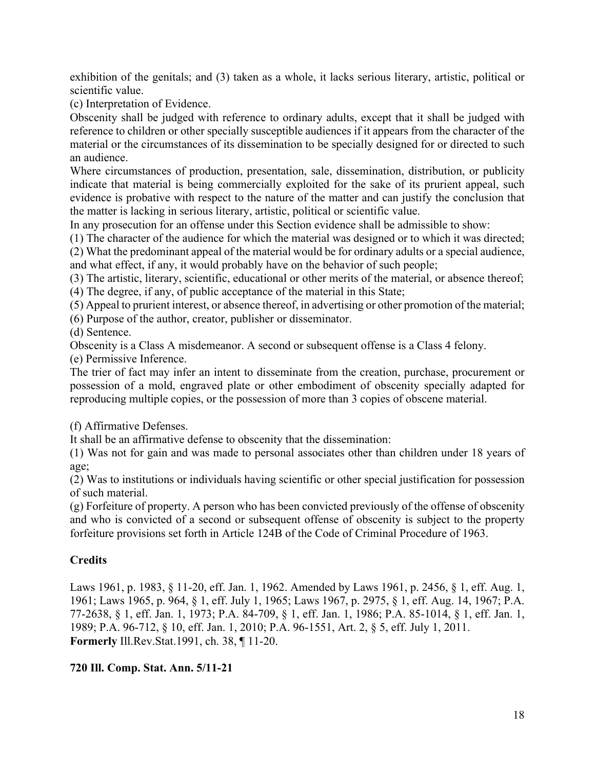exhibition of the genitals; and (3) taken as a whole, it lacks serious literary, artistic, political or scientific value.

(c) Interpretation of Evidence.

Obscenity shall be judged with reference to ordinary adults, except that it shall be judged with reference to children or other specially susceptible audiences if it appears from the character of the material or the circumstances of its dissemination to be specially designed for or directed to such an audience.

Where circumstances of production, presentation, sale, dissemination, distribution, or publicity indicate that material is being commercially exploited for the sake of its prurient appeal, such evidence is probative with respect to the nature of the matter and can justify the conclusion that the matter is lacking in serious literary, artistic, political or scientific value.

In any prosecution for an offense under this Section evidence shall be admissible to show:

(1) The character of the audience for which the material was designed or to which it was directed;

(2) What the predominant appeal of the material would be for ordinary adults or a special audience, and what effect, if any, it would probably have on the behavior of such people;

(3) The artistic, literary, scientific, educational or other merits of the material, or absence thereof;

(4) The degree, if any, of public acceptance of the material in this State;

(5) Appeal to prurient interest, or absence thereof, in advertising or other promotion of the material;

(6) Purpose of the author, creator, publisher or disseminator.

(d) Sentence.

Obscenity is a Class A misdemeanor. A second or subsequent offense is a Class 4 felony.

(e) Permissive Inference.

The trier of fact may infer an intent to disseminate from the creation, purchase, procurement or possession of a mold, engraved plate or other embodiment of obscenity specially adapted for reproducing multiple copies, or the possession of more than 3 copies of obscene material.

(f) Affirmative Defenses.

It shall be an affirmative defense to obscenity that the dissemination:

(1) Was not for gain and was made to personal associates other than children under 18 years of age;

(2) Was to institutions or individuals having scientific or other special justification for possession of such material.

(g) Forfeiture of property. A person who has been convicted previously of the offense of obscenity and who is convicted of a second or subsequent offense of obscenity is subject to the property forfeiture provisions set forth in Article 124B of the Code of Criminal Procedure of 1963.

**Credits**

Laws 1961, p. 1983, § 11-20, eff. Jan. 1, 1962. Amended by Laws 1961, p. 2456, § 1, eff. Aug. 1, 1961; Laws 1965, p. 964, § 1, eff. July 1, 1965; Laws 1967, p. 2975, § 1, eff. Aug. 14, 1967; P.A. 77-2638, § 1, eff. Jan. 1, 1973; P.A. 84-709, § 1, eff. Jan. 1, 1986; P.A. 85-1014, § 1, eff. Jan. 1, 1989; P.A. 96-712, § 10, eff. Jan. 1, 2010; P.A. 96-1551, Art. 2, § 5, eff. July 1, 2011.
**Formerly** Ill.Rev.Stat.1991, ch. 38, ¶ 11-20.

**720 Ill. Comp. Stat. Ann. 5/11-21**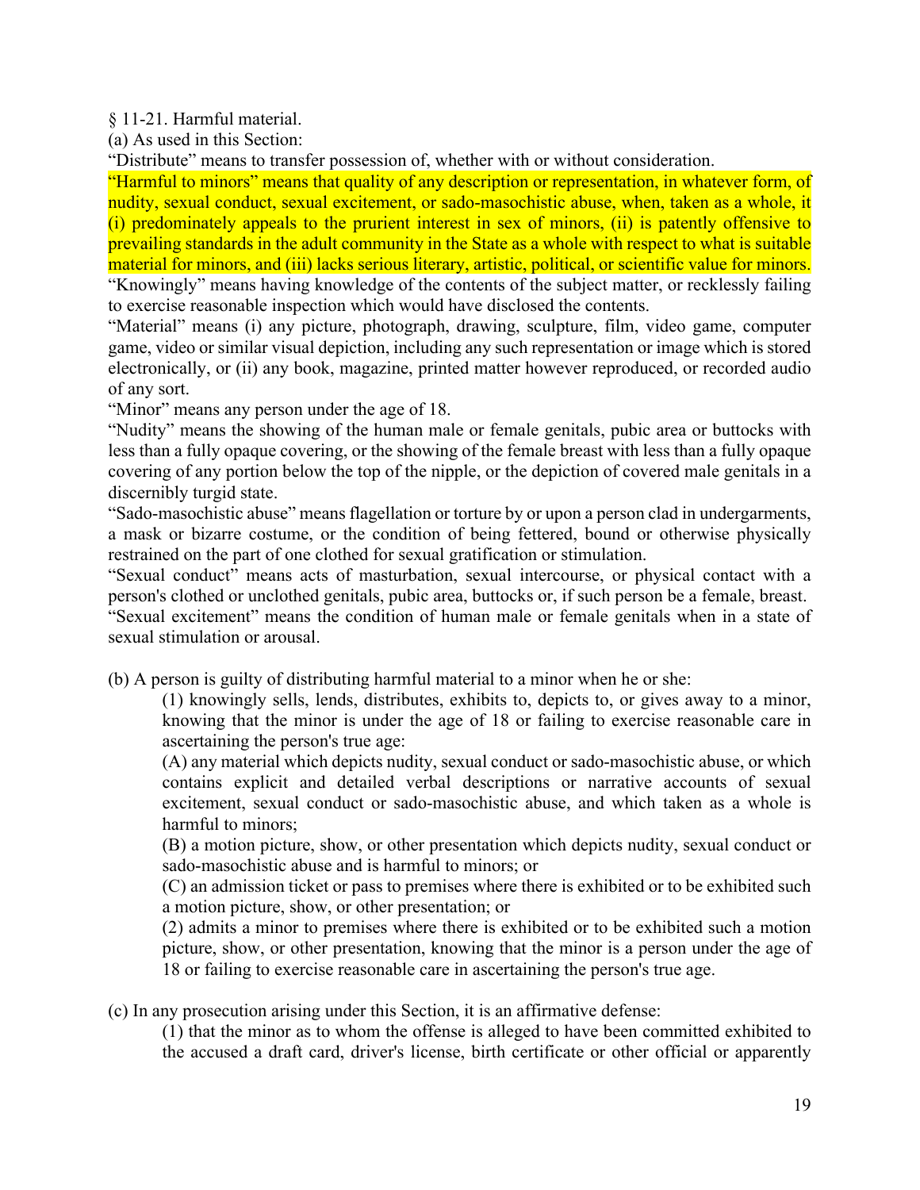§ 11-21. Harmful material.

(a) As used in this Section:

"Distribute" means to transfer possession of, whether with or without consideration.

"Harmful to minors" means that quality of any description or representation, in whatever form, of nudity, sexual conduct, sexual excitement, or sado-masochistic abuse, when, taken as a whole, it (i) predominately appeals to the prurient interest in sex of minors, (ii) is patently offensive to prevailing standards in the adult community in the State as a whole with respect to what is suitable material for minors, and (iii) lacks serious literary, artistic, political, or scientific value for minors.

"Knowingly" means having knowledge of the contents of the subject matter, or recklessly failing to exercise reasonable inspection which would have disclosed the contents.

"Material" means (i) any picture, photograph, drawing, sculpture, film, video game, computer game, video or similar visual depiction, including any such representation or image which is stored electronically, or (ii) any book, magazine, printed matter however reproduced, or recorded audio of any sort.

"Minor" means any person under the age of 18.

"Nudity" means the showing of the human male or female genitals, pubic area or buttocks with less than a fully opaque covering, or the showing of the female breast with less than a fully opaque covering of any portion below the top of the nipple, or the depiction of covered male genitals in a discernibly turgid state.

"Sado-masochistic abuse" means flagellation or torture by or upon a person clad in undergarments, a mask or bizarre costume, or the condition of being fettered, bound or otherwise physically restrained on the part of one clothed for sexual gratification or stimulation.

"Sexual conduct" means acts of masturbation, sexual intercourse, or physical contact with a person's clothed or unclothed genitals, pubic area, buttocks or, if such person be a female, breast.

"Sexual excitement" means the condition of human male or female genitals when in a state of sexual stimulation or arousal.

(b) A person is guilty of distributing harmful material to a minor when he or she:

(1) knowingly sells, lends, distributes, exhibits to, depicts to, or gives away to a minor, knowing that the minor is under the age of 18 or failing to exercise reasonable care in ascertaining the person's true age:

(A) any material which depicts nudity, sexual conduct or sado-masochistic abuse, or which contains explicit and detailed verbal descriptions or narrative accounts of sexual excitement, sexual conduct or sado-masochistic abuse, and which taken as a whole is harmful to minors;

(B) a motion picture, show, or other presentation which depicts nudity, sexual conduct or sado-masochistic abuse and is harmful to minors; or

(C) an admission ticket or pass to premises where there is exhibited or to be exhibited such a motion picture, show, or other presentation; or

(2) admits a minor to premises where there is exhibited or to be exhibited such a motion picture, show, or other presentation, knowing that the minor is a person under the age of 18 or failing to exercise reasonable care in ascertaining the person's true age.

(c) In any prosecution arising under this Section, it is an affirmative defense:

(1) that the minor as to whom the offense is alleged to have been committed exhibited to the accused a draft card, driver's license, birth certificate or other official or apparently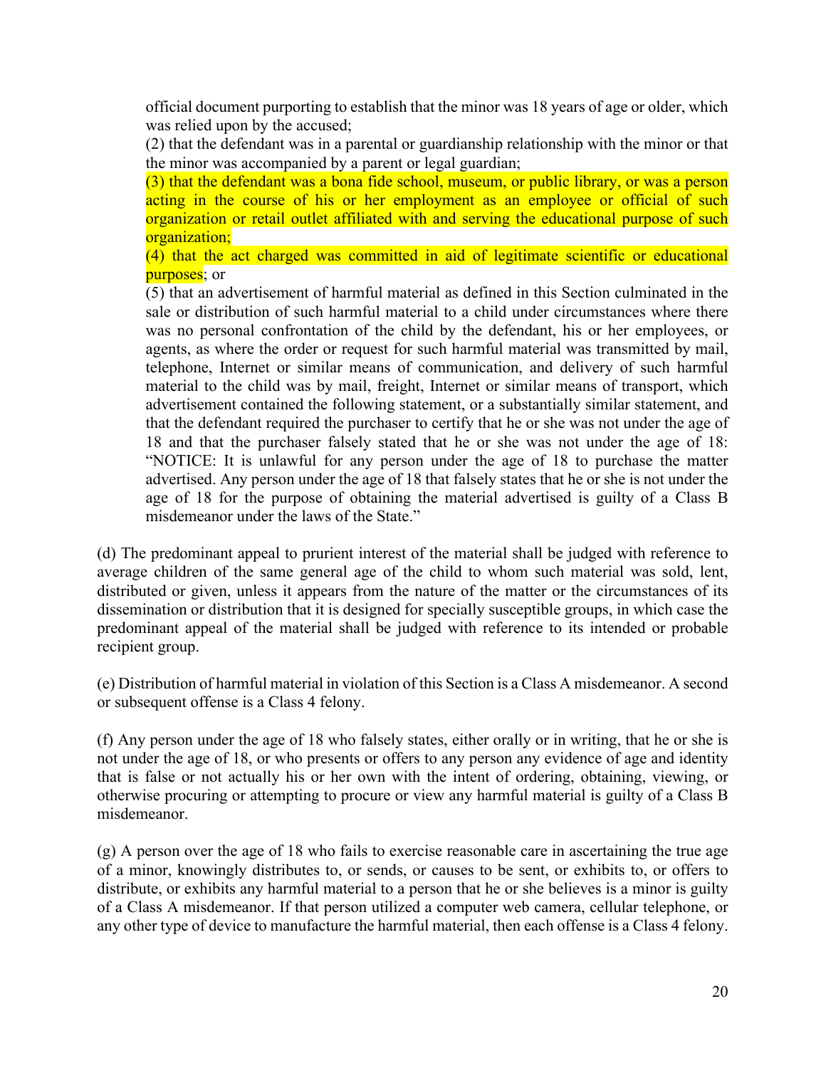official document purporting to establish that the minor was 18 years of age or older, which was relied upon by the accused;

(2) that the defendant was in a parental or guardianship relationship with the minor or that the minor was accompanied by a parent or legal guardian;

(3) that the defendant was a bona fide school, museum, or public library, or was a person acting in the course of his or her employment as an employee or official of such organization or retail outlet affiliated with and serving the educational purpose of such organization;

(4) that the act charged was committed in aid of legitimate scientific or educational purposes; or

(5) that an advertisement of harmful material as defined in this Section culminated in the sale or distribution of such harmful material to a child under circumstances where there was no personal confrontation of the child by the defendant, his or her employees, or agents, as where the order or request for such harmful material was transmitted by mail, telephone, Internet or similar means of communication, and delivery of such harmful material to the child was by mail, freight, Internet or similar means of transport, which advertisement contained the following statement, or a substantially similar statement, and that the defendant required the purchaser to certify that he or she was not under the age of 18 and that the purchaser falsely stated that he or she was not under the age of 18: "NOTICE: It is unlawful for any person under the age of 18 to purchase the matter advertised. Any person under the age of 18 that falsely states that he or she is not under the age of 18 for the purpose of obtaining the material advertised is guilty of a Class B misdemeanor under the laws of the State."

(d) The predominant appeal to prurient interest of the material shall be judged with reference to average children of the same general age of the child to whom such material was sold, lent, distributed or given, unless it appears from the nature of the matter or the circumstances of its dissemination or distribution that it is designed for specially susceptible groups, in which case the predominant appeal of the material shall be judged with reference to its intended or probable recipient group.

(e) Distribution of harmful material in violation of this Section is a Class A misdemeanor. A second or subsequent offense is a Class 4 felony.

(f) Any person under the age of 18 who falsely states, either orally or in writing, that he or she is not under the age of 18, or who presents or offers to any person any evidence of age and identity that is false or not actually his or her own with the intent of ordering, obtaining, viewing, or otherwise procuring or attempting to procure or view any harmful material is guilty of a Class B misdemeanor.

(g) A person over the age of 18 who fails to exercise reasonable care in ascertaining the true age of a minor, knowingly distributes to, or sends, or causes to be sent, or exhibits to, or offers to distribute, or exhibits any harmful material to a person that he or she believes is a minor is guilty of a Class A misdemeanor. If that person utilized a computer web camera, cellular telephone, or any other type of device to manufacture the harmful material, then each offense is a Class 4 felony.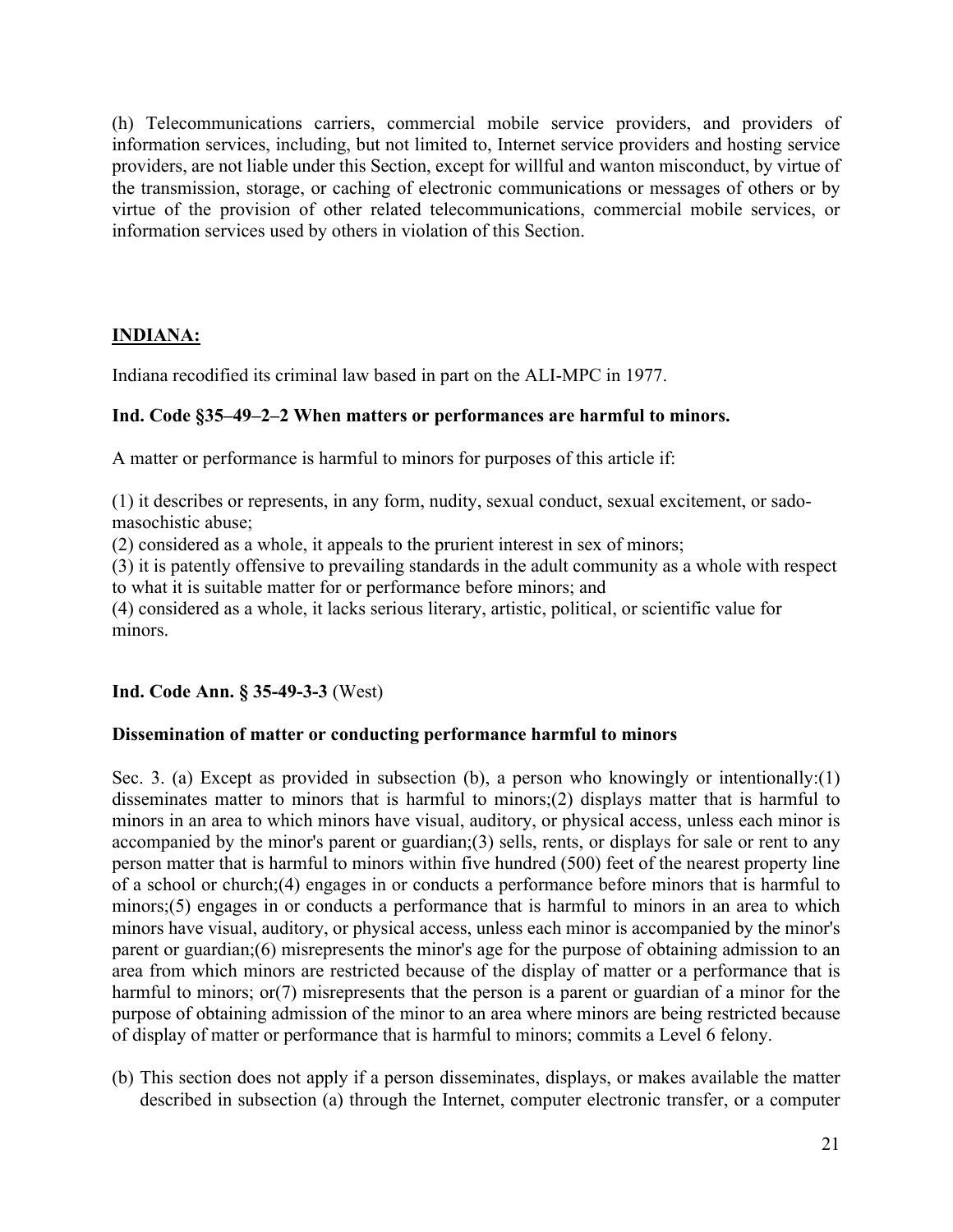(h) Telecommunications carriers, commercial mobile service providers, and providers of information services, including, but not limited to, Internet service providers and hosting service providers, are not liable under this Section, except for willful and wanton misconduct, by virtue of the transmission, storage, or caching of electronic communications or messages of others or by virtue of the provision of other related telecommunications, commercial mobile services, or information services used by others in violation of this Section.

**INDIANA:**

Indiana recodified its criminal law based in part on the ALI-MPC in 1977.

**Ind. Code §35–49–2–2 When matters or performances are harmful to minors.**

A matter or performance is harmful to minors for purposes of this article if:

(1) it describes or represents, in any form, nudity, sexual conduct, sexual excitement, or sado-masochistic abuse;
(2) considered as a whole, it appeals to the prurient interest in sex of minors;
(3) it is patently offensive to prevailing standards in the adult community as a whole with respect to what it is suitable matter for or performance before minors; and
(4) considered as a whole, it lacks serious literary, artistic, political, or scientific value for minors.

**Ind. Code Ann. § 35-49-3-3** (West)

**Dissemination of matter or conducting performance harmful to minors**

Sec. 3. (a) Except as provided in subsection (b), a person who knowingly or intentionally:(1) disseminates matter to minors that is harmful to minors;(2) displays matter that is harmful to minors in an area to which minors have visual, auditory, or physical access, unless each minor is accompanied by the minor's parent or guardian;(3) sells, rents, or displays for sale or rent to any person matter that is harmful to minors within five hundred (500) feet of the nearest property line of a school or church;(4) engages in or conducts a performance before minors that is harmful to minors;(5) engages in or conducts a performance that is harmful to minors in an area to which minors have visual, auditory, or physical access, unless each minor is accompanied by the minor's parent or guardian;(6) misrepresents the minor's age for the purpose of obtaining admission to an area from which minors are restricted because of the display of matter or a performance that is harmful to minors; or(7) misrepresents that the person is a parent or guardian of a minor for the purpose of obtaining admission of the minor to an area where minors are being restricted because of display of matter or performance that is harmful to minors; commits a Level 6 felony.

(b) This section does not apply if a person disseminates, displays, or makes available the matter described in subsection (a) through the Internet, computer electronic transfer, or a computer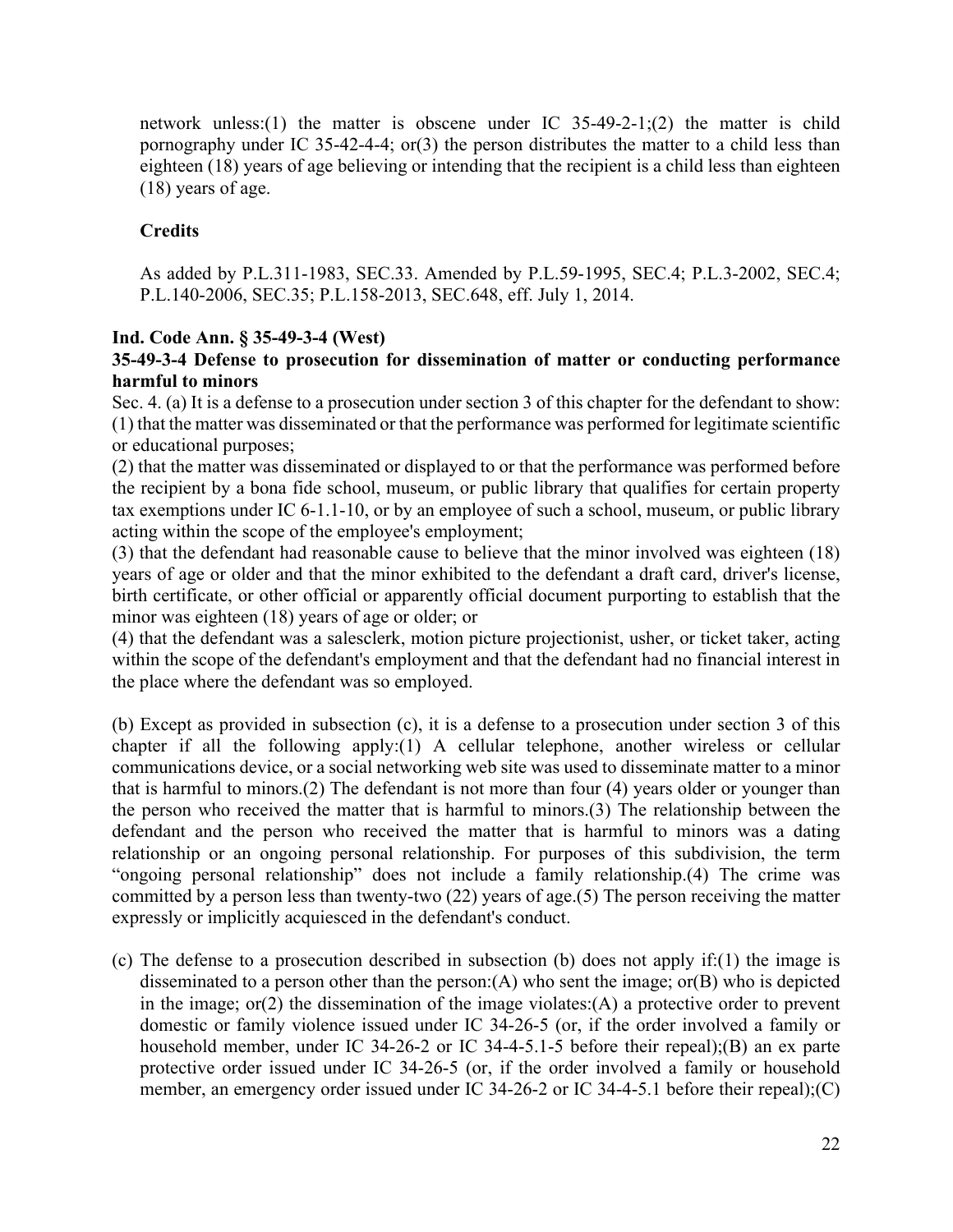network unless:(1) the matter is obscene under IC 35-49-2-1;(2) the matter is child pornography under IC 35-42-4-4; or(3) the person distributes the matter to a child less than eighteen (18) years of age believing or intending that the recipient is a child less than eighteen (18) years of age.

**Credits**

As added by P.L.311-1983, SEC.33. Amended by P.L.59-1995, SEC.4; P.L.3-2002, SEC.4; P.L.140-2006, SEC.35; P.L.158-2013, SEC.648, eff. July 1, 2014.

**Ind. Code Ann. § 35-49-3-4 (West)**

**35-49-3-4 Defense to prosecution for dissemination of matter or conducting performance harmful to minors**

Sec. 4. (a) It is a defense to a prosecution under section 3 of this chapter for the defendant to show:

(1) that the matter was disseminated or that the performance was performed for legitimate scientific or educational purposes;

(2) that the matter was disseminated or displayed to or that the performance was performed before the recipient by a bona fide school, museum, or public library that qualifies for certain property tax exemptions under IC 6-1.1-10, or by an employee of such a school, museum, or public library acting within the scope of the employee's employment;

(3) that the defendant had reasonable cause to believe that the minor involved was eighteen (18) years of age or older and that the minor exhibited to the defendant a draft card, driver's license, birth certificate, or other official or apparently official document purporting to establish that the minor was eighteen (18) years of age or older; or

(4) that the defendant was a salesclerk, motion picture projectionist, usher, or ticket taker, acting within the scope of the defendant's employment and that the defendant had no financial interest in the place where the defendant was so employed.

(b) Except as provided in subsection (c), it is a defense to a prosecution under section 3 of this chapter if all the following apply:(1) A cellular telephone, another wireless or cellular communications device, or a social networking web site was used to disseminate matter to a minor that is harmful to minors.(2) The defendant is not more than four (4) years older or younger than the person who received the matter that is harmful to minors.(3) The relationship between the defendant and the person who received the matter that is harmful to minors was a dating relationship or an ongoing personal relationship. For purposes of this subdivision, the term "ongoing personal relationship" does not include a family relationship.(4) The crime was committed by a person less than twenty-two (22) years of age.(5) The person receiving the matter expressly or implicitly acquiesced in the defendant's conduct.

(c) The defense to a prosecution described in subsection (b) does not apply if:(1) the image is disseminated to a person other than the person:(A) who sent the image; or(B) who is depicted in the image; or(2) the dissemination of the image violates:(A) a protective order to prevent domestic or family violence issued under IC 34-26-5 (or, if the order involved a family or household member, under IC 34-26-2 or IC 34-4-5.1-5 before their repeal);(B) an ex parte protective order issued under IC 34-26-5 (or, if the order involved a family or household member, an emergency order issued under IC 34-26-2 or IC 34-4-5.1 before their repeal);(C)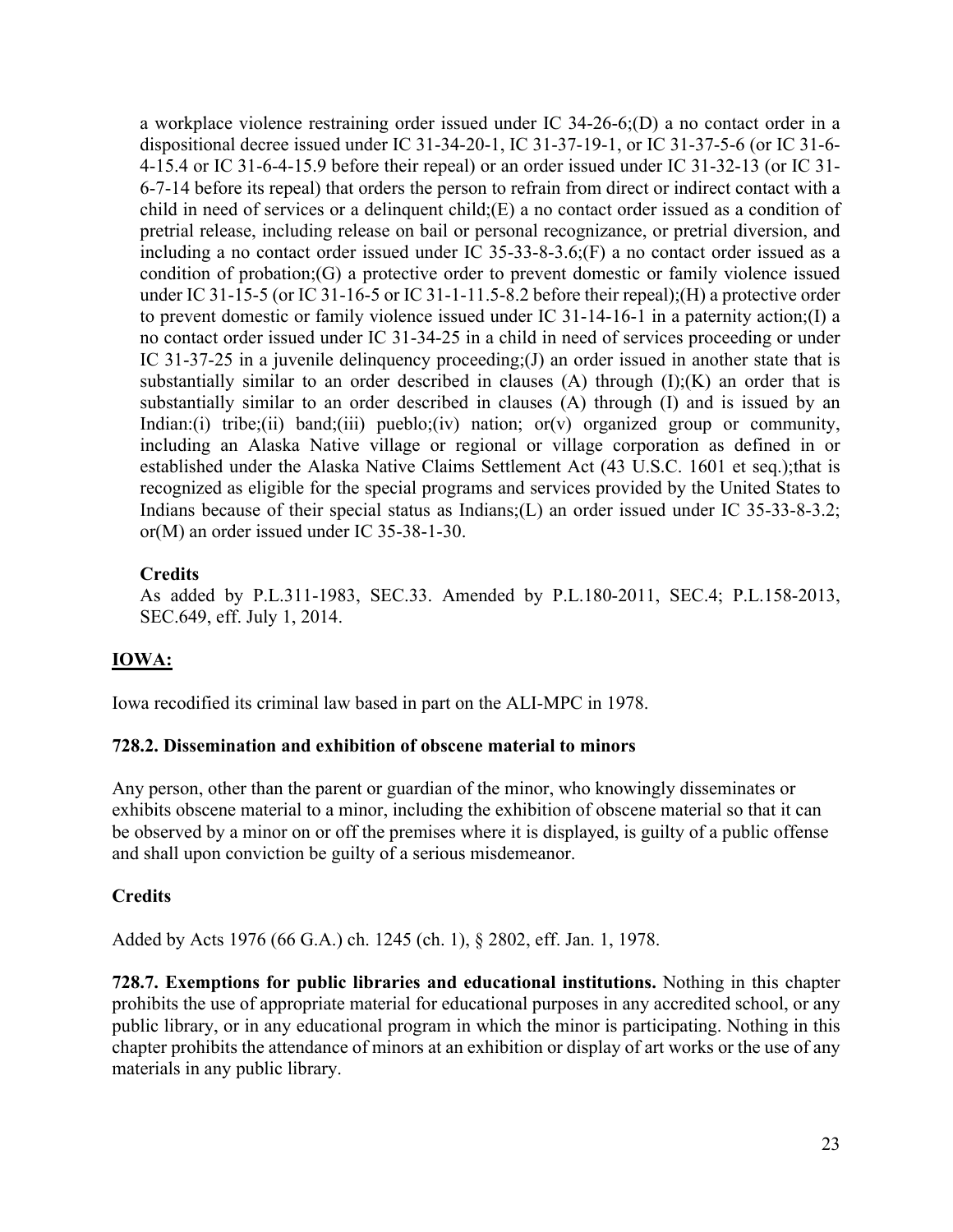a workplace violence restraining order issued under IC 34-26-6;(D) a no contact order in a dispositional decree issued under IC 31-34-20-1, IC 31-37-19-1, or IC 31-37-5-6 (or IC 31-6-4-15.4 or IC 31-6-4-15.9 before their repeal) or an order issued under IC 31-32-13 (or IC 31-6-7-14 before its repeal) that orders the person to refrain from direct or indirect contact with a child in need of services or a delinquent child;(E) a no contact order issued as a condition of pretrial release, including release on bail or personal recognizance, or pretrial diversion, and including a no contact order issued under IC 35-33-8-3.6;(F) a no contact order issued as a condition of probation;(G) a protective order to prevent domestic or family violence issued under IC 31-15-5 (or IC 31-16-5 or IC 31-1-11.5-8.2 before their repeal);(H) a protective order to prevent domestic or family violence issued under IC 31-14-16-1 in a paternity action;(I) a no contact order issued under IC 31-34-25 in a child in need of services proceeding or under IC 31-37-25 in a juvenile delinquency proceeding;(J) an order issued in another state that is substantially similar to an order described in clauses (A) through (I);(K) an order that is substantially similar to an order described in clauses (A) through (I) and is issued by an Indian:(i) tribe;(ii) band;(iii) pueblo;(iv) nation; or(v) organized group or community, including an Alaska Native village or regional or village corporation as defined in or established under the Alaska Native Claims Settlement Act (43 U.S.C. 1601 et seq.);that is recognized as eligible for the special programs and services provided by the United States to Indians because of their special status as Indians;(L) an order issued under IC 35-33-8-3.2; or(M) an order issued under IC 35-38-1-30.

**Credits**

As added by P.L.311-1983, SEC.33. Amended by P.L.180-2011, SEC.4; P.L.158-2013, SEC.649, eff. July 1, 2014.

## IOWA:

Iowa recodified its criminal law based in part on the ALI-MPC in 1978.

### 728.2. Dissemination and exhibition of obscene material to minors

Any person, other than the parent or guardian of the minor, who knowingly disseminates or exhibits obscene material to a minor, including the exhibition of obscene material so that it can be observed by a minor on or off the premises where it is displayed, is guilty of a public offense and shall upon conviction be guilty of a serious misdemeanor.

**Credits**

Added by Acts 1976 (66 G.A.) ch. 1245 (ch. 1), § 2802, eff. Jan. 1, 1978.

**728.7. Exemptions for public libraries and educational institutions.** Nothing in this chapter prohibits the use of appropriate material for educational purposes in any accredited school, or any public library, or in any educational program in which the minor is participating. Nothing in this chapter prohibits the attendance of minors at an exhibition or display of art works or the use of any materials in any public library.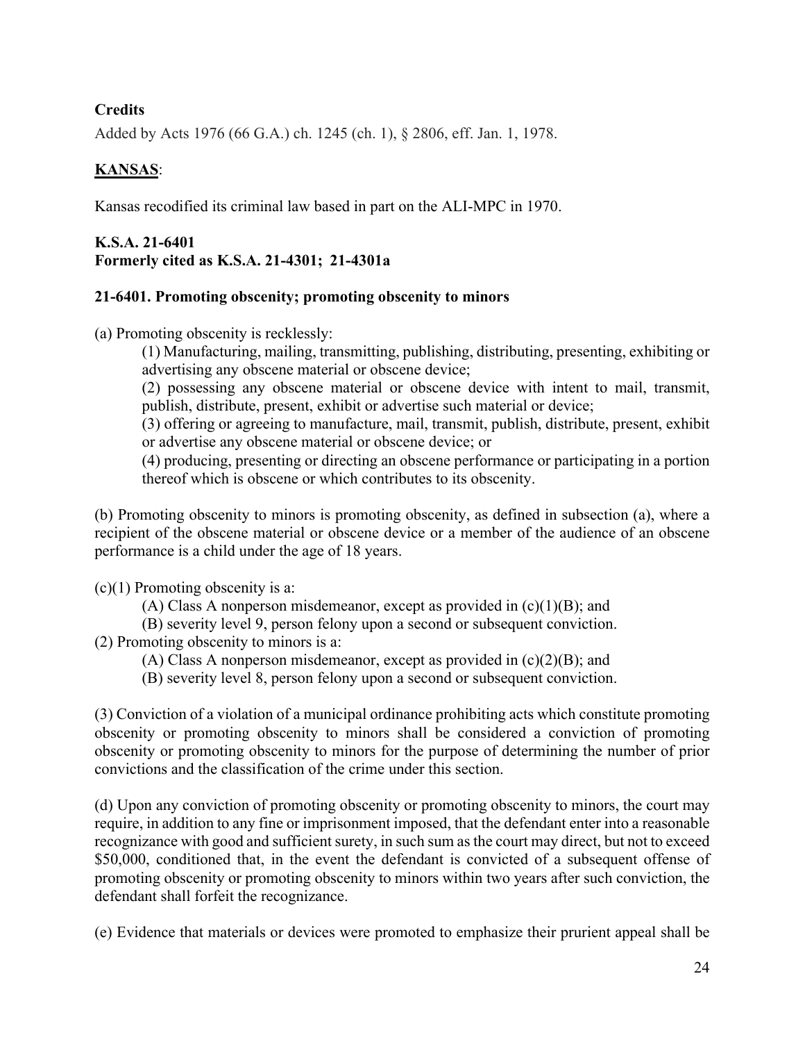**Credits**

Added by Acts 1976 (66 G.A.) ch. 1245 (ch. 1), § 2806, eff. Jan. 1, 1978.

**KANSAS**:

Kansas recodified its criminal law based in part on the ALI-MPC in 1970.

**K.S.A. 21-6401**
**Formerly cited as K.S.A. 21-4301; 21-4301a**

**21-6401. Promoting obscenity; promoting obscenity to minors**

(a) Promoting obscenity is recklessly:

> (1) Manufacturing, mailing, transmitting, publishing, distributing, presenting, exhibiting or advertising any obscene material or obscene device;
>
> (2) possessing any obscene material or obscene device with intent to mail, transmit, publish, distribute, present, exhibit or advertise such material or device;
>
> (3) offering or agreeing to manufacture, mail, transmit, publish, distribute, present, exhibit or advertise any obscene material or obscene device; or
>
> (4) producing, presenting or directing an obscene performance or participating in a portion thereof which is obscene or which contributes to its obscenity.

(b) Promoting obscenity to minors is promoting obscenity, as defined in subsection (a), where a recipient of the obscene material or obscene device or a member of the audience of an obscene performance is a child under the age of 18 years.

(c)(1) Promoting obscenity is a:

> (A) Class A nonperson misdemeanor, except as provided in (c)(1)(B); and
>
> (B) severity level 9, person felony upon a second or subsequent conviction.

(2) Promoting obscenity to minors is a:

> (A) Class A nonperson misdemeanor, except as provided in (c)(2)(B); and
>
> (B) severity level 8, person felony upon a second or subsequent conviction.

(3) Conviction of a violation of a municipal ordinance prohibiting acts which constitute promoting obscenity or promoting obscenity to minors shall be considered a conviction of promoting obscenity or promoting obscenity to minors for the purpose of determining the number of prior convictions and the classification of the crime under this section.

(d) Upon any conviction of promoting obscenity or promoting obscenity to minors, the court may require, in addition to any fine or imprisonment imposed, that the defendant enter into a reasonable recognizance with good and sufficient surety, in such sum as the court may direct, but not to exceed \$50,000, conditioned that, in the event the defendant is convicted of a subsequent offense of promoting obscenity or promoting obscenity to minors within two years after such conviction, the defendant shall forfeit the recognizance.

(e) Evidence that materials or devices were promoted to emphasize their prurient appeal shall be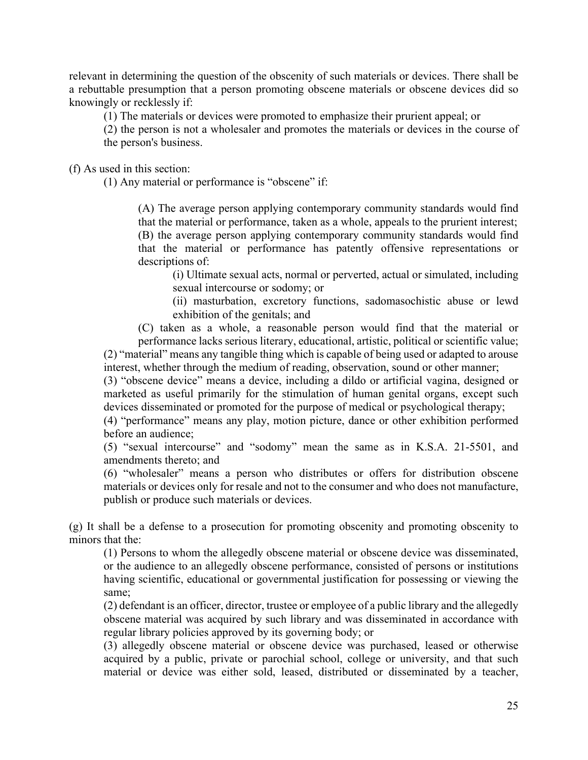relevant in determining the question of the obscenity of such materials or devices. There shall be a rebuttable presumption that a person promoting obscene materials or obscene devices did so knowingly or recklessly if:

(1) The materials or devices were promoted to emphasize their prurient appeal; or

(2) the person is not a wholesaler and promotes the materials or devices in the course of the person's business.

(f) As used in this section:

(1) Any material or performance is "obscene" if:

(A) The average person applying contemporary community standards would find that the material or performance, taken as a whole, appeals to the prurient interest;

(B) the average person applying contemporary community standards would find that the material or performance has patently offensive representations or descriptions of:

(i) Ultimate sexual acts, normal or perverted, actual or simulated, including sexual intercourse or sodomy; or

(ii) masturbation, excretory functions, sadomasochistic abuse or lewd exhibition of the genitals; and

(C) taken as a whole, a reasonable person would find that the material or performance lacks serious literary, educational, artistic, political or scientific value;

(2) "material" means any tangible thing which is capable of being used or adapted to arouse interest, whether through the medium of reading, observation, sound or other manner;

(3) "obscene device" means a device, including a dildo or artificial vagina, designed or marketed as useful primarily for the stimulation of human genital organs, except such devices disseminated or promoted for the purpose of medical or psychological therapy;

(4) "performance" means any play, motion picture, dance or other exhibition performed before an audience;

(5) "sexual intercourse" and "sodomy" mean the same as in K.S.A. 21-5501, and amendments thereto; and

(6) "wholesaler" means a person who distributes or offers for distribution obscene materials or devices only for resale and not to the consumer and who does not manufacture, publish or produce such materials or devices.

(g) It shall be a defense to a prosecution for promoting obscenity and promoting obscenity to minors that the:

(1) Persons to whom the allegedly obscene material or obscene device was disseminated, or the audience to an allegedly obscene performance, consisted of persons or institutions having scientific, educational or governmental justification for possessing or viewing the same;

(2) defendant is an officer, director, trustee or employee of a public library and the allegedly obscene material was acquired by such library and was disseminated in accordance with regular library policies approved by its governing body; or

(3) allegedly obscene material or obscene device was purchased, leased or otherwise acquired by a public, private or parochial school, college or university, and that such material or device was either sold, leased, distributed or disseminated by a teacher,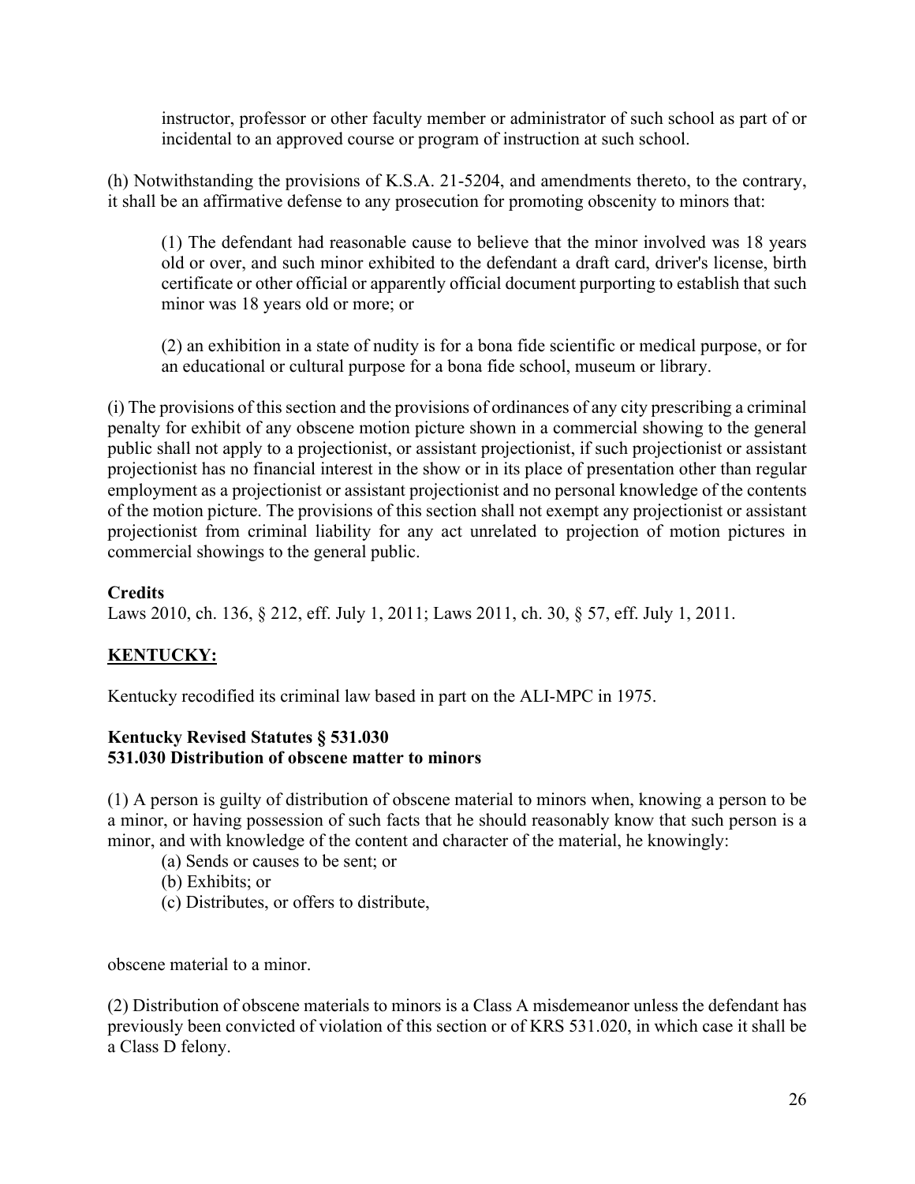instructor, professor or other faculty member or administrator of such school as part of or incidental to an approved course or program of instruction at such school.

(h) Notwithstanding the provisions of K.S.A. 21-5204, and amendments thereto, to the contrary, it shall be an affirmative defense to any prosecution for promoting obscenity to minors that:

(1) The defendant had reasonable cause to believe that the minor involved was 18 years old or over, and such minor exhibited to the defendant a draft card, driver's license, birth certificate or other official or apparently official document purporting to establish that such minor was 18 years old or more; or

(2) an exhibition in a state of nudity is for a bona fide scientific or medical purpose, or for an educational or cultural purpose for a bona fide school, museum or library.

(i) The provisions of this section and the provisions of ordinances of any city prescribing a criminal penalty for exhibit of any obscene motion picture shown in a commercial showing to the general public shall not apply to a projectionist, or assistant projectionist, if such projectionist or assistant projectionist has no financial interest in the show or in its place of presentation other than regular employment as a projectionist or assistant projectionist and no personal knowledge of the contents of the motion picture. The provisions of this section shall not exempt any projectionist or assistant projectionist from criminal liability for any act unrelated to projection of motion pictures in commercial showings to the general public.

**Credits**
Laws 2010, ch. 136, § 212, eff. July 1, 2011; Laws 2011, ch. 30, § 57, eff. July 1, 2011.

## KENTUCKY:

Kentucky recodified its criminal law based in part on the ALI-MPC in 1975.

**Kentucky Revised Statutes § 531.030**
**531.030 Distribution of obscene matter to minors**

(1) A person is guilty of distribution of obscene material to minors when, knowing a person to be a minor, or having possession of such facts that he should reasonably know that such person is a minor, and with knowledge of the content and character of the material, he knowingly:

(a) Sends or causes to be sent; or
(b) Exhibits; or
(c) Distributes, or offers to distribute,

obscene material to a minor.

(2) Distribution of obscene materials to minors is a Class A misdemeanor unless the defendant has previously been convicted of violation of this section or of KRS 531.020, in which case it shall be a Class D felony.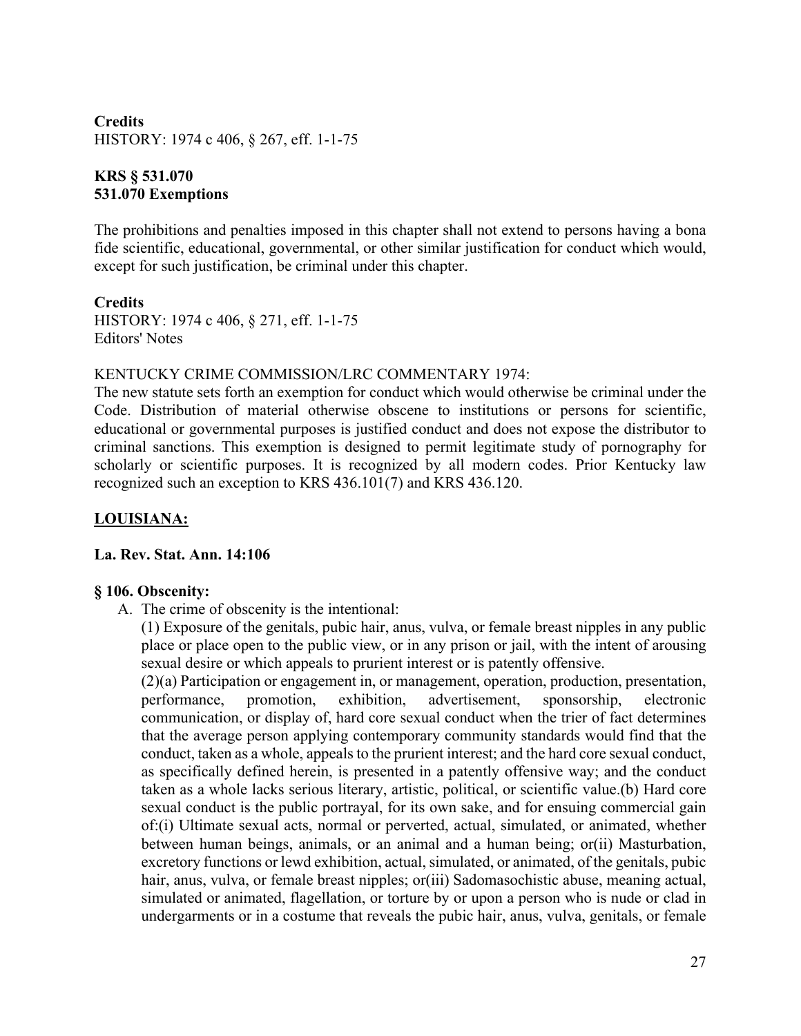**Credits**
HISTORY: 1974 c 406, § 267, eff. 1-1-75

**KRS § 531.070**
**531.070 Exemptions**

The prohibitions and penalties imposed in this chapter shall not extend to persons having a bona fide scientific, educational, governmental, or other similar justification for conduct which would, except for such justification, be criminal under this chapter.

**Credits**
HISTORY: 1974 c 406, § 271, eff. 1-1-75
Editors' Notes

KENTUCKY CRIME COMMISSION/LRC COMMENTARY 1974:
The new statute sets forth an exemption for conduct which would otherwise be criminal under the Code. Distribution of material otherwise obscene to institutions or persons for scientific, educational or governmental purposes is justified conduct and does not expose the distributor to criminal sanctions. This exemption is designed to permit legitimate study of pornography for scholarly or scientific purposes. It is recognized by all modern codes. Prior Kentucky law recognized such an exception to KRS 436.101(7) and KRS 436.120.

## LOUISIANA:

**La. Rev. Stat. Ann. 14:106**

**§ 106. Obscenity:**

A. The crime of obscenity is the intentional:

(1) Exposure of the genitals, pubic hair, anus, vulva, or female breast nipples in any public place or place open to the public view, or in any prison or jail, with the intent of arousing sexual desire or which appeals to prurient interest or is patently offensive.

(2)(a) Participation or engagement in, or management, operation, production, presentation, performance, promotion, exhibition, advertisement, sponsorship, electronic communication, or display of, hard core sexual conduct when the trier of fact determines that the average person applying contemporary community standards would find that the conduct, taken as a whole, appeals to the prurient interest; and the hard core sexual conduct, as specifically defined herein, is presented in a patently offensive way; and the conduct taken as a whole lacks serious literary, artistic, political, or scientific value.(b) Hard core sexual conduct is the public portrayal, for its own sake, and for ensuing commercial gain of:(i) Ultimate sexual acts, normal or perverted, actual, simulated, or animated, whether between human beings, animals, or an animal and a human being; or(ii) Masturbation, excretory functions or lewd exhibition, actual, simulated, or animated, of the genitals, pubic hair, anus, vulva, or female breast nipples; or(iii) Sadomasochistic abuse, meaning actual, simulated or animated, flagellation, or torture by or upon a person who is nude or clad in undergarments or in a costume that reveals the pubic hair, anus, vulva, genitals, or female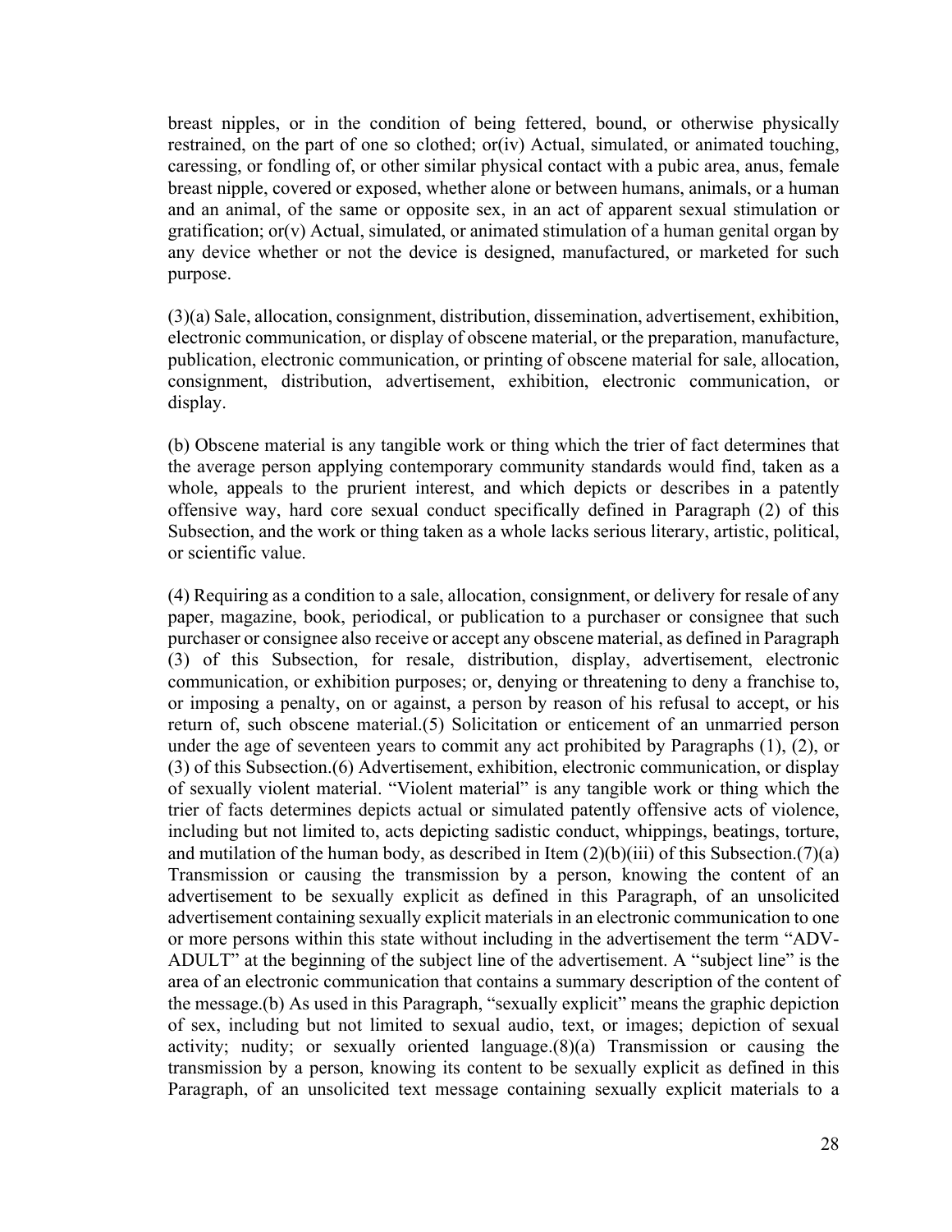breast nipples, or in the condition of being fettered, bound, or otherwise physically restrained, on the part of one so clothed; or(iv) Actual, simulated, or animated touching, caressing, or fondling of, or other similar physical contact with a pubic area, anus, female breast nipple, covered or exposed, whether alone or between humans, animals, or a human and an animal, of the same or opposite sex, in an act of apparent sexual stimulation or gratification; or(v) Actual, simulated, or animated stimulation of a human genital organ by any device whether or not the device is designed, manufactured, or marketed for such purpose.

(3)(a) Sale, allocation, consignment, distribution, dissemination, advertisement, exhibition, electronic communication, or display of obscene material, or the preparation, manufacture, publication, electronic communication, or printing of obscene material for sale, allocation, consignment, distribution, advertisement, exhibition, electronic communication, or display.

(b) Obscene material is any tangible work or thing which the trier of fact determines that the average person applying contemporary community standards would find, taken as a whole, appeals to the prurient interest, and which depicts or describes in a patently offensive way, hard core sexual conduct specifically defined in Paragraph (2) of this Subsection, and the work or thing taken as a whole lacks serious literary, artistic, political, or scientific value.

(4) Requiring as a condition to a sale, allocation, consignment, or delivery for resale of any paper, magazine, book, periodical, or publication to a purchaser or consignee that such purchaser or consignee also receive or accept any obscene material, as defined in Paragraph (3) of this Subsection, for resale, distribution, display, advertisement, electronic communication, or exhibition purposes; or, denying or threatening to deny a franchise to, or imposing a penalty, on or against, a person by reason of his refusal to accept, or his return of, such obscene material.(5) Solicitation or enticement of an unmarried person under the age of seventeen years to commit any act prohibited by Paragraphs (1), (2), or (3) of this Subsection.(6) Advertisement, exhibition, electronic communication, or display of sexually violent material. "Violent material" is any tangible work or thing which the trier of facts determines depicts actual or simulated patently offensive acts of violence, including but not limited to, acts depicting sadistic conduct, whippings, beatings, torture, and mutilation of the human body, as described in Item (2)(b)(iii) of this Subsection.(7)(a) Transmission or causing the transmission by a person, knowing the content of an advertisement to be sexually explicit as defined in this Paragraph, of an unsolicited advertisement containing sexually explicit materials in an electronic communication to one or more persons within this state without including in the advertisement the term "ADV-ADULT" at the beginning of the subject line of the advertisement. A "subject line" is the area of an electronic communication that contains a summary description of the content of the message.(b) As used in this Paragraph, "sexually explicit" means the graphic depiction of sex, including but not limited to sexual audio, text, or images; depiction of sexual activity; nudity; or sexually oriented language.(8)(a) Transmission or causing the transmission by a person, knowing its content to be sexually explicit as defined in this Paragraph, of an unsolicited text message containing sexually explicit materials to a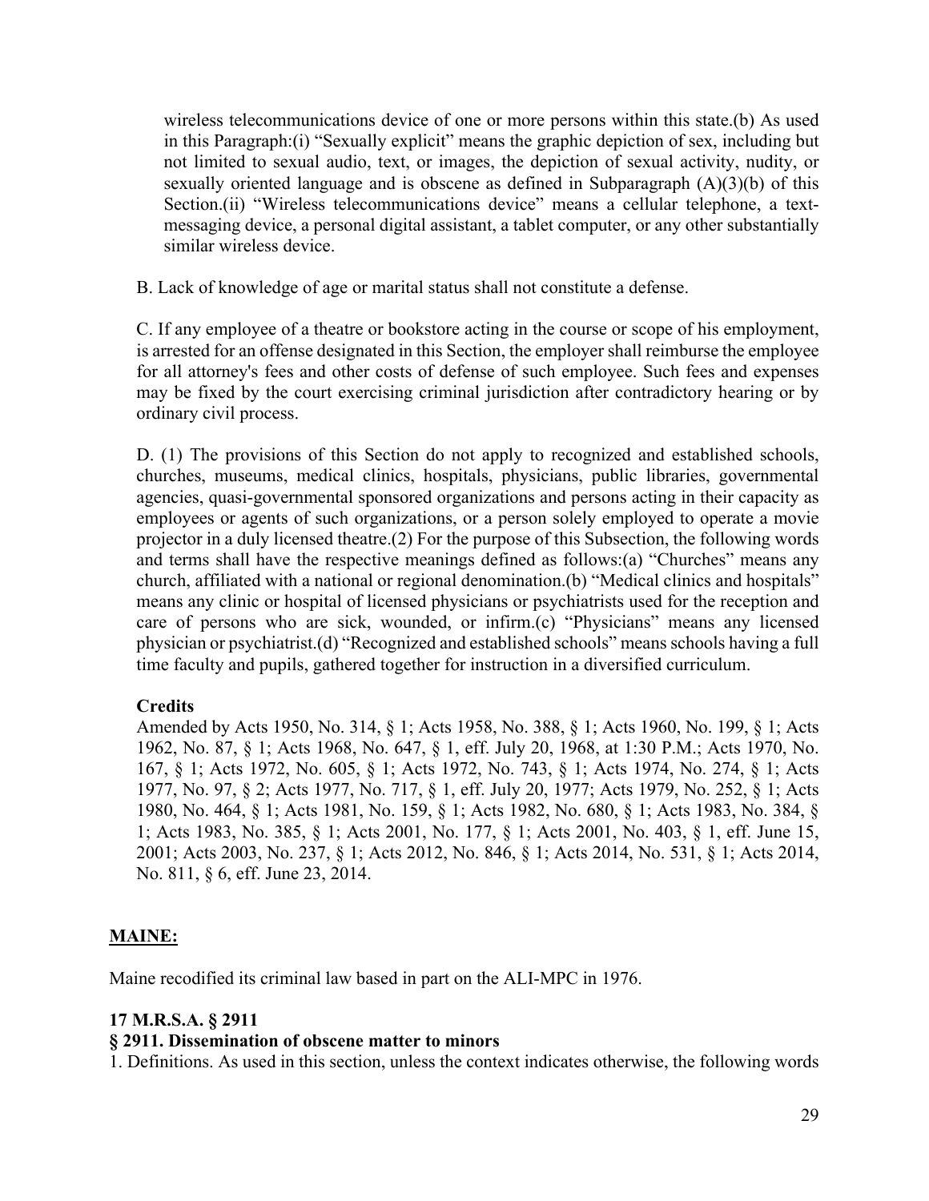wireless telecommunications device of one or more persons within this state.(b) As used in this Paragraph:(i) "Sexually explicit" means the graphic depiction of sex, including but not limited to sexual audio, text, or images, the depiction of sexual activity, nudity, or sexually oriented language and is obscene as defined in Subparagraph (A)(3)(b) of this Section.(ii) "Wireless telecommunications device" means a cellular telephone, a text-messaging device, a personal digital assistant, a tablet computer, or any other substantially similar wireless device.

B. Lack of knowledge of age or marital status shall not constitute a defense.

C. If any employee of a theatre or bookstore acting in the course or scope of his employment, is arrested for an offense designated in this Section, the employer shall reimburse the employee for all attorney's fees and other costs of defense of such employee. Such fees and expenses may be fixed by the court exercising criminal jurisdiction after contradictory hearing or by ordinary civil process.

D. (1) The provisions of this Section do not apply to recognized and established schools, churches, museums, medical clinics, hospitals, physicians, public libraries, governmental agencies, quasi-governmental sponsored organizations and persons acting in their capacity as employees or agents of such organizations, or a person solely employed to operate a movie projector in a duly licensed theatre.(2) For the purpose of this Subsection, the following words and terms shall have the respective meanings defined as follows:(a) "Churches" means any church, affiliated with a national or regional denomination.(b) "Medical clinics and hospitals" means any clinic or hospital of licensed physicians or psychiatrists used for the reception and care of persons who are sick, wounded, or infirm.(c) "Physicians" means any licensed physician or psychiatrist.(d) "Recognized and established schools" means schools having a full time faculty and pupils, gathered together for instruction in a diversified curriculum.

**Credits**

Amended by Acts 1950, No. 314, § 1; Acts 1958, No. 388, § 1; Acts 1960, No. 199, § 1; Acts 1962, No. 87, § 1; Acts 1968, No. 647, § 1, eff. July 20, 1968, at 1:30 P.M.; Acts 1970, No. 167, § 1; Acts 1972, No. 605, § 1; Acts 1972, No. 743, § 1; Acts 1974, No. 274, § 1; Acts 1977, No. 97, § 2; Acts 1977, No. 717, § 1, eff. July 20, 1977; Acts 1979, No. 252, § 1; Acts 1980, No. 464, § 1; Acts 1981, No. 159, § 1; Acts 1982, No. 680, § 1; Acts 1983, No. 384, § 1; Acts 1983, No. 385, § 1; Acts 2001, No. 177, § 1; Acts 2001, No. 403, § 1, eff. June 15, 2001; Acts 2003, No. 237, § 1; Acts 2012, No. 846, § 1; Acts 2014, No. 531, § 1; Acts 2014, No. 811, § 6, eff. June 23, 2014.

## MAINE:

Maine recodified its criminal law based in part on the ALI-MPC in 1976.

### 17 M.R.S.A. § 2911

### § 2911. Dissemination of obscene matter to minors

1. Definitions. As used in this section, unless the context indicates otherwise, the following words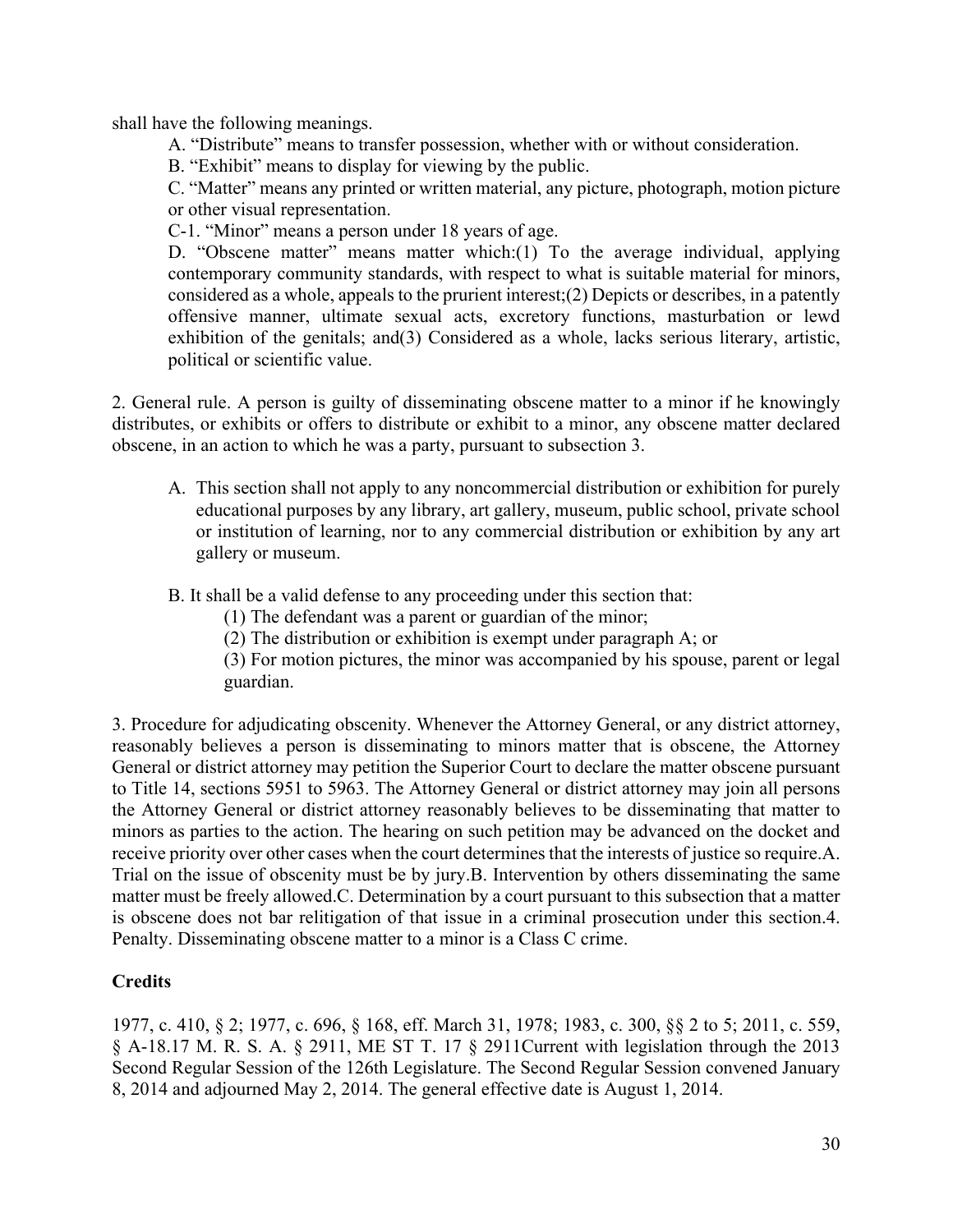shall have the following meanings.

A. "Distribute" means to transfer possession, whether with or without consideration.

B. "Exhibit" means to display for viewing by the public.

C. "Matter" means any printed or written material, any picture, photograph, motion picture or other visual representation.

C-1. "Minor" means a person under 18 years of age.

D. "Obscene matter" means matter which:(1) To the average individual, applying contemporary community standards, with respect to what is suitable material for minors, considered as a whole, appeals to the prurient interest;(2) Depicts or describes, in a patently offensive manner, ultimate sexual acts, excretory functions, masturbation or lewd exhibition of the genitals; and(3) Considered as a whole, lacks serious literary, artistic, political or scientific value.

2. General rule. A person is guilty of disseminating obscene matter to a minor if he knowingly distributes, or exhibits or offers to distribute or exhibit to a minor, any obscene matter declared obscene, in an action to which he was a party, pursuant to subsection 3.

A. This section shall not apply to any noncommercial distribution or exhibition for purely educational purposes by any library, art gallery, museum, public school, private school or institution of learning, nor to any commercial distribution or exhibition by any art gallery or museum.

B. It shall be a valid defense to any proceeding under this section that:

(1) The defendant was a parent or guardian of the minor;

(2) The distribution or exhibition is exempt under paragraph A; or

(3) For motion pictures, the minor was accompanied by his spouse, parent or legal guardian.

3. Procedure for adjudicating obscenity. Whenever the Attorney General, or any district attorney, reasonably believes a person is disseminating to minors matter that is obscene, the Attorney General or district attorney may petition the Superior Court to declare the matter obscene pursuant to Title 14, sections 5951 to 5963. The Attorney General or district attorney may join all persons the Attorney General or district attorney reasonably believes to be disseminating that matter to minors as parties to the action. The hearing on such petition may be advanced on the docket and receive priority over other cases when the court determines that the interests of justice so require.A. Trial on the issue of obscenity must be by jury.B. Intervention by others disseminating the same matter must be freely allowed.C. Determination by a court pursuant to this subsection that a matter is obscene does not bar relitigation of that issue in a criminal prosecution under this section.4. Penalty. Disseminating obscene matter to a minor is a Class C crime.

**Credits**

1977, c. 410, § 2; 1977, c. 696, § 168, eff. March 31, 1978; 1983, c. 300, §§ 2 to 5; 2011, c. 559, § A-18.17 M. R. S. A. § 2911, ME ST T. 17 § 2911Current with legislation through the 2013 Second Regular Session of the 126th Legislature. The Second Regular Session convened January 8, 2014 and adjourned May 2, 2014. The general effective date is August 1, 2014.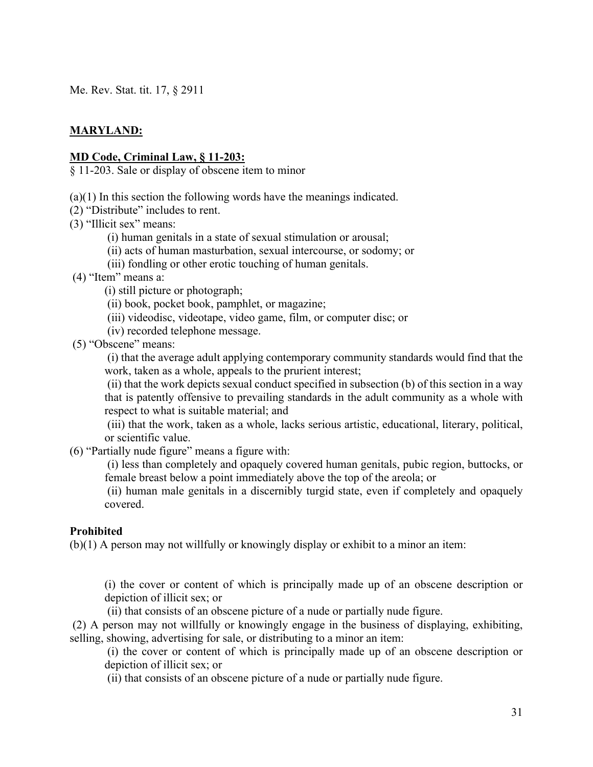Me. Rev. Stat. tit. 17, § 2911

## MARYLAND:

### MD Code, Criminal Law, § 11-203:

§ 11-203. Sale or display of obscene item to minor

(a)(1) In this section the following words have the meanings indicated.

(2) "Distribute" includes to rent.

(3) "Illicit sex" means:

(i) human genitals in a state of sexual stimulation or arousal;

(ii) acts of human masturbation, sexual intercourse, or sodomy; or

(iii) fondling or other erotic touching of human genitals.

(4) "Item" means a:

(i) still picture or photograph;

(ii) book, pocket book, pamphlet, or magazine;

(iii) videodisc, videotape, video game, film, or computer disc; or

(iv) recorded telephone message.

(5) "Obscene" means:

(i) that the average adult applying contemporary community standards would find that the work, taken as a whole, appeals to the prurient interest;

(ii) that the work depicts sexual conduct specified in subsection (b) of this section in a way that is patently offensive to prevailing standards in the adult community as a whole with respect to what is suitable material; and

(iii) that the work, taken as a whole, lacks serious artistic, educational, literary, political, or scientific value.

(6) "Partially nude figure" means a figure with:

(i) less than completely and opaquely covered human genitals, pubic region, buttocks, or female breast below a point immediately above the top of the areola; or

(ii) human male genitals in a discernibly turgid state, even if completely and opaquely covered.

**Prohibited**

(b)(1) A person may not willfully or knowingly display or exhibit to a minor an item:

(i) the cover or content of which is principally made up of an obscene description or depiction of illicit sex; or

(ii) that consists of an obscene picture of a nude or partially nude figure.

(2) A person may not willfully or knowingly engage in the business of displaying, exhibiting, selling, showing, advertising for sale, or distributing to a minor an item:

(i) the cover or content of which is principally made up of an obscene description or depiction of illicit sex; or

(ii) that consists of an obscene picture of a nude or partially nude figure.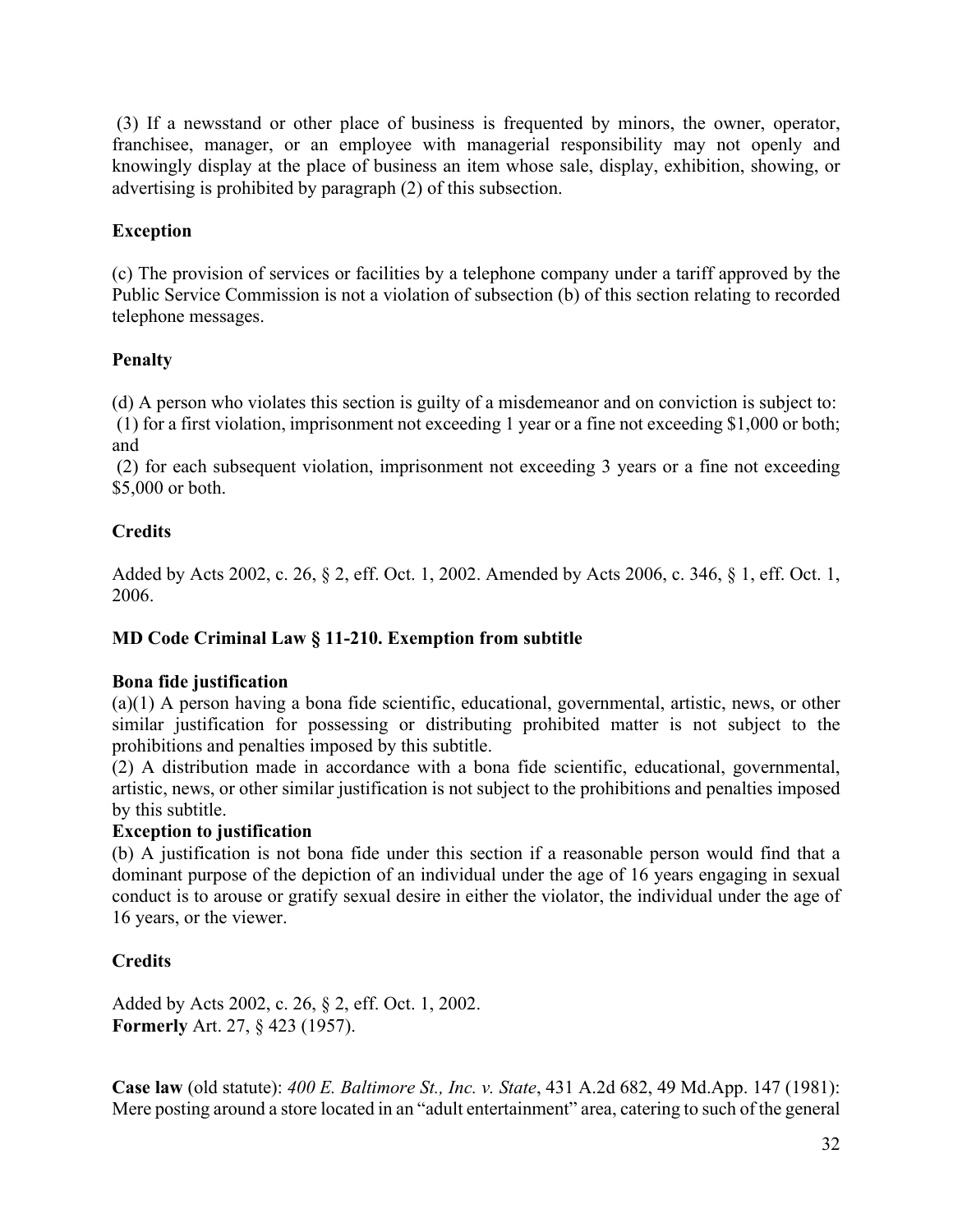(3) If a newsstand or other place of business is frequented by minors, the owner, operator, franchisee, manager, or an employee with managerial responsibility may not openly and knowingly display at the place of business an item whose sale, display, exhibition, showing, or advertising is prohibited by paragraph (2) of this subsection.

**Exception**

(c) The provision of services or facilities by a telephone company under a tariff approved by the Public Service Commission is not a violation of subsection (b) of this section relating to recorded telephone messages.

**Penalty**

(d) A person who violates this section is guilty of a misdemeanor and on conviction is subject to:
(1) for a first violation, imprisonment not exceeding 1 year or a fine not exceeding $1,000 or both; and
(2) for each subsequent violation, imprisonment not exceeding 3 years or a fine not exceeding $5,000 or both.

**Credits**

Added by Acts 2002, c. 26, § 2, eff. Oct. 1, 2002. Amended by Acts 2006, c. 346, § 1, eff. Oct. 1, 2006.

**MD Code Criminal Law § 11-210. Exemption from subtitle**

**Bona fide justification**
(a)(1) A person having a bona fide scientific, educational, governmental, artistic, news, or other similar justification for possessing or distributing prohibited matter is not subject to the prohibitions and penalties imposed by this subtitle.
(2) A distribution made in accordance with a bona fide scientific, educational, governmental, artistic, news, or other similar justification is not subject to the prohibitions and penalties imposed by this subtitle.
**Exception to justification**
(b) A justification is not bona fide under this section if a reasonable person would find that a dominant purpose of the depiction of an individual under the age of 16 years engaging in sexual conduct is to arouse or gratify sexual desire in either the violator, the individual under the age of 16 years, or the viewer.

**Credits**

Added by Acts 2002, c. 26, § 2, eff. Oct. 1, 2002.
**Formerly** Art. 27, § 423 (1957).

**Case law** (old statute): *400 E. Baltimore St., Inc. v. State*, 431 A.2d 682, 49 Md.App. 147 (1981): Mere posting around a store located in an "adult entertainment" area, catering to such of the general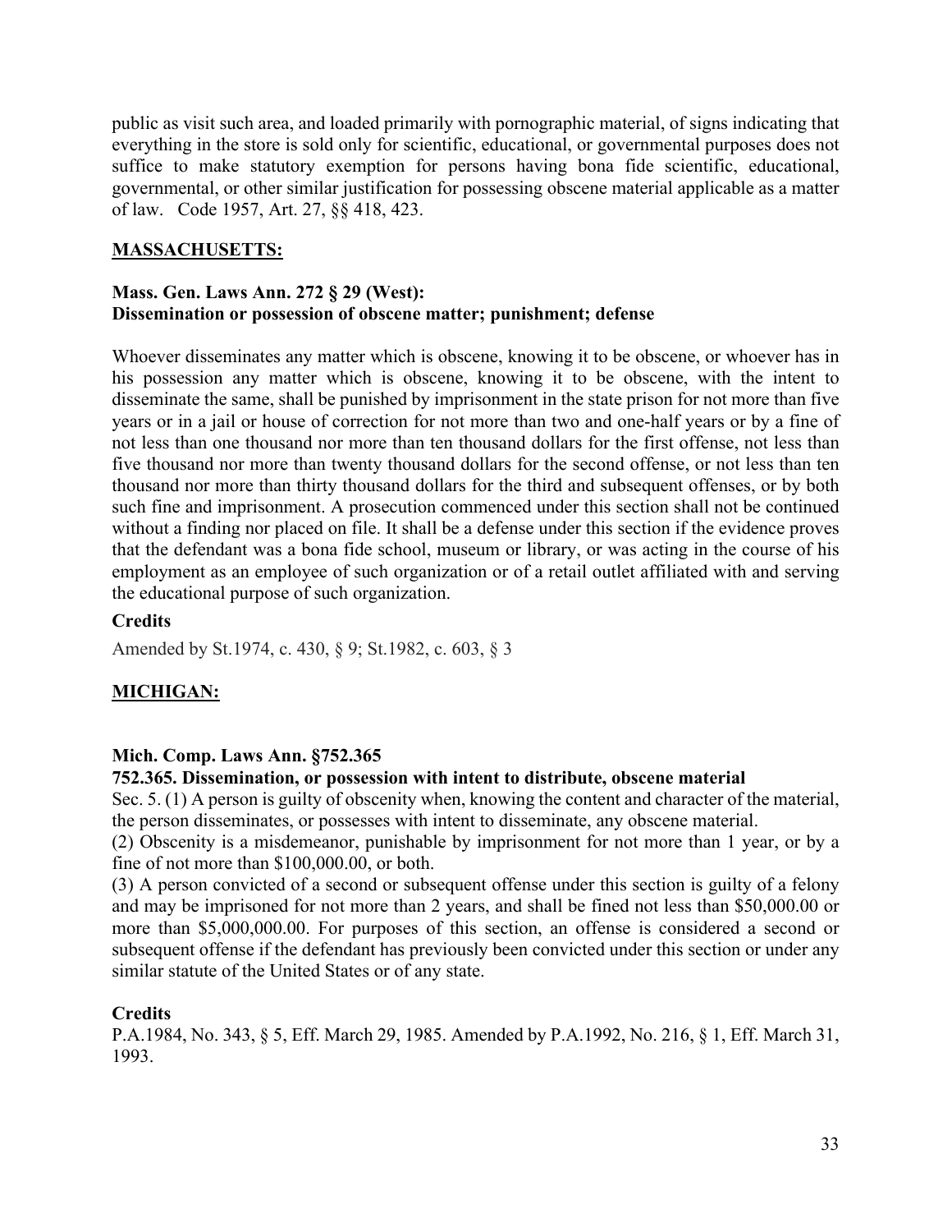public as visit such area, and loaded primarily with pornographic material, of signs indicating that everything in the store is sold only for scientific, educational, or governmental purposes does not suffice to make statutory exemption for persons having bona fide scientific, educational, governmental, or other similar justification for possessing obscene material applicable as a matter of law. Code 1957, Art. 27, §§ 418, 423.

## **MASSACHUSETTS:**

### Mass. Gen. Laws Ann. 272 § 29 (West): Dissemination or possession of obscene matter; punishment; defense

Whoever disseminates any matter which is obscene, knowing it to be obscene, or whoever has in his possession any matter which is obscene, knowing it to be obscene, with the intent to disseminate the same, shall be punished by imprisonment in the state prison for not more than five years or in a jail or house of correction for not more than two and one-half years or by a fine of not less than one thousand nor more than ten thousand dollars for the first offense, not less than five thousand nor more than twenty thousand dollars for the second offense, or not less than ten thousand nor more than thirty thousand dollars for the third and subsequent offenses, or by both such fine and imprisonment. A prosecution commenced under this section shall not be continued without a finding nor placed on file. It shall be a defense under this section if the evidence proves that the defendant was a bona fide school, museum or library, or was acting in the course of his employment as an employee of such organization or of a retail outlet affiliated with and serving the educational purpose of such organization.

**Credits**

Amended by St.1974, c. 430, § 9; St.1982, c. 603, § 3

## **MICHIGAN:**

### Mich. Comp. Laws Ann. §752.365
### 752.365. Dissemination, or possession with intent to distribute, obscene material

Sec. 5. (1) A person is guilty of obscenity when, knowing the content and character of the material, the person disseminates, or possesses with intent to disseminate, any obscene material.

(2) Obscenity is a misdemeanor, punishable by imprisonment for not more than 1 year, or by a fine of not more than $100,000.00, or both.

(3) A person convicted of a second or subsequent offense under this section is guilty of a felony and may be imprisoned for not more than 2 years, and shall be fined not less than $50,000.00 or more than $5,000,000.00. For purposes of this section, an offense is considered a second or subsequent offense if the defendant has previously been convicted under this section or under any similar statute of the United States or of any state.

**Credits**

P.A.1984, No. 343, § 5, Eff. March 29, 1985. Amended by P.A.1992, No. 216, § 1, Eff. March 31, 1993.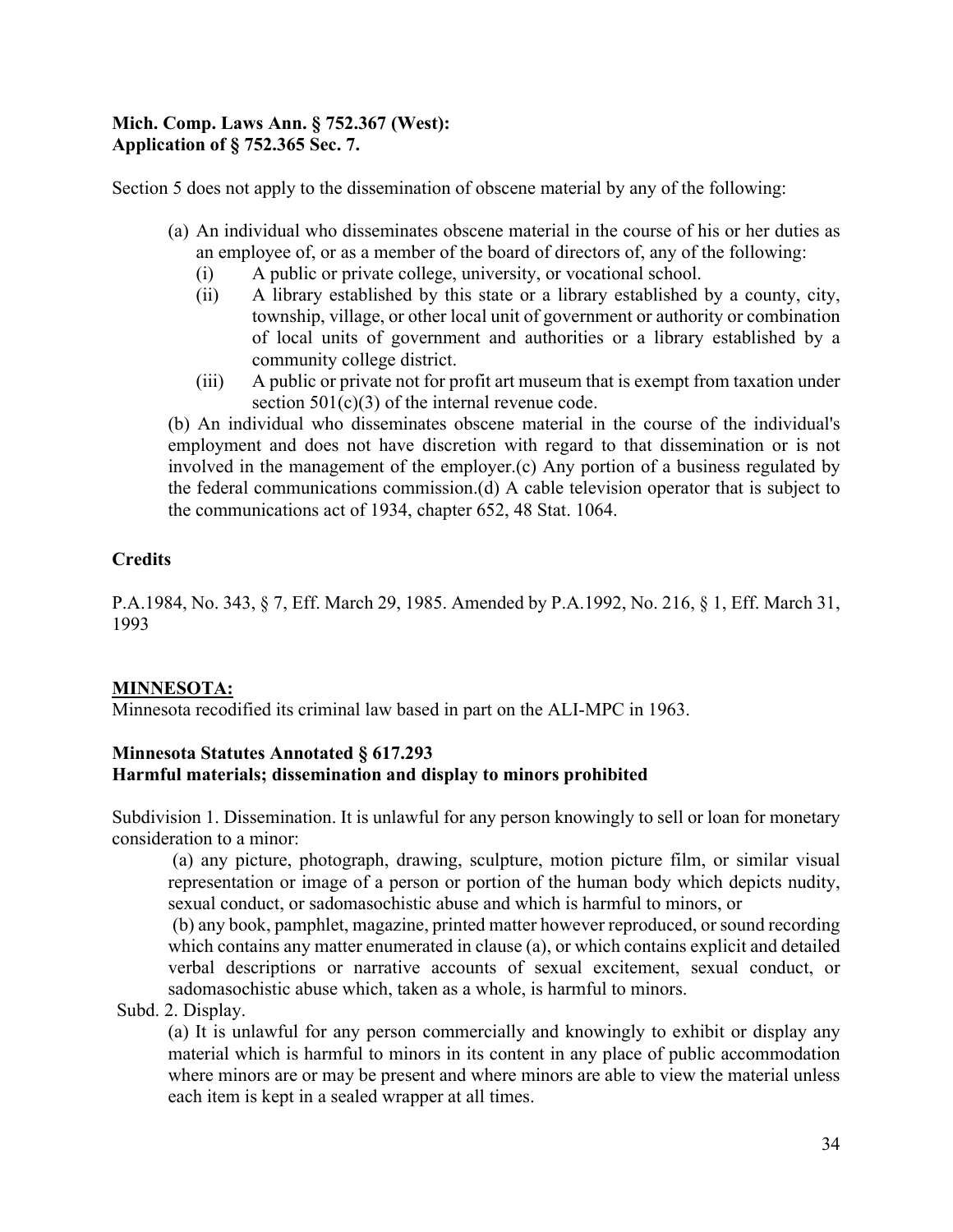**Mich. Comp. Laws Ann. § 752.367 (West):**
**Application of § 752.365 Sec. 7.**

Section 5 does not apply to the dissemination of obscene material by any of the following:

(a) An individual who disseminates obscene material in the course of his or her duties as an employee of, or as a member of the board of directors of, any of the following:
  - (i) A public or private college, university, or vocational school.
  - (ii) A library established by this state or a library established by a county, city, township, village, or other local unit of government or authority or combination of local units of government and authorities or a library established by a community college district.
  - (iii) A public or private not for profit art museum that is exempt from taxation under section 501(c)(3) of the internal revenue code.

(b) An individual who disseminates obscene material in the course of the individual's employment and does not have discretion with regard to that dissemination or is not involved in the management of the employer.(c) Any portion of a business regulated by the federal communications commission.(d) A cable television operator that is subject to the communications act of 1934, chapter 652, 48 Stat. 1064.

**Credits**

P.A.1984, No. 343, § 7, Eff. March 29, 1985. Amended by P.A.1992, No. 216, § 1, Eff. March 31, 1993

**MINNESOTA:**

Minnesota recodified its criminal law based in part on the ALI-MPC in 1963.

**Minnesota Statutes Annotated § 617.293**
**Harmful materials; dissemination and display to minors prohibited**

Subdivision 1. Dissemination. It is unlawful for any person knowingly to sell or loan for monetary consideration to a minor:

(a) any picture, photograph, drawing, sculpture, motion picture film, or similar visual representation or image of a person or portion of the human body which depicts nudity, sexual conduct, or sadomasochistic abuse and which is harmful to minors, or

(b) any book, pamphlet, magazine, printed matter however reproduced, or sound recording which contains any matter enumerated in clause (a), or which contains explicit and detailed verbal descriptions or narrative accounts of sexual excitement, sexual conduct, or sadomasochistic abuse which, taken as a whole, is harmful to minors.

Subd. 2. Display.

(a) It is unlawful for any person commercially and knowingly to exhibit or display any material which is harmful to minors in its content in any place of public accommodation where minors are or may be present and where minors are able to view the material unless each item is kept in a sealed wrapper at all times.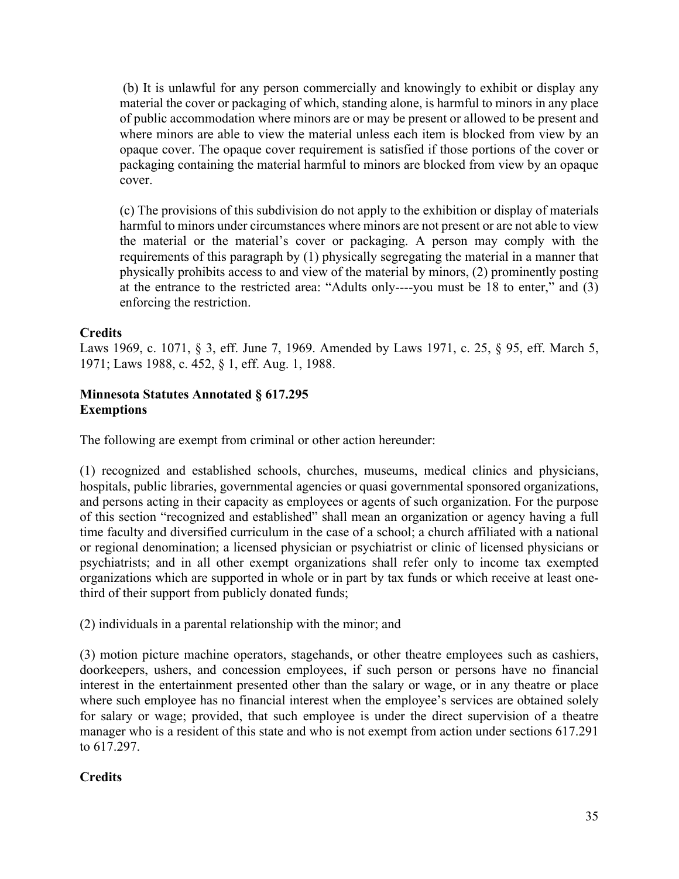(b) It is unlawful for any person commercially and knowingly to exhibit or display any material the cover or packaging of which, standing alone, is harmful to minors in any place of public accommodation where minors are or may be present or allowed to be present and where minors are able to view the material unless each item is blocked from view by an opaque cover. The opaque cover requirement is satisfied if those portions of the cover or packaging containing the material harmful to minors are blocked from view by an opaque cover.

(c) The provisions of this subdivision do not apply to the exhibition or display of materials harmful to minors under circumstances where minors are not present or are not able to view the material or the material's cover or packaging. A person may comply with the requirements of this paragraph by (1) physically segregating the material in a manner that physically prohibits access to and view of the material by minors, (2) prominently posting at the entrance to the restricted area: "Adults only----you must be 18 to enter," and (3) enforcing the restriction.

**Credits**

Laws 1969, c. 1071, § 3, eff. June 7, 1969. Amended by Laws 1971, c. 25, § 95, eff. March 5, 1971; Laws 1988, c. 452, § 1, eff. Aug. 1, 1988.

**Minnesota Statutes Annotated § 617.295**
**Exemptions**

The following are exempt from criminal or other action hereunder:

(1) recognized and established schools, churches, museums, medical clinics and physicians, hospitals, public libraries, governmental agencies or quasi governmental sponsored organizations, and persons acting in their capacity as employees or agents of such organization. For the purpose of this section "recognized and established" shall mean an organization or agency having a full time faculty and diversified curriculum in the case of a school; a church affiliated with a national or regional denomination; a licensed physician or psychiatrist or clinic of licensed physicians or psychiatrists; and in all other exempt organizations shall refer only to income tax exempted organizations which are supported in whole or in part by tax funds or which receive at least one-third of their support from publicly donated funds;

(2) individuals in a parental relationship with the minor; and

(3) motion picture machine operators, stagehands, or other theatre employees such as cashiers, doorkeepers, ushers, and concession employees, if such person or persons have no financial interest in the entertainment presented other than the salary or wage, or in any theatre or place where such employee has no financial interest when the employee's services are obtained solely for salary or wage; provided, that such employee is under the direct supervision of a theatre manager who is a resident of this state and who is not exempt from action under sections 617.291 to 617.297.

**Credits**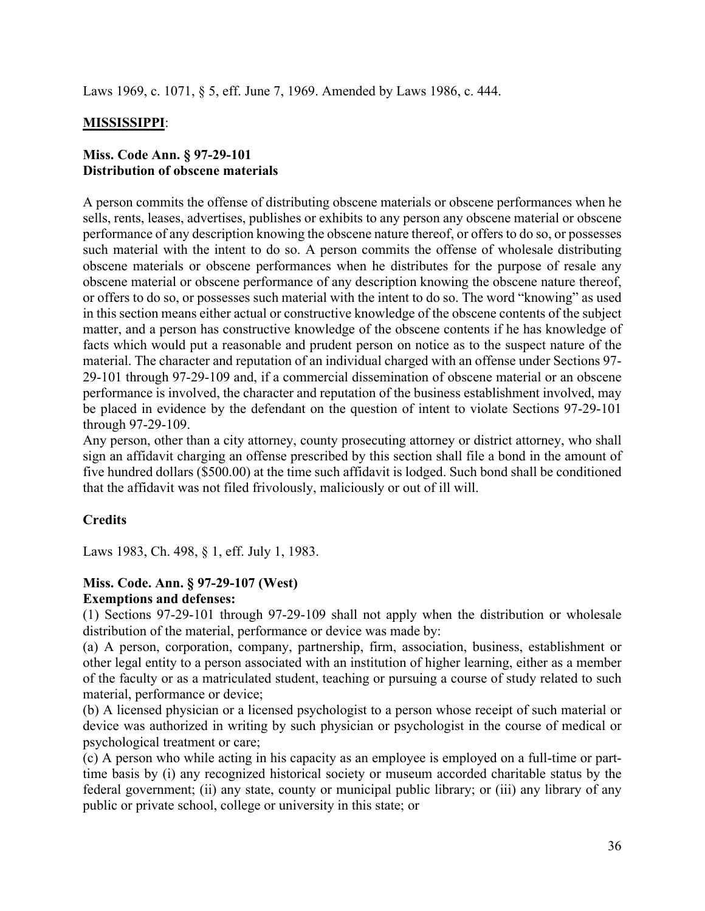Laws 1969, c. 1071, § 5, eff. June 7, 1969. Amended by Laws 1986, c. 444.

## **MISSISSIPPI**:

### **Miss. Code Ann. § 97-29-101**
### **Distribution of obscene materials**

A person commits the offense of distributing obscene materials or obscene performances when he sells, rents, leases, advertises, publishes or exhibits to any person any obscene material or obscene performance of any description knowing the obscene nature thereof, or offers to do so, or possesses such material with the intent to do so. A person commits the offense of wholesale distributing obscene materials or obscene performances when he distributes for the purpose of resale any obscene material or obscene performance of any description knowing the obscene nature thereof, or offers to do so, or possesses such material with the intent to do so. The word "knowing" as used in this section means either actual or constructive knowledge of the obscene contents of the subject matter, and a person has constructive knowledge of the obscene contents if he has knowledge of facts which would put a reasonable and prudent person on notice as to the suspect nature of the material. The character and reputation of an individual charged with an offense under Sections 97-29-101 through 97-29-109 and, if a commercial dissemination of obscene material or an obscene performance is involved, the character and reputation of the business establishment involved, may be placed in evidence by the defendant on the question of intent to violate Sections 97-29-101 through 97-29-109.

Any person, other than a city attorney, county prosecuting attorney or district attorney, who shall sign an affidavit charging an offense prescribed by this section shall file a bond in the amount of five hundred dollars ($500.00) at the time such affidavit is lodged. Such bond shall be conditioned that the affidavit was not filed frivolously, maliciously or out of ill will.

### **Credits**

Laws 1983, Ch. 498, § 1, eff. July 1, 1983.

### **Miss. Code Ann. § 97-29-107 (West)**
### **Exemptions and defenses:**

(1) Sections 97-29-101 through 97-29-109 shall not apply when the distribution or wholesale distribution of the material, performance or device was made by:

(a) A person, corporation, company, partnership, firm, association, business, establishment or other legal entity to a person associated with an institution of higher learning, either as a member of the faculty or as a matriculated student, teaching or pursuing a course of study related to such material, performance or device;

(b) A licensed physician or a licensed psychologist to a person whose receipt of such material or device was authorized in writing by such physician or psychologist in the course of medical or psychological treatment or care;

(c) A person who while acting in his capacity as an employee is employed on a full-time or part-time basis by (i) any recognized historical society or museum accorded charitable status by the federal government; (ii) any state, county or municipal public library; or (iii) any library of any public or private school, college or university in this state; or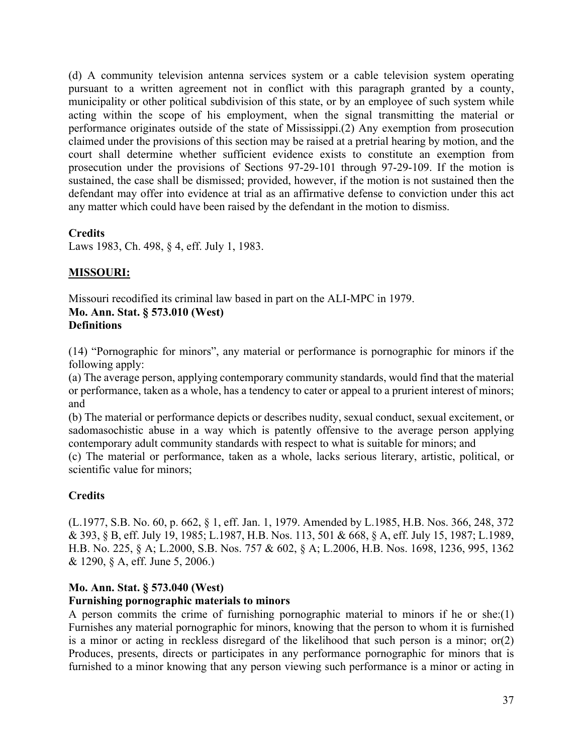(d) A community television antenna services system or a cable television system operating pursuant to a written agreement not in conflict with this paragraph granted by a county, municipality or other political subdivision of this state, or by an employee of such system while acting within the scope of his employment, when the signal transmitting the material or performance originates outside of the state of Mississippi.(2) Any exemption from prosecution claimed under the provisions of this section may be raised at a pretrial hearing by motion, and the court shall determine whether sufficient evidence exists to constitute an exemption from prosecution under the provisions of Sections 97-29-101 through 97-29-109. If the motion is sustained, the case shall be dismissed; provided, however, if the motion is not sustained then the defendant may offer into evidence at trial as an affirmative defense to conviction under this act any matter which could have been raised by the defendant in the motion to dismiss.

**Credits**

Laws 1983, Ch. 498, § 4, eff. July 1, 1983.

## MISSOURI:

Missouri recodified its criminal law based in part on the ALI-MPC in 1979.

**Mo. Ann. Stat. § 573.010 (West)**
**Definitions**

(14) "Pornographic for minors", any material or performance is pornographic for minors if the following apply:

(a) The average person, applying contemporary community standards, would find that the material or performance, taken as a whole, has a tendency to cater or appeal to a prurient interest of minors; and

(b) The material or performance depicts or describes nudity, sexual conduct, sexual excitement, or sadomasochistic abuse in a way which is patently offensive to the average person applying contemporary adult community standards with respect to what is suitable for minors; and

(c) The material or performance, taken as a whole, lacks serious literary, artistic, political, or scientific value for minors;

**Credits**

(L.1977, S.B. No. 60, p. 662, § 1, eff. Jan. 1, 1979. Amended by L.1985, H.B. Nos. 366, 248, 372 & 393, § B, eff. July 19, 1985; L.1987, H.B. Nos. 113, 501 & 668, § A, eff. July 15, 1987; L.1989, H.B. No. 225, § A; L.2000, S.B. Nos. 757 & 602, § A; L.2006, H.B. Nos. 1698, 1236, 995, 1362 & 1290, § A, eff. June 5, 2006.)

**Mo. Ann. Stat. § 573.040 (West)**
**Furnishing pornographic materials to minors**

A person commits the crime of furnishing pornographic material to minors if he or she:(1) Furnishes any material pornographic for minors, knowing that the person to whom it is furnished is a minor or acting in reckless disregard of the likelihood that such person is a minor; or(2) Produces, presents, directs or participates in any performance pornographic for minors that is furnished to a minor knowing that any person viewing such performance is a minor or acting in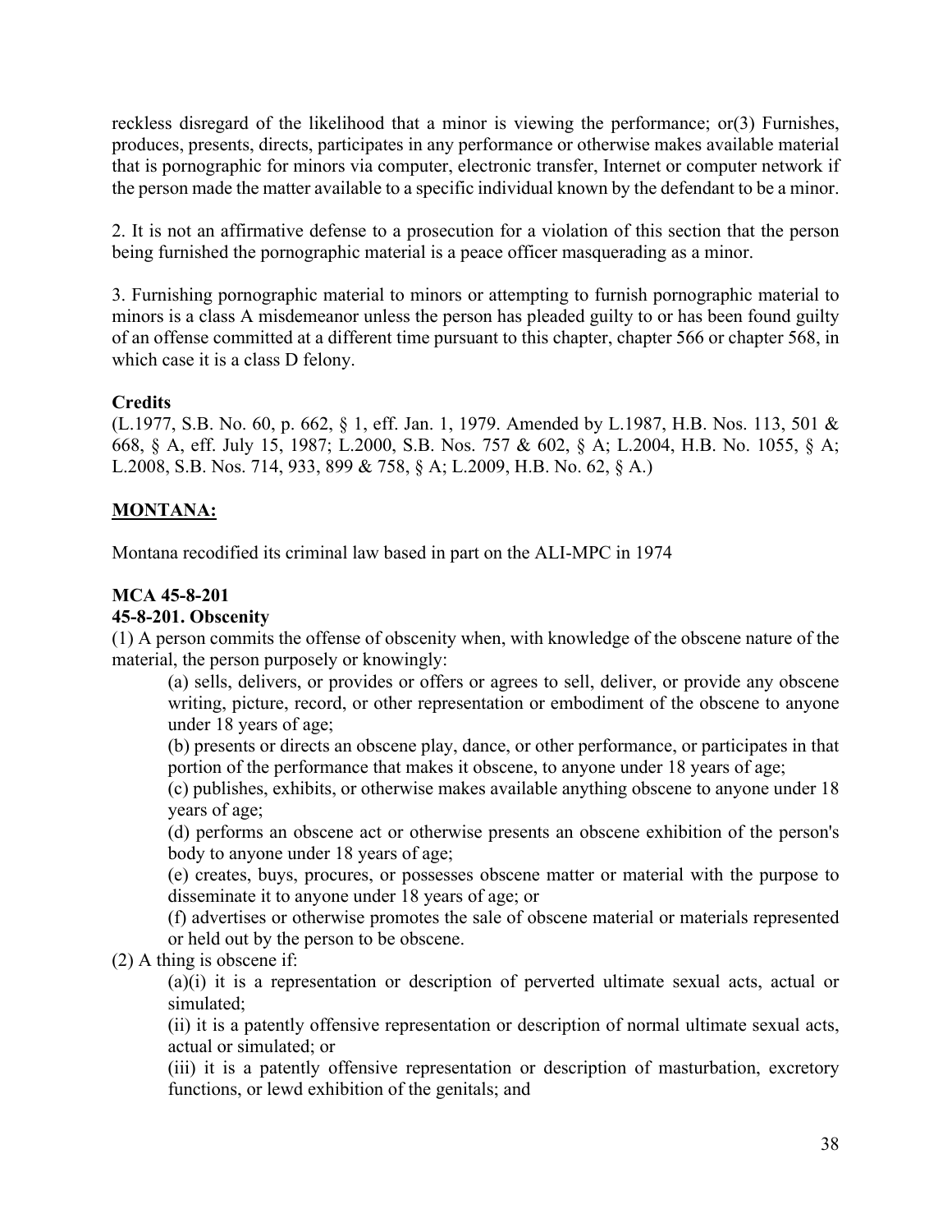reckless disregard of the likelihood that a minor is viewing the performance; or(3) Furnishes, produces, presents, directs, participates in any performance or otherwise makes available material that is pornographic for minors via computer, electronic transfer, Internet or computer network if the person made the matter available to a specific individual known by the defendant to be a minor.

2. It is not an affirmative defense to a prosecution for a violation of this section that the person being furnished the pornographic material is a peace officer masquerading as a minor.

3. Furnishing pornographic material to minors or attempting to furnish pornographic material to minors is a class A misdemeanor unless the person has pleaded guilty to or has been found guilty of an offense committed at a different time pursuant to this chapter, chapter 566 or chapter 568, in which case it is a class D felony.

**Credits**
(L.1977, S.B. No. 60, p. 662, § 1, eff. Jan. 1, 1979. Amended by L.1987, H.B. Nos. 113, 501 & 668, § A, eff. July 15, 1987; L.2000, S.B. Nos. 757 & 602, § A; L.2004, H.B. No. 1055, § A; L.2008, S.B. Nos. 714, 933, 899 & 758, § A; L.2009, H.B. No. 62, § A.)

**<u>MONTANA:</u>**

Montana recodified its criminal law based in part on the ALI-MPC in 1974

**MCA 45-8-201**
**45-8-201. Obscenity**

(1) A person commits the offense of obscenity when, with knowledge of the obscene nature of the material, the person purposely or knowingly:

> (a) sells, delivers, or provides or offers or agrees to sell, deliver, or provide any obscene writing, picture, record, or other representation or embodiment of the obscene to anyone under 18 years of age;
>
> (b) presents or directs an obscene play, dance, or other performance, or participates in that portion of the performance that makes it obscene, to anyone under 18 years of age;
>
> (c) publishes, exhibits, or otherwise makes available anything obscene to anyone under 18 years of age;
>
> (d) performs an obscene act or otherwise presents an obscene exhibition of the person's body to anyone under 18 years of age;
>
> (e) creates, buys, procures, or possesses obscene matter or material with the purpose to disseminate it to anyone under 18 years of age; or
>
> (f) advertises or otherwise promotes the sale of obscene material or materials represented or held out by the person to be obscene.

(2) A thing is obscene if:

> (a)(i) it is a representation or description of perverted ultimate sexual acts, actual or simulated;
>
> (ii) it is a patently offensive representation or description of normal ultimate sexual acts, actual or simulated; or
>
> (iii) it is a patently offensive representation or description of masturbation, excretory functions, or lewd exhibition of the genitals; and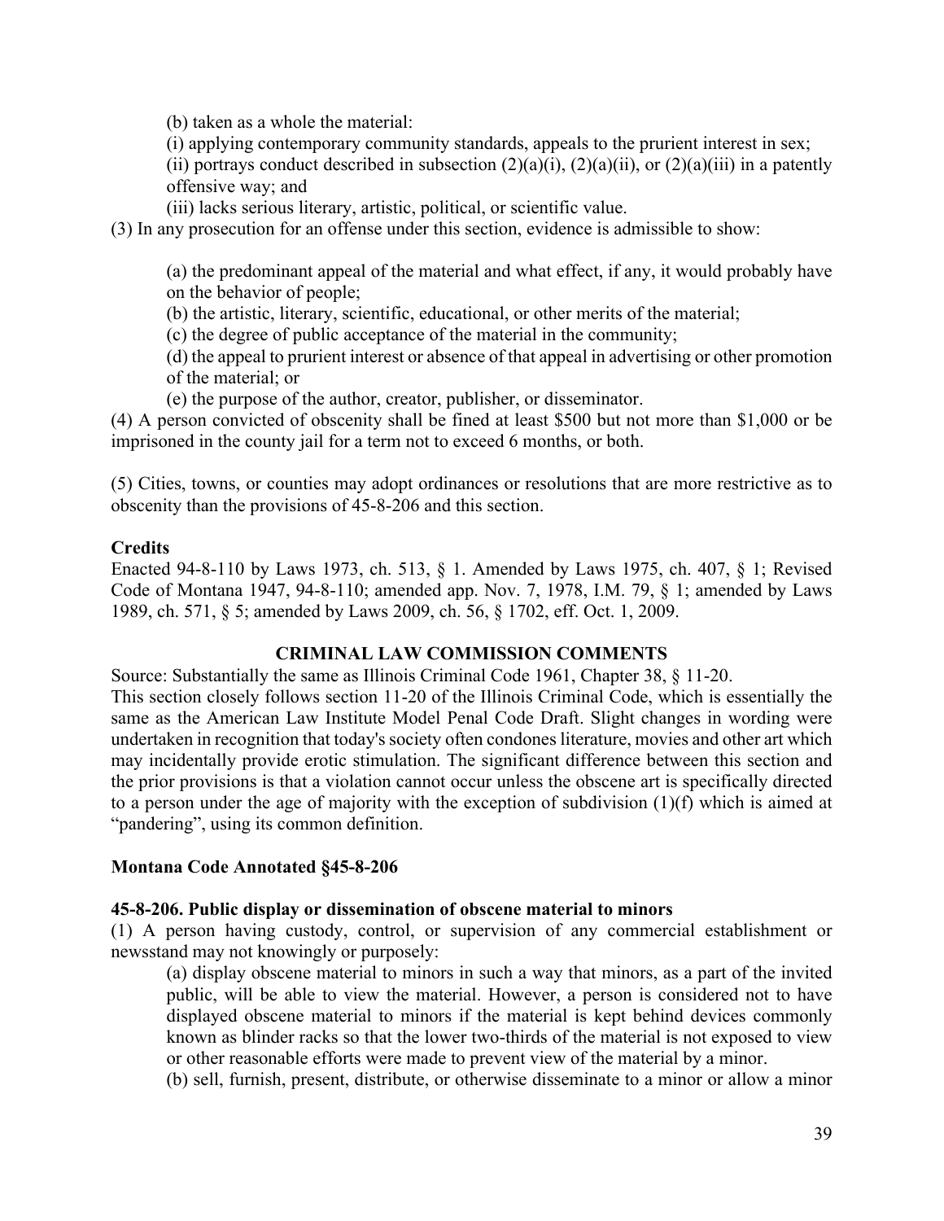(b) taken as a whole the material:

(i) applying contemporary community standards, appeals to the prurient interest in sex;

(ii) portrays conduct described in subsection (2)(a)(i), (2)(a)(ii), or (2)(a)(iii) in a patently offensive way; and

(iii) lacks serious literary, artistic, political, or scientific value.

(3) In any prosecution for an offense under this section, evidence is admissible to show:

(a) the predominant appeal of the material and what effect, if any, it would probably have on the behavior of people;

(b) the artistic, literary, scientific, educational, or other merits of the material;

(c) the degree of public acceptance of the material in the community;

(d) the appeal to prurient interest or absence of that appeal in advertising or other promotion of the material; or

(e) the purpose of the author, creator, publisher, or disseminator.

(4) A person convicted of obscenity shall be fined at least $500 but not more than $1,000 or be imprisoned in the county jail for a term not to exceed 6 months, or both.

(5) Cities, towns, or counties may adopt ordinances or resolutions that are more restrictive as to obscenity than the provisions of 45-8-206 and this section.

**Credits**

Enacted 94-8-110 by Laws 1973, ch. 513, § 1. Amended by Laws 1975, ch. 407, § 1; Revised Code of Montana 1947, 94-8-110; amended app. Nov. 7, 1978, I.M. 79, § 1; amended by Laws 1989, ch. 571, § 5; amended by Laws 2009, ch. 56, § 1702, eff. Oct. 1, 2009.

**CRIMINAL LAW COMMISSION COMMENTS**

Source: Substantially the same as Illinois Criminal Code 1961, Chapter 38, § 11-20.

This section closely follows section 11-20 of the Illinois Criminal Code, which is essentially the same as the American Law Institute Model Penal Code Draft. Slight changes in wording were undertaken in recognition that today's society often condones literature, movies and other art which may incidentally provide erotic stimulation. The significant difference between this section and the prior provisions is that a violation cannot occur unless the obscene art is specifically directed to a person under the age of majority with the exception of subdivision (1)(f) which is aimed at "pandering", using its common definition.

**Montana Code Annotated §45-8-206**

**45-8-206. Public display or dissemination of obscene material to minors**

(1) A person having custody, control, or supervision of any commercial establishment or newsstand may not knowingly or purposely:

(a) display obscene material to minors in such a way that minors, as a part of the invited public, will be able to view the material. However, a person is considered not to have displayed obscene material to minors if the material is kept behind devices commonly known as blinder racks so that the lower two-thirds of the material is not exposed to view or other reasonable efforts were made to prevent view of the material by a minor.

(b) sell, furnish, present, distribute, or otherwise disseminate to a minor or allow a minor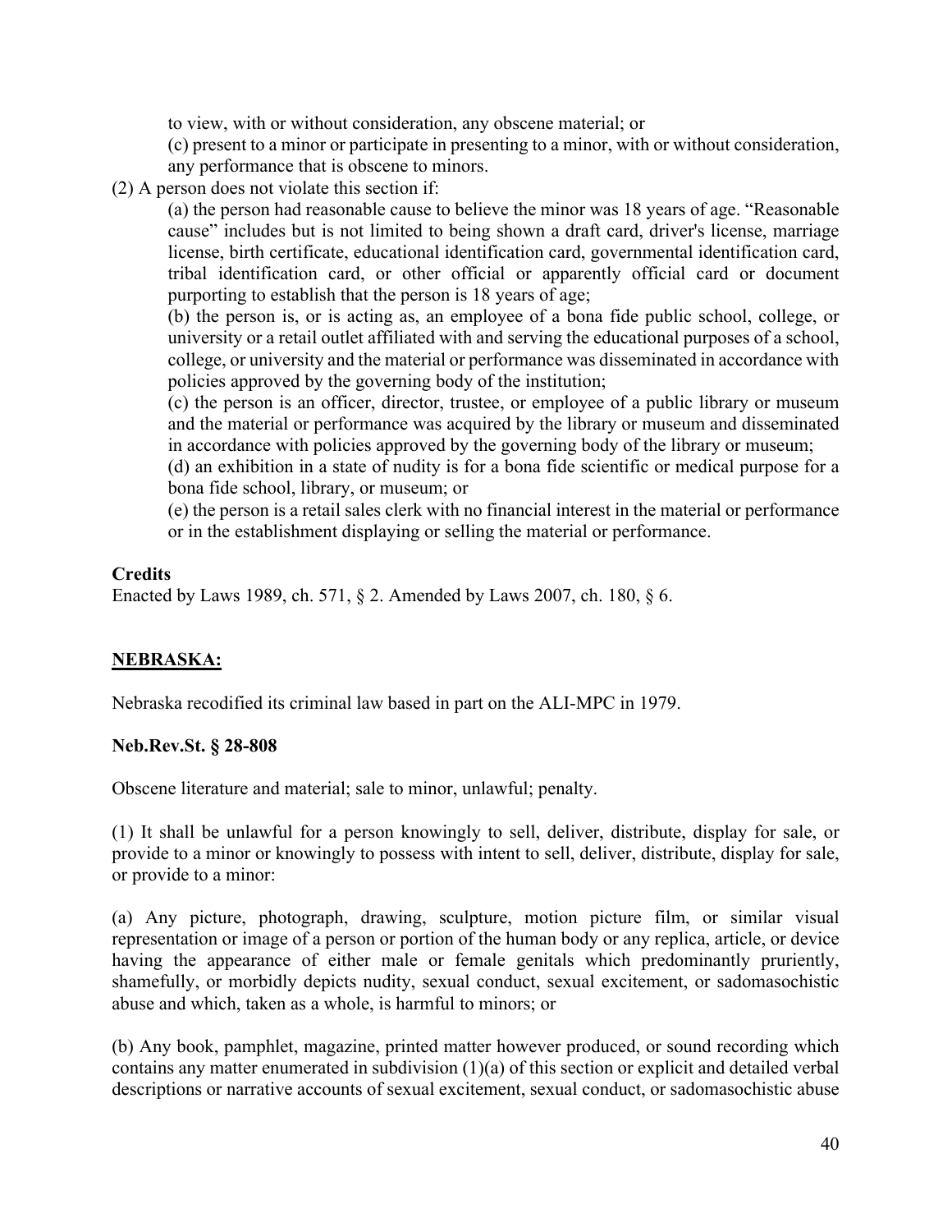to view, with or without consideration, any obscene material; or

(c) present to a minor or participate in presenting to a minor, with or without consideration, any performance that is obscene to minors.

(2) A person does not violate this section if:

(a) the person had reasonable cause to believe the minor was 18 years of age. "Reasonable cause" includes but is not limited to being shown a draft card, driver's license, marriage license, birth certificate, educational identification card, governmental identification card, tribal identification card, or other official or apparently official card or document purporting to establish that the person is 18 years of age;

(b) the person is, or is acting as, an employee of a bona fide public school, college, or university or a retail outlet affiliated with and serving the educational purposes of a school, college, or university and the material or performance was disseminated in accordance with policies approved by the governing body of the institution;

(c) the person is an officer, director, trustee, or employee of a public library or museum and the material or performance was acquired by the library or museum and disseminated in accordance with policies approved by the governing body of the library or museum;

(d) an exhibition in a state of nudity is for a bona fide scientific or medical purpose for a bona fide school, library, or museum; or

(e) the person is a retail sales clerk with no financial interest in the material or performance or in the establishment displaying or selling the material or performance.

**Credits**

Enacted by Laws 1989, ch. 571, § 2. Amended by Laws 2007, ch. 180, § 6.

## NEBRASKA:

Nebraska recodified its criminal law based in part on the ALI-MPC in 1979.

**Neb.Rev.St. § 28-808**

Obscene literature and material; sale to minor, unlawful; penalty.

(1) It shall be unlawful for a person knowingly to sell, deliver, distribute, display for sale, or provide to a minor or knowingly to possess with intent to sell, deliver, distribute, display for sale, or provide to a minor:

(a) Any picture, photograph, drawing, sculpture, motion picture film, or similar visual representation or image of a person or portion of the human body or any replica, article, or device having the appearance of either male or female genitals which predominantly pruriently, shamefully, or morbidly depicts nudity, sexual conduct, sexual excitement, or sadomasochistic abuse and which, taken as a whole, is harmful to minors; or

(b) Any book, pamphlet, magazine, printed matter however produced, or sound recording which contains any matter enumerated in subdivision (1)(a) of this section or explicit and detailed verbal descriptions or narrative accounts of sexual excitement, sexual conduct, or sadomasochistic abuse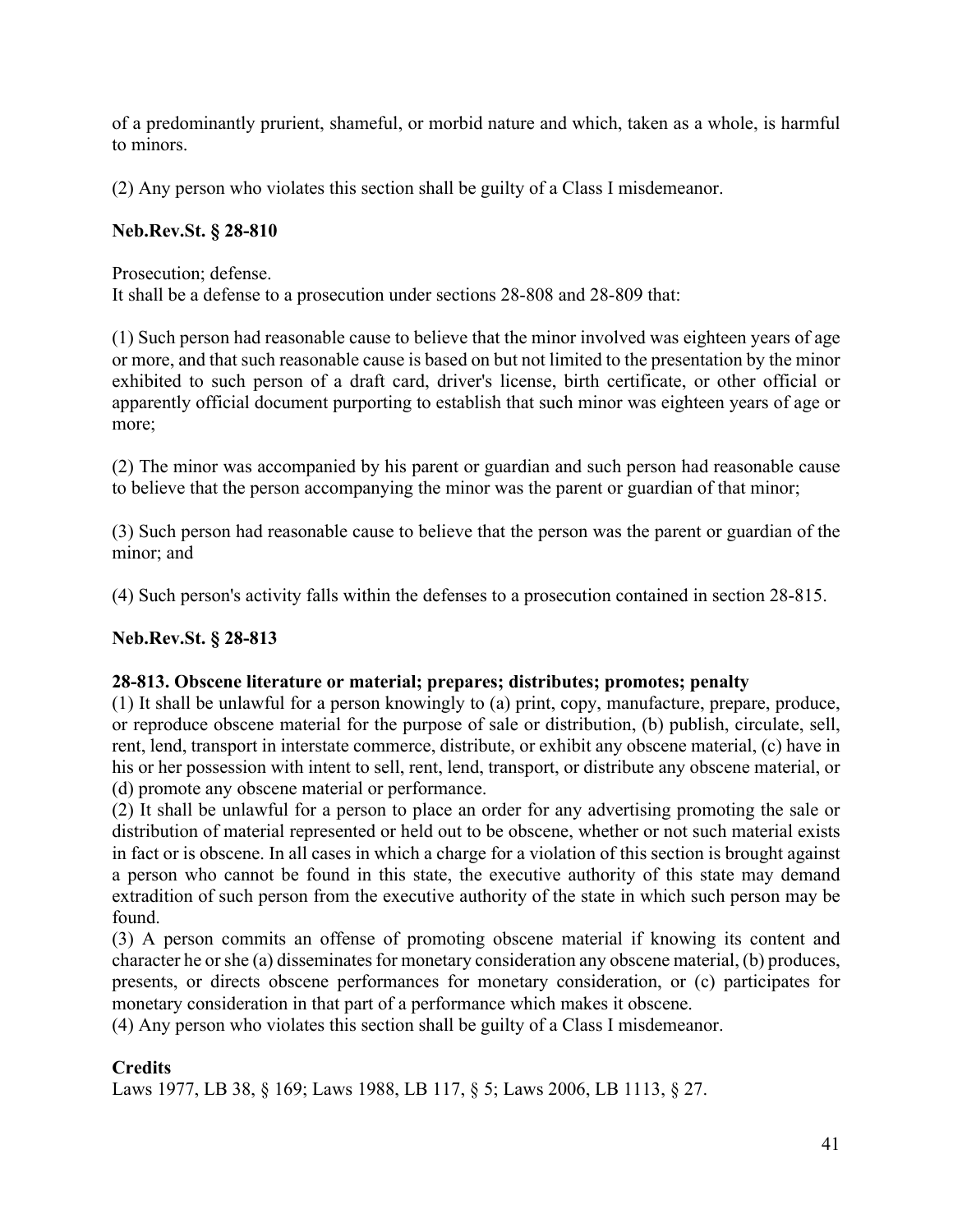of a predominantly prurient, shameful, or morbid nature and which, taken as a whole, is harmful to minors.

(2) Any person who violates this section shall be guilty of a Class I misdemeanor.

**Neb.Rev.St. § 28-810**

Prosecution; defense.
It shall be a defense to a prosecution under sections 28-808 and 28-809 that:

(1) Such person had reasonable cause to believe that the minor involved was eighteen years of age or more, and that such reasonable cause is based on but not limited to the presentation by the minor exhibited to such person of a draft card, driver's license, birth certificate, or other official or apparently official document purporting to establish that such minor was eighteen years of age or more;

(2) The minor was accompanied by his parent or guardian and such person had reasonable cause to believe that the person accompanying the minor was the parent or guardian of that minor;

(3) Such person had reasonable cause to believe that the person was the parent or guardian of the minor; and

(4) Such person's activity falls within the defenses to a prosecution contained in section 28-815.

**Neb.Rev.St. § 28-813**

**28-813. Obscene literature or material; prepares; distributes; promotes; penalty**
(1) It shall be unlawful for a person knowingly to (a) print, copy, manufacture, prepare, produce, or reproduce obscene material for the purpose of sale or distribution, (b) publish, circulate, sell, rent, lend, transport in interstate commerce, distribute, or exhibit any obscene material, (c) have in his or her possession with intent to sell, rent, lend, transport, or distribute any obscene material, or (d) promote any obscene material or performance.
(2) It shall be unlawful for a person to place an order for any advertising promoting the sale or distribution of material represented or held out to be obscene, whether or not such material exists in fact or is obscene. In all cases in which a charge for a violation of this section is brought against a person who cannot be found in this state, the executive authority of this state may demand extradition of such person from the executive authority of the state in which such person may be found.
(3) A person commits an offense of promoting obscene material if knowing its content and character he or she (a) disseminates for monetary consideration any obscene material, (b) produces, presents, or directs obscene performances for monetary consideration, or (c) participates for monetary consideration in that part of a performance which makes it obscene.
(4) Any person who violates this section shall be guilty of a Class I misdemeanor.

**Credits**
Laws 1977, LB 38, § 169; Laws 1988, LB 117, § 5; Laws 2006, LB 1113, § 27.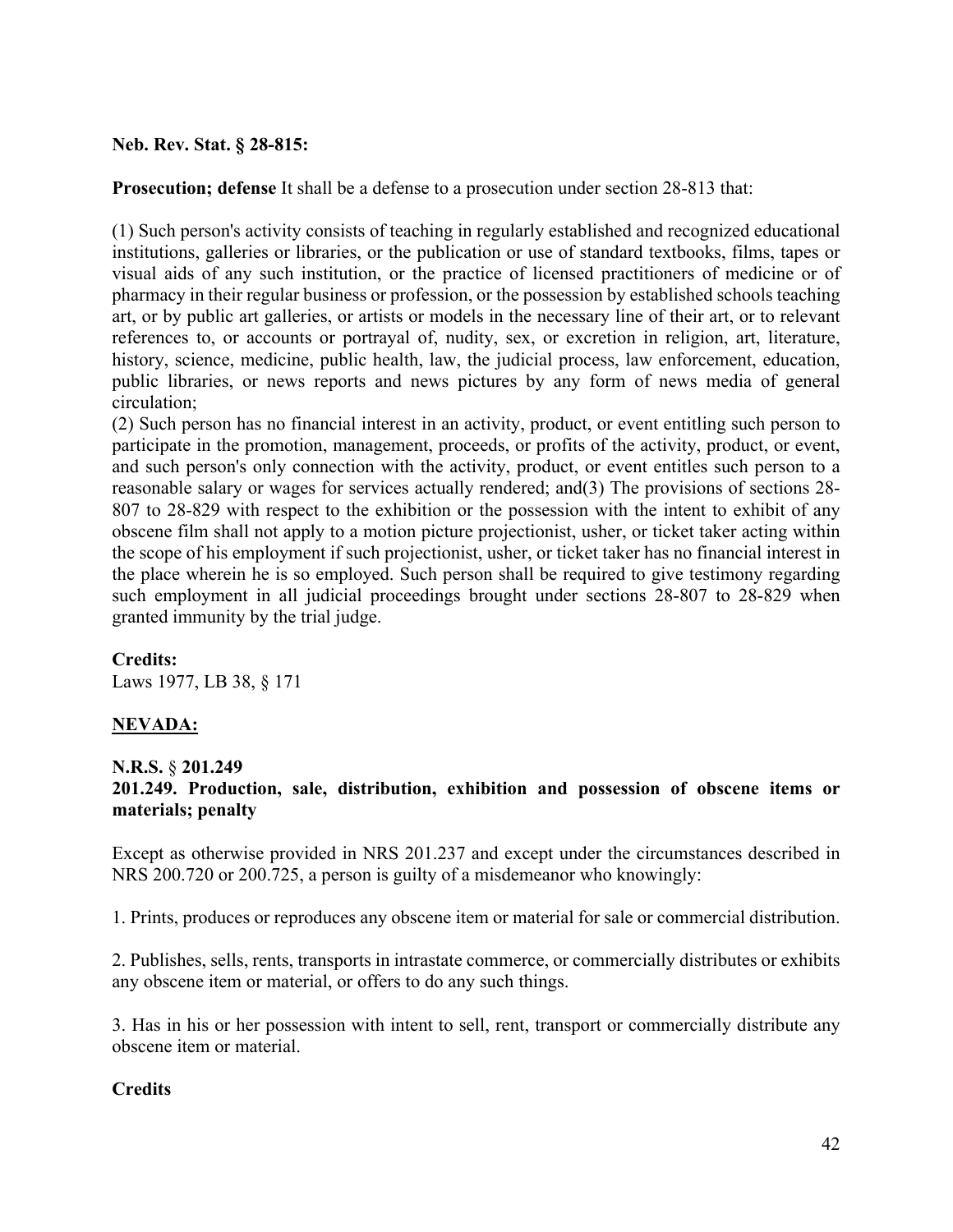**Neb. Rev. Stat. § 28-815:**

**Prosecution; defense** It shall be a defense to a prosecution under section 28-813 that:

(1) Such person's activity consists of teaching in regularly established and recognized educational institutions, galleries or libraries, or the publication or use of standard textbooks, films, tapes or visual aids of any such institution, or the practice of licensed practitioners of medicine or of pharmacy in their regular business or profession, or the possession by established schools teaching art, or by public art galleries, or artists or models in the necessary line of their art, or to relevant references to, or accounts or portrayal of, nudity, sex, or excretion in religion, art, literature, history, science, medicine, public health, law, the judicial process, law enforcement, education, public libraries, or news reports and news pictures by any form of news media of general circulation;
(2) Such person has no financial interest in an activity, product, or event entitling such person to participate in the promotion, management, proceeds, or profits of the activity, product, or event, and such person's only connection with the activity, product, or event entitles such person to a reasonable salary or wages for services actually rendered; and(3) The provisions of sections 28-807 to 28-829 with respect to the exhibition or the possession with the intent to exhibit of any obscene film shall not apply to a motion picture projectionist, usher, or ticket taker acting within the scope of his employment if such projectionist, usher, or ticket taker has no financial interest in the place wherein he is so employed. Such person shall be required to give testimony regarding such employment in all judicial proceedings brought under sections 28-807 to 28-829 when granted immunity by the trial judge.

**Credits:**
Laws 1977, LB 38, § 171

**NEVADA:**

**N.R.S.** § **201.249**
**201.249. Production, sale, distribution, exhibition and possession of obscene items or materials; penalty**

Except as otherwise provided in NRS 201.237 and except under the circumstances described in NRS 200.720 or 200.725, a person is guilty of a misdemeanor who knowingly:

1. Prints, produces or reproduces any obscene item or material for sale or commercial distribution.

2. Publishes, sells, rents, transports in intrastate commerce, or commercially distributes or exhibits any obscene item or material, or offers to do any such things.

3. Has in his or her possession with intent to sell, rent, transport or commercially distribute any obscene item or material.

**Credits**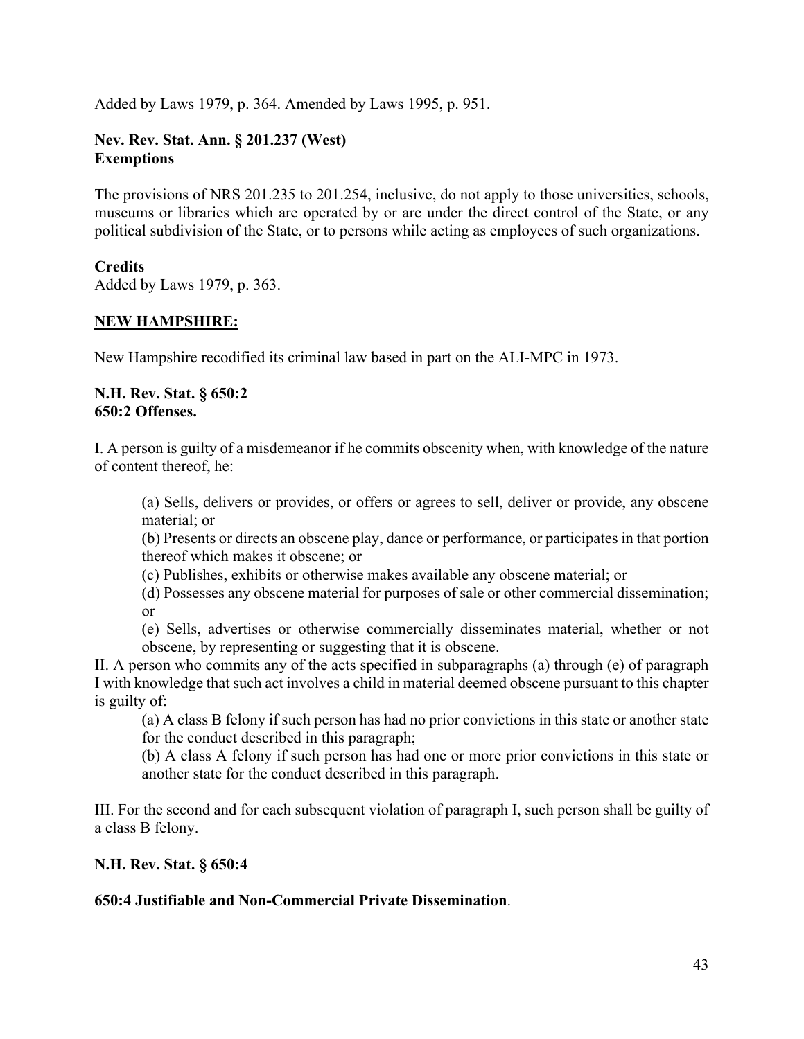Added by Laws 1979, p. 364. Amended by Laws 1995, p. 951.

**Nev. Rev. Stat. Ann. § 201.237 (West)**
**Exemptions**

The provisions of NRS 201.235 to 201.254, inclusive, do not apply to those universities, schools, museums or libraries which are operated by or are under the direct control of the State, or any political subdivision of the State, or to persons while acting as employees of such organizations.

**Credits**
Added by Laws 1979, p. 363.

**NEW HAMPSHIRE:**

New Hampshire recodified its criminal law based in part on the ALI-MPC in 1973.

**N.H. Rev. Stat. § 650:2**
**650:2 Offenses.**

I. A person is guilty of a misdemeanor if he commits obscenity when, with knowledge of the nature of content thereof, he:

> (a) Sells, delivers or provides, or offers or agrees to sell, deliver or provide, any obscene material; or
> (b) Presents or directs an obscene play, dance or performance, or participates in that portion thereof which makes it obscene; or
> (c) Publishes, exhibits or otherwise makes available any obscene material; or
> (d) Possesses any obscene material for purposes of sale or other commercial dissemination; or
> (e) Sells, advertises or otherwise commercially disseminates material, whether or not obscene, by representing or suggesting that it is obscene.

II. A person who commits any of the acts specified in subparagraphs (a) through (e) of paragraph I with knowledge that such act involves a child in material deemed obscene pursuant to this chapter is guilty of:

> (a) A class B felony if such person has had no prior convictions in this state or another state for the conduct described in this paragraph;
> (b) A class A felony if such person has had one or more prior convictions in this state or another state for the conduct described in this paragraph.

III. For the second and for each subsequent violation of paragraph I, such person shall be guilty of a class B felony.

**N.H. Rev. Stat. § 650:4**

**650:4 Justifiable and Non-Commercial Private Dissemination**.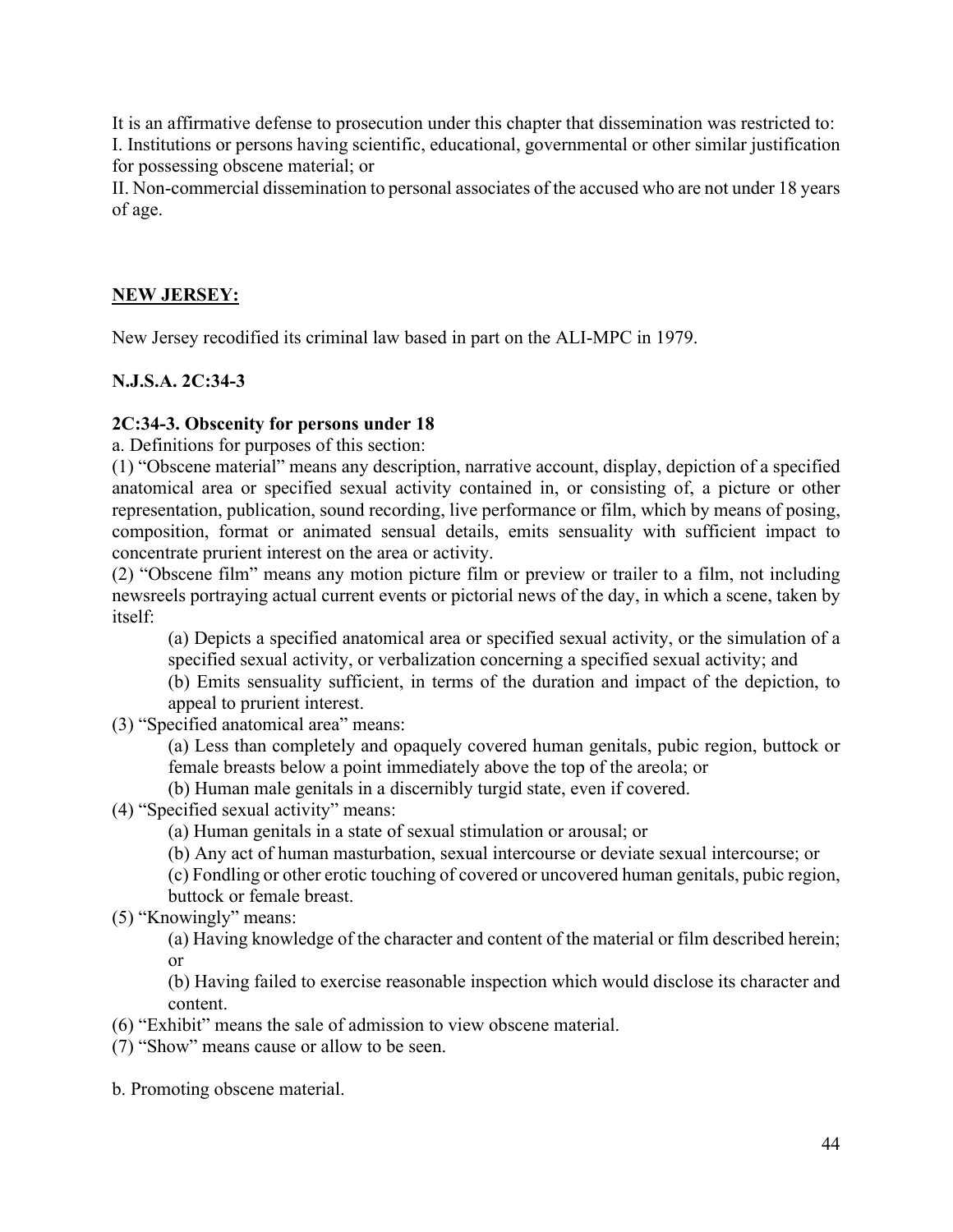It is an affirmative defense to prosecution under this chapter that dissemination was restricted to:
I. Institutions or persons having scientific, educational, governmental or other similar justification for possessing obscene material; or
II. Non-commercial dissemination to personal associates of the accused who are not under 18 years of age.

## **NEW JERSEY:**

New Jersey recodified its criminal law based in part on the ALI-MPC in 1979.

**N.J.S.A. 2C:34-3**

**2C:34-3. Obscenity for persons under 18**

a. Definitions for purposes of this section:

(1) "Obscene material" means any description, narrative account, display, depiction of a specified anatomical area or specified sexual activity contained in, or consisting of, a picture or other representation, publication, sound recording, live performance or film, which by means of posing, composition, format or animated sensual details, emits sensuality with sufficient impact to concentrate prurient interest on the area or activity.

(2) "Obscene film" means any motion picture film or preview or trailer to a film, not including newsreels portraying actual current events or pictorial news of the day, in which a scene, taken by itself:

> (a) Depicts a specified anatomical area or specified sexual activity, or the simulation of a specified sexual activity, or verbalization concerning a specified sexual activity; and
>
> (b) Emits sensuality sufficient, in terms of the duration and impact of the depiction, to appeal to prurient interest.

(3) "Specified anatomical area" means:

> (a) Less than completely and opaquely covered human genitals, pubic region, buttock or female breasts below a point immediately above the top of the areola; or
>
> (b) Human male genitals in a discernibly turgid state, even if covered.

(4) "Specified sexual activity" means:

> (a) Human genitals in a state of sexual stimulation or arousal; or
>
> (b) Any act of human masturbation, sexual intercourse or deviate sexual intercourse; or
>
> (c) Fondling or other erotic touching of covered or uncovered human genitals, pubic region, buttock or female breast.

(5) "Knowingly" means:

> (a) Having knowledge of the character and content of the material or film described herein; or
>
> (b) Having failed to exercise reasonable inspection which would disclose its character and content.

(6) "Exhibit" means the sale of admission to view obscene material.

(7) "Show" means cause or allow to be seen.

b. Promoting obscene material.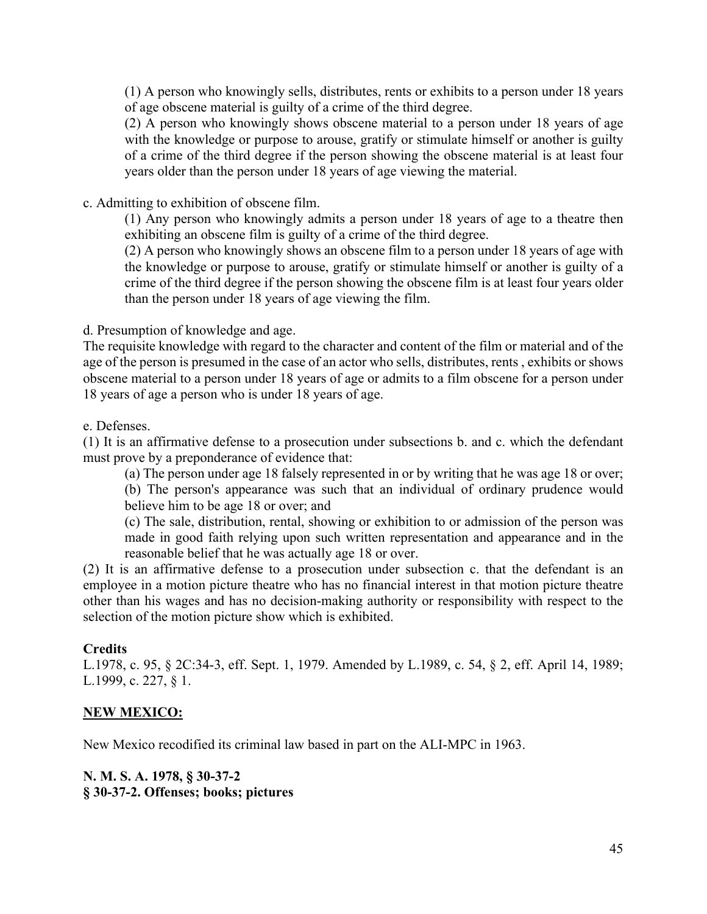(1) A person who knowingly sells, distributes, rents or exhibits to a person under 18 years of age obscene material is guilty of a crime of the third degree.

(2) A person who knowingly shows obscene material to a person under 18 years of age with the knowledge or purpose to arouse, gratify or stimulate himself or another is guilty of a crime of the third degree if the person showing the obscene material is at least four years older than the person under 18 years of age viewing the material.

c. Admitting to exhibition of obscene film.

(1) Any person who knowingly admits a person under 18 years of age to a theatre then exhibiting an obscene film is guilty of a crime of the third degree.

(2) A person who knowingly shows an obscene film to a person under 18 years of age with the knowledge or purpose to arouse, gratify or stimulate himself or another is guilty of a crime of the third degree if the person showing the obscene film is at least four years older than the person under 18 years of age viewing the film.

d. Presumption of knowledge and age.

The requisite knowledge with regard to the character and content of the film or material and of the age of the person is presumed in the case of an actor who sells, distributes, rents , exhibits or shows obscene material to a person under 18 years of age or admits to a film obscene for a person under 18 years of age a person who is under 18 years of age.

e. Defenses.

(1) It is an affirmative defense to a prosecution under subsections b. and c. which the defendant must prove by a preponderance of evidence that:

(a) The person under age 18 falsely represented in or by writing that he was age 18 or over;

(b) The person's appearance was such that an individual of ordinary prudence would believe him to be age 18 or over; and

(c) The sale, distribution, rental, showing or exhibition to or admission of the person was made in good faith relying upon such written representation and appearance and in the reasonable belief that he was actually age 18 or over.

(2) It is an affirmative defense to a prosecution under subsection c. that the defendant is an employee in a motion picture theatre who has no financial interest in that motion picture theatre other than his wages and has no decision-making authority or responsibility with respect to the selection of the motion picture show which is exhibited.

**Credits**

L.1978, c. 95, § 2C:34-3, eff. Sept. 1, 1979. Amended by L.1989, c. 54, § 2, eff. April 14, 1989; L.1999, c. 227, § 1.

## NEW MEXICO:

New Mexico recodified its criminal law based in part on the ALI-MPC in 1963.

**N. M. S. A. 1978, § 30-37-2**
**§ 30-37-2. Offenses; books; pictures**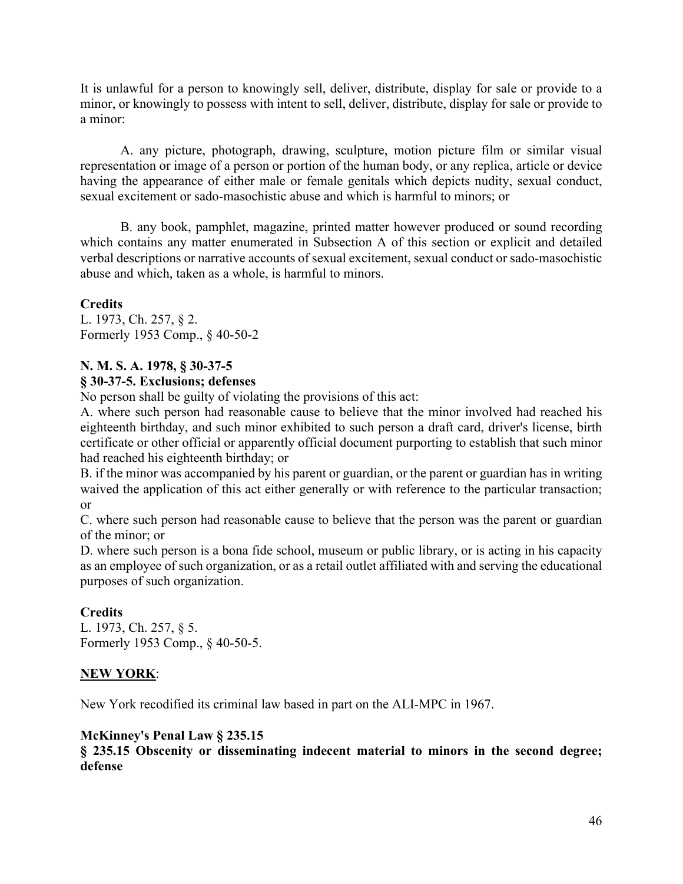It is unlawful for a person to knowingly sell, deliver, distribute, display for sale or provide to a minor, or knowingly to possess with intent to sell, deliver, distribute, display for sale or provide to a minor:

A. any picture, photograph, drawing, sculpture, motion picture film or similar visual representation or image of a person or portion of the human body, or any replica, article or device having the appearance of either male or female genitals which depicts nudity, sexual conduct, sexual excitement or sado-masochistic abuse and which is harmful to minors; or

B. any book, pamphlet, magazine, printed matter however produced or sound recording which contains any matter enumerated in Subsection A of this section or explicit and detailed verbal descriptions or narrative accounts of sexual excitement, sexual conduct or sado-masochistic abuse and which, taken as a whole, is harmful to minors.

**Credits**
L. 1973, Ch. 257, § 2.
Formerly 1953 Comp., § 40-50-2

**N. M. S. A. 1978, § 30-37-5**
**§ 30-37-5. Exclusions; defenses**
No person shall be guilty of violating the provisions of this act:
A. where such person had reasonable cause to believe that the minor involved had reached his eighteenth birthday, and such minor exhibited to such person a draft card, driver's license, birth certificate or other official or apparently official document purporting to establish that such minor had reached his eighteenth birthday; or
B. if the minor was accompanied by his parent or guardian, or the parent or guardian has in writing waived the application of this act either generally or with reference to the particular transaction; or
C. where such person had reasonable cause to believe that the person was the parent or guardian of the minor; or
D. where such person is a bona fide school, museum or public library, or is acting in his capacity as an employee of such organization, or as a retail outlet affiliated with and serving the educational purposes of such organization.

**Credits**
L. 1973, Ch. 257, § 5.
Formerly 1953 Comp., § 40-50-5.

**NEW YORK**:

New York recodified its criminal law based in part on the ALI-MPC in 1967.

**McKinney's Penal Law § 235.15**
**§ 235.15 Obscenity or disseminating indecent material to minors in the second degree; defense**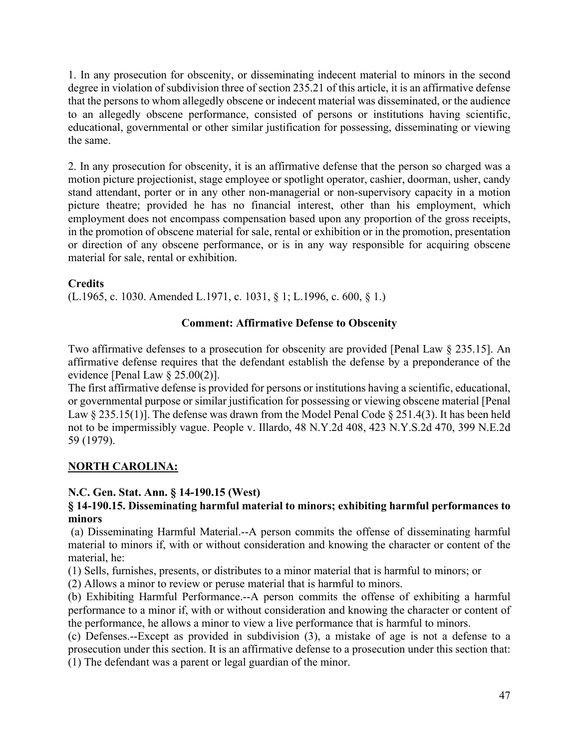1. In any prosecution for obscenity, or disseminating indecent material to minors in the second degree in violation of subdivision three of section 235.21 of this article, it is an affirmative defense that the persons to whom allegedly obscene or indecent material was disseminated, or the audience to an allegedly obscene performance, consisted of persons or institutions having scientific, educational, governmental or other similar justification for possessing, disseminating or viewing the same.

2. In any prosecution for obscenity, it is an affirmative defense that the person so charged was a motion picture projectionist, stage employee or spotlight operator, cashier, doorman, usher, candy stand attendant, porter or in any other non-managerial or non-supervisory capacity in a motion picture theatre; provided he has no financial interest, other than his employment, which employment does not encompass compensation based upon any proportion of the gross receipts, in the promotion of obscene material for sale, rental or exhibition or in the promotion, presentation or direction of any obscene performance, or is in any way responsible for acquiring obscene material for sale, rental or exhibition.

**Credits**

(L.1965, c. 1030. Amended L.1971, c. 1031, § 1; L.1996, c. 600, § 1.)

**Comment: Affirmative Defense to Obscenity**

Two affirmative defenses to a prosecution for obscenity are provided [Penal Law § 235.15]. An affirmative defense requires that the defendant establish the defense by a preponderance of the evidence [Penal Law § 25.00(2)].

The first affirmative defense is provided for persons or institutions having a scientific, educational, or governmental purpose or similar justification for possessing or viewing obscene material [Penal Law § 235.15(1)]. The defense was drawn from the Model Penal Code § 251.4(3). It has been held not to be impermissibly vague. People v. Illardo, 48 N.Y.2d 408, 423 N.Y.S.2d 470, 399 N.E.2d 59 (1979).

## NORTH CAROLINA:

**N.C. Gen. Stat. Ann. § 14-190.15 (West)**

**§ 14-190.15. Disseminating harmful material to minors; exhibiting harmful performances to minors**

(a) Disseminating Harmful Material.--A person commits the offense of disseminating harmful material to minors if, with or without consideration and knowing the character or content of the material, he:

(1) Sells, furnishes, presents, or distributes to a minor material that is harmful to minors; or

(2) Allows a minor to review or peruse material that is harmful to minors.

(b) Exhibiting Harmful Performance.--A person commits the offense of exhibiting a harmful performance to a minor if, with or without consideration and knowing the character or content of the performance, he allows a minor to view a live performance that is harmful to minors.

(c) Defenses.--Except as provided in subdivision (3), a mistake of age is not a defense to a prosecution under this section. It is an affirmative defense to a prosecution under this section that:

(1) The defendant was a parent or legal guardian of the minor.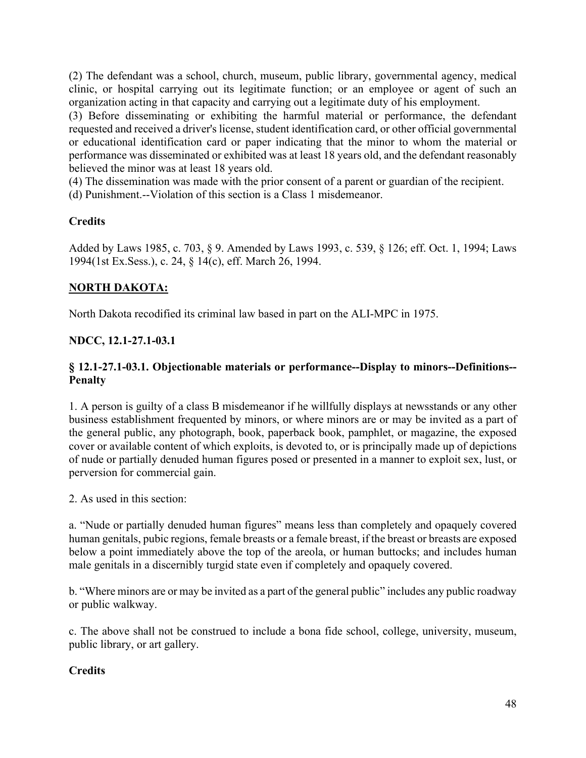(2) The defendant was a school, church, museum, public library, governmental agency, medical clinic, or hospital carrying out its legitimate function; or an employee or agent of such an organization acting in that capacity and carrying out a legitimate duty of his employment.
(3) Before disseminating or exhibiting the harmful material or performance, the defendant requested and received a driver's license, student identification card, or other official governmental or educational identification card or paper indicating that the minor to whom the material or performance was disseminated or exhibited was at least 18 years old, and the defendant reasonably believed the minor was at least 18 years old.
(4) The dissemination was made with the prior consent of a parent or guardian of the recipient.
(d) Punishment.--Violation of this section is a Class 1 misdemeanor.

**Credits**

Added by Laws 1985, c. 703, § 9. Amended by Laws 1993, c. 539, § 126; eff. Oct. 1, 1994; Laws 1994(1st Ex.Sess.), c. 24, § 14(c), eff. March 26, 1994.

**NORTH DAKOTA:**

North Dakota recodified its criminal law based in part on the ALI-MPC in 1975.

**NDCC, 12.1-27.1-03.1**

**§ 12.1-27.1-03.1. Objectionable materials or performance--Display to minors--Definitions--Penalty**

1. A person is guilty of a class B misdemeanor if he willfully displays at newsstands or any other business establishment frequented by minors, or where minors are or may be invited as a part of the general public, any photograph, book, paperback book, pamphlet, or magazine, the exposed cover or available content of which exploits, is devoted to, or is principally made up of depictions of nude or partially denuded human figures posed or presented in a manner to exploit sex, lust, or perversion for commercial gain.

2. As used in this section:

a. "Nude or partially denuded human figures" means less than completely and opaquely covered human genitals, pubic regions, female breasts or a female breast, if the breast or breasts are exposed below a point immediately above the top of the areola, or human buttocks; and includes human male genitals in a discernibly turgid state even if completely and opaquely covered.

b. "Where minors are or may be invited as a part of the general public" includes any public roadway or public walkway.

c. The above shall not be construed to include a bona fide school, college, university, museum, public library, or art gallery.

**Credits**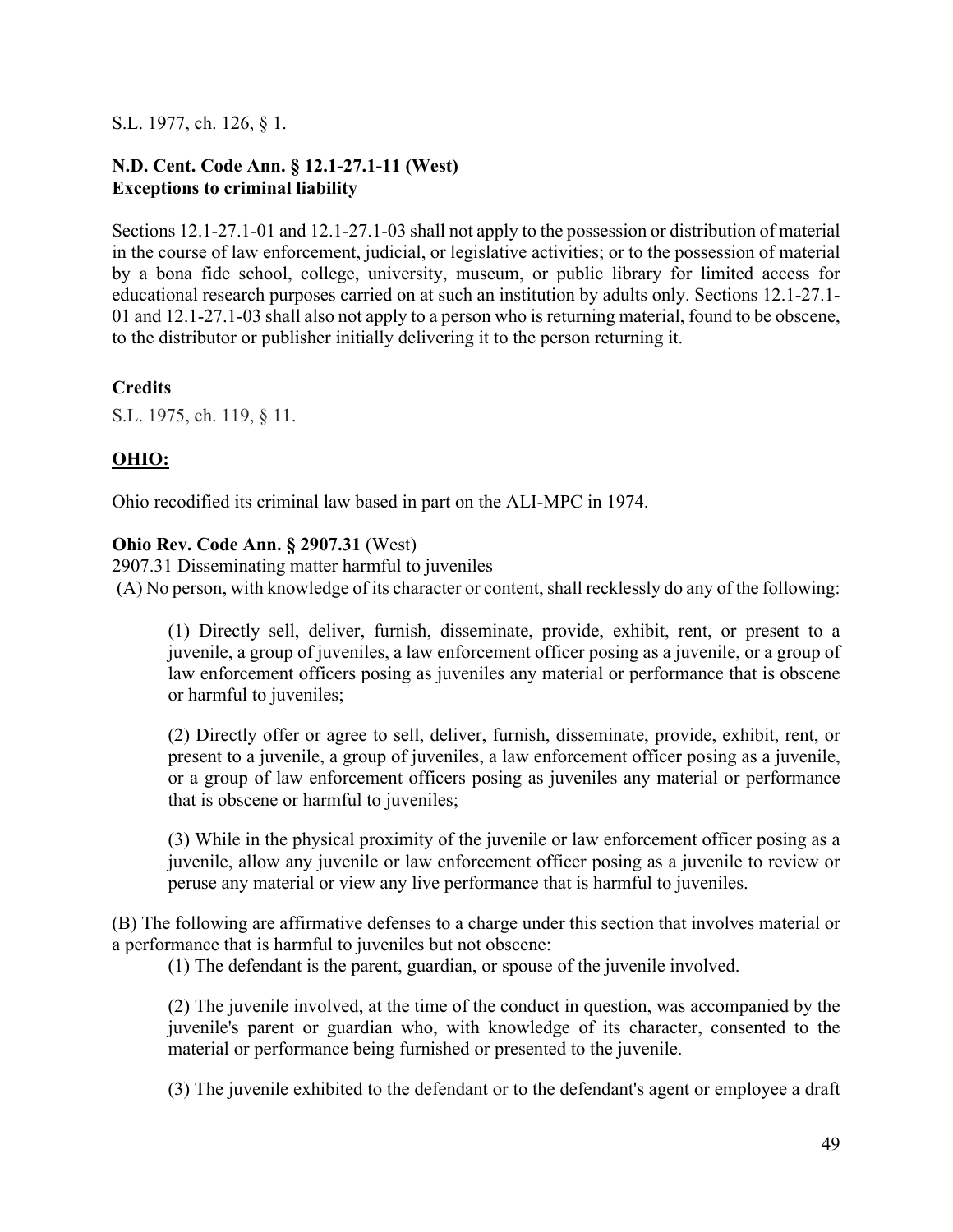S.L. 1977, ch. 126, § 1.

**N.D. Cent. Code Ann. § 12.1-27.1-11 (West)**
**Exceptions to criminal liability**

Sections 12.1-27.1-01 and 12.1-27.1-03 shall not apply to the possession or distribution of material in the course of law enforcement, judicial, or legislative activities; or to the possession of material by a bona fide school, college, university, museum, or public library for limited access for educational research purposes carried on at such an institution by adults only. Sections 12.1-27.1-01 and 12.1-27.1-03 shall also not apply to a person who is returning material, found to be obscene, to the distributor or publisher initially delivering it to the person returning it.

**Credits**

S.L. 1975, ch. 119, § 11.

**OHIO:**

Ohio recodified its criminal law based in part on the ALI-MPC in 1974.

**Ohio Rev. Code Ann. § 2907.31** (West)

2907.31 Disseminating matter harmful to juveniles

(A) No person, with knowledge of its character or content, shall recklessly do any of the following:

> (1) Directly sell, deliver, furnish, disseminate, provide, exhibit, rent, or present to a juvenile, a group of juveniles, a law enforcement officer posing as a juvenile, or a group of law enforcement officers posing as juveniles any material or performance that is obscene or harmful to juveniles;
>
> (2) Directly offer or agree to sell, deliver, furnish, disseminate, provide, exhibit, rent, or present to a juvenile, a group of juveniles, a law enforcement officer posing as a juvenile, or a group of law enforcement officers posing as juveniles any material or performance that is obscene or harmful to juveniles;
>
> (3) While in the physical proximity of the juvenile or law enforcement officer posing as a juvenile, allow any juvenile or law enforcement officer posing as a juvenile to review or peruse any material or view any live performance that is harmful to juveniles.

(B) The following are affirmative defenses to a charge under this section that involves material or a performance that is harmful to juveniles but not obscene:

> (1) The defendant is the parent, guardian, or spouse of the juvenile involved.
>
> (2) The juvenile involved, at the time of the conduct in question, was accompanied by the juvenile's parent or guardian who, with knowledge of its character, consented to the material or performance being furnished or presented to the juvenile.
>
> (3) The juvenile exhibited to the defendant or to the defendant's agent or employee a draft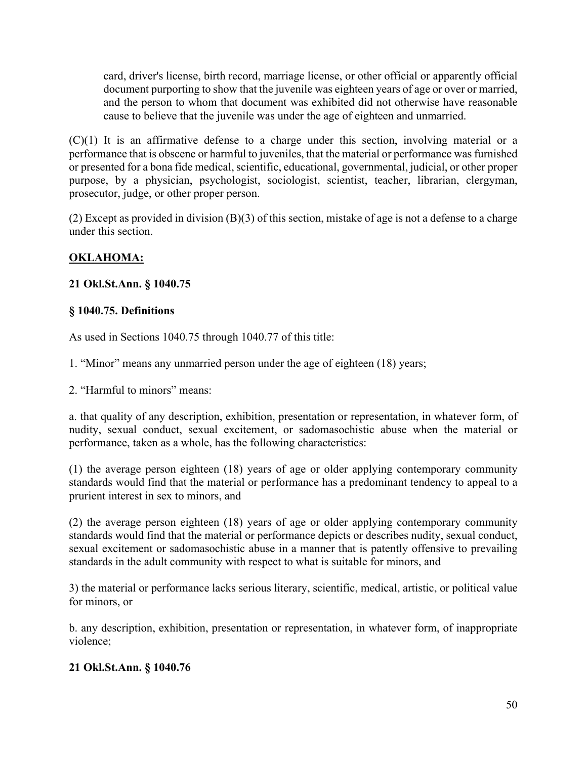card, driver's license, birth record, marriage license, or other official or apparently official document purporting to show that the juvenile was eighteen years of age or over or married, and the person to whom that document was exhibited did not otherwise have reasonable cause to believe that the juvenile was under the age of eighteen and unmarried.

(C)(1) It is an affirmative defense to a charge under this section, involving material or a performance that is obscene or harmful to juveniles, that the material or performance was furnished or presented for a bona fide medical, scientific, educational, governmental, judicial, or other proper purpose, by a physician, psychologist, sociologist, scientist, teacher, librarian, clergyman, prosecutor, judge, or other proper person.

(2) Except as provided in division (B)(3) of this section, mistake of age is not a defense to a charge under this section.

**<u>OKLAHOMA:</u>**

**21 Okl.St.Ann. § 1040.75**

**§ 1040.75. Definitions**

As used in Sections 1040.75 through 1040.77 of this title:

1. “Minor” means any unmarried person under the age of eighteen (18) years;

2. “Harmful to minors” means:

a. that quality of any description, exhibition, presentation or representation, in whatever form, of nudity, sexual conduct, sexual excitement, or sadomasochistic abuse when the material or performance, taken as a whole, has the following characteristics:

(1) the average person eighteen (18) years of age or older applying contemporary community standards would find that the material or performance has a predominant tendency to appeal to a prurient interest in sex to minors, and

(2) the average person eighteen (18) years of age or older applying contemporary community standards would find that the material or performance depicts or describes nudity, sexual conduct, sexual excitement or sadomasochistic abuse in a manner that is patently offensive to prevailing standards in the adult community with respect to what is suitable for minors, and

3) the material or performance lacks serious literary, scientific, medical, artistic, or political value for minors, or

b. any description, exhibition, presentation or representation, in whatever form, of inappropriate violence;

**21 Okl.St.Ann. § 1040.76**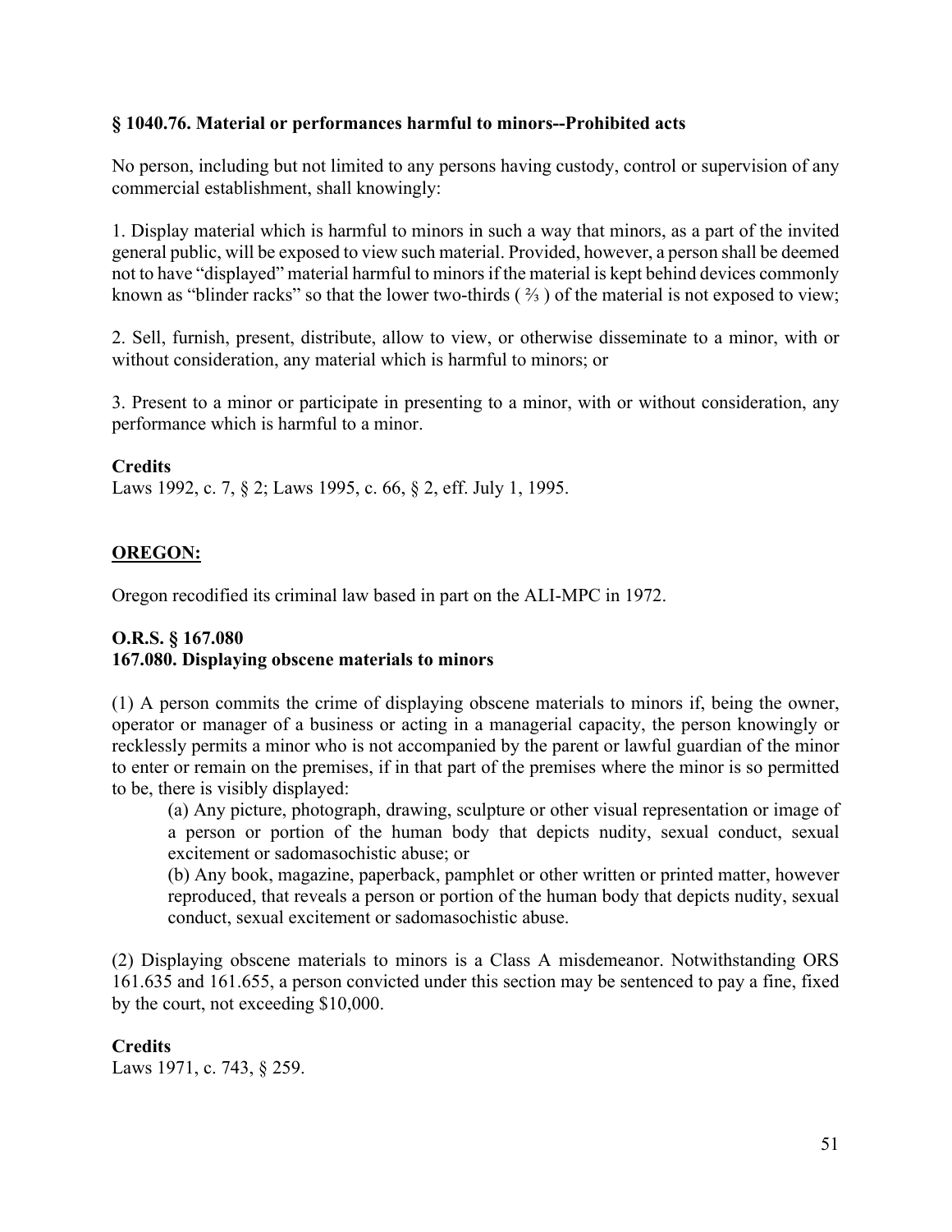**§ 1040.76. Material or performances harmful to minors--Prohibited acts**

No person, including but not limited to any persons having custody, control or supervision of any commercial establishment, shall knowingly:

1. Display material which is harmful to minors in such a way that minors, as a part of the invited general public, will be exposed to view such material. Provided, however, a person shall be deemed not to have "displayed" material harmful to minors if the material is kept behind devices commonly known as "blinder racks" so that the lower two-thirds ( ⅔ ) of the material is not exposed to view;

2. Sell, furnish, present, distribute, allow to view, or otherwise disseminate to a minor, with or without consideration, any material which is harmful to minors; or

3. Present to a minor or participate in presenting to a minor, with or without consideration, any performance which is harmful to a minor.

**Credits**
Laws 1992, c. 7, § 2; Laws 1995, c. 66, § 2, eff. July 1, 1995.

**<u>OREGON:</u>**

Oregon recodified its criminal law based in part on the ALI-MPC in 1972.

**O.R.S. § 167.080**
**167.080. Displaying obscene materials to minors**

(1) A person commits the crime of displaying obscene materials to minors if, being the owner, operator or manager of a business or acting in a managerial capacity, the person knowingly or recklessly permits a minor who is not accompanied by the parent or lawful guardian of the minor to enter or remain on the premises, if in that part of the premises where the minor is so permitted to be, there is visibly displayed:

> (a) Any picture, photograph, drawing, sculpture or other visual representation or image of a person or portion of the human body that depicts nudity, sexual conduct, sexual excitement or sadomasochistic abuse; or
>
> (b) Any book, magazine, paperback, pamphlet or other written or printed matter, however reproduced, that reveals a person or portion of the human body that depicts nudity, sexual conduct, sexual excitement or sadomasochistic abuse.

(2) Displaying obscene materials to minors is a Class A misdemeanor. Notwithstanding ORS 161.635 and 161.655, a person convicted under this section may be sentenced to pay a fine, fixed by the court, not exceeding $10,000.

**Credits**
Laws 1971, c. 743, § 259.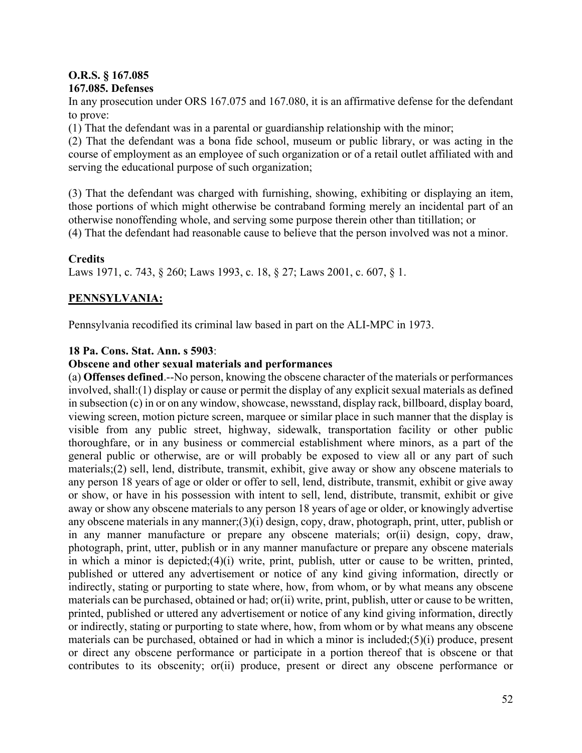**O.R.S. § 167.085**
**167.085. Defenses**

In any prosecution under ORS 167.075 and 167.080, it is an affirmative defense for the defendant to prove:

(1) That the defendant was in a parental or guardianship relationship with the minor;

(2) That the defendant was a bona fide school, museum or public library, or was acting in the course of employment as an employee of such organization or of a retail outlet affiliated with and serving the educational purpose of such organization;

(3) That the defendant was charged with furnishing, showing, exhibiting or displaying an item, those portions of which might otherwise be contraband forming merely an incidental part of an otherwise nonoffending whole, and serving some purpose therein other than titillation; or

(4) That the defendant had reasonable cause to believe that the person involved was not a minor.

**Credits**

Laws 1971, c. 743, § 260; Laws 1993, c. 18, § 27; Laws 2001, c. 607, § 1.

## **PENNSYLVANIA:**

Pennsylvania recodified its criminal law based in part on the ALI-MPC in 1973.

**18 Pa. Cons. Stat. Ann. s 5903**:

**Obscene and other sexual materials and performances**

(a) **Offenses defined**.--No person, knowing the obscene character of the materials or performances involved, shall:(1) display or cause or permit the display of any explicit sexual materials as defined in subsection (c) in or on any window, showcase, newsstand, display rack, billboard, display board, viewing screen, motion picture screen, marquee or similar place in such manner that the display is visible from any public street, highway, sidewalk, transportation facility or other public thoroughfare, or in any business or commercial establishment where minors, as a part of the general public or otherwise, are or will probably be exposed to view all or any part of such materials;(2) sell, lend, distribute, transmit, exhibit, give away or show any obscene materials to any person 18 years of age or older or offer to sell, lend, distribute, transmit, exhibit or give away or show, or have in his possession with intent to sell, lend, distribute, transmit, exhibit or give away or show any obscene materials to any person 18 years of age or older, or knowingly advertise any obscene materials in any manner;(3)(i) design, copy, draw, photograph, print, utter, publish or in any manner manufacture or prepare any obscene materials; or(ii) design, copy, draw, photograph, print, utter, publish or in any manner manufacture or prepare any obscene materials in which a minor is depicted;(4)(i) write, print, publish, utter or cause to be written, printed, published or uttered any advertisement or notice of any kind giving information, directly or indirectly, stating or purporting to state where, how, from whom, or by what means any obscene materials can be purchased, obtained or had; or(ii) write, print, publish, utter or cause to be written, printed, published or uttered any advertisement or notice of any kind giving information, directly or indirectly, stating or purporting to state where, how, from whom or by what means any obscene materials can be purchased, obtained or had in which a minor is included;(5)(i) produce, present or direct any obscene performance or participate in a portion thereof that is obscene or that contributes to its obscenity; or(ii) produce, present or direct any obscene performance or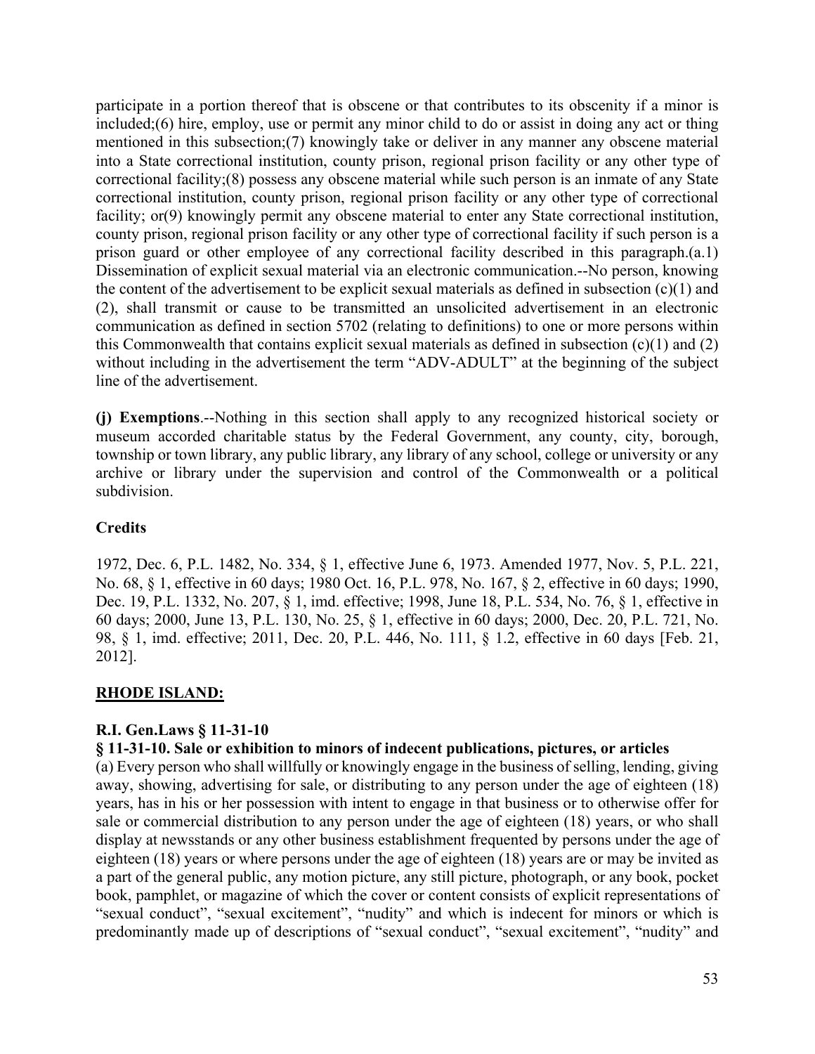participate in a portion thereof that is obscene or that contributes to its obscenity if a minor is included;(6) hire, employ, use or permit any minor child to do or assist in doing any act or thing mentioned in this subsection;(7) knowingly take or deliver in any manner any obscene material into a State correctional institution, county prison, regional prison facility or any other type of correctional facility;(8) possess any obscene material while such person is an inmate of any State correctional institution, county prison, regional prison facility or any other type of correctional facility; or(9) knowingly permit any obscene material to enter any State correctional institution, county prison, regional prison facility or any other type of correctional facility if such person is a prison guard or other employee of any correctional facility described in this paragraph.(a.1) Dissemination of explicit sexual material via an electronic communication.--No person, knowing the content of the advertisement to be explicit sexual materials as defined in subsection (c)(1) and (2), shall transmit or cause to be transmitted an unsolicited advertisement in an electronic communication as defined in section 5702 (relating to definitions) to one or more persons within this Commonwealth that contains explicit sexual materials as defined in subsection (c)(1) and (2) without including in the advertisement the term "ADV-ADULT" at the beginning of the subject line of the advertisement.

**(j) Exemptions**.--Nothing in this section shall apply to any recognized historical society or museum accorded charitable status by the Federal Government, any county, city, borough, township or town library, any public library, any library of any school, college or university or any archive or library under the supervision and control of the Commonwealth or a political subdivision.

**Credits**

1972, Dec. 6, P.L. 1482, No. 334, § 1, effective June 6, 1973. Amended 1977, Nov. 5, P.L. 221, No. 68, § 1, effective in 60 days; 1980 Oct. 16, P.L. 978, No. 167, § 2, effective in 60 days; 1990, Dec. 19, P.L. 1332, No. 207, § 1, imd. effective; 1998, June 18, P.L. 534, No. 76, § 1, effective in 60 days; 2000, June 13, P.L. 130, No. 25, § 1, effective in 60 days; 2000, Dec. 20, P.L. 721, No. 98, § 1, imd. effective; 2011, Dec. 20, P.L. 446, No. 111, § 1.2, effective in 60 days [Feb. 21, 2012].

## RHODE ISLAND:

**R.I. Gen.Laws § 11-31-10**

**§ 11-31-10. Sale or exhibition to minors of indecent publications, pictures, or articles**

(a) Every person who shall willfully or knowingly engage in the business of selling, lending, giving away, showing, advertising for sale, or distributing to any person under the age of eighteen (18) years, has in his or her possession with intent to engage in that business or to otherwise offer for sale or commercial distribution to any person under the age of eighteen (18) years, or who shall display at newsstands or any other business establishment frequented by persons under the age of eighteen (18) years or where persons under the age of eighteen (18) years are or may be invited as a part of the general public, any motion picture, any still picture, photograph, or any book, pocket book, pamphlet, or magazine of which the cover or content consists of explicit representations of "sexual conduct", "sexual excitement", "nudity" and which is indecent for minors or which is predominantly made up of descriptions of "sexual conduct", "sexual excitement", "nudity" and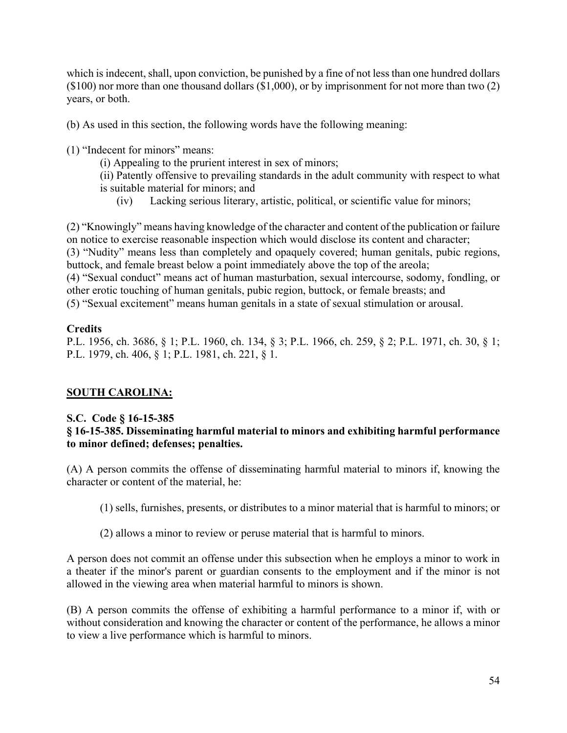which is indecent, shall, upon conviction, be punished by a fine of not less than one hundred dollars ($100) nor more than one thousand dollars ($1,000), or by imprisonment for not more than two (2) years, or both.

(b) As used in this section, the following words have the following meaning:

(1) "Indecent for minors" means:

(i) Appealing to the prurient interest in sex of minors;

(ii) Patently offensive to prevailing standards in the adult community with respect to what is suitable material for minors; and

(iv) Lacking serious literary, artistic, political, or scientific value for minors;

(2) "Knowingly" means having knowledge of the character and content of the publication or failure on notice to exercise reasonable inspection which would disclose its content and character;
(3) "Nudity" means less than completely and opaquely covered; human genitals, pubic regions, buttock, and female breast below a point immediately above the top of the areola;
(4) "Sexual conduct" means act of human masturbation, sexual intercourse, sodomy, fondling, or other erotic touching of human genitals, pubic region, buttock, or female breasts; and
(5) "Sexual excitement" means human genitals in a state of sexual stimulation or arousal.

**Credits**
P.L. 1956, ch. 3686, § 1; P.L. 1960, ch. 134, § 3; P.L. 1966, ch. 259, § 2; P.L. 1971, ch. 30, § 1; P.L. 1979, ch. 406, § 1; P.L. 1981, ch. 221, § 1.

## SOUTH CAROLINA:

**S.C. Code § 16-15-385**
**§ 16-15-385. Disseminating harmful material to minors and exhibiting harmful performance to minor defined; defenses; penalties.**

(A) A person commits the offense of disseminating harmful material to minors if, knowing the character or content of the material, he:

(1) sells, furnishes, presents, or distributes to a minor material that is harmful to minors; or

(2) allows a minor to review or peruse material that is harmful to minors.

A person does not commit an offense under this subsection when he employs a minor to work in a theater if the minor's parent or guardian consents to the employment and if the minor is not allowed in the viewing area when material harmful to minors is shown.

(B) A person commits the offense of exhibiting a harmful performance to a minor if, with or without consideration and knowing the character or content of the performance, he allows a minor to view a live performance which is harmful to minors.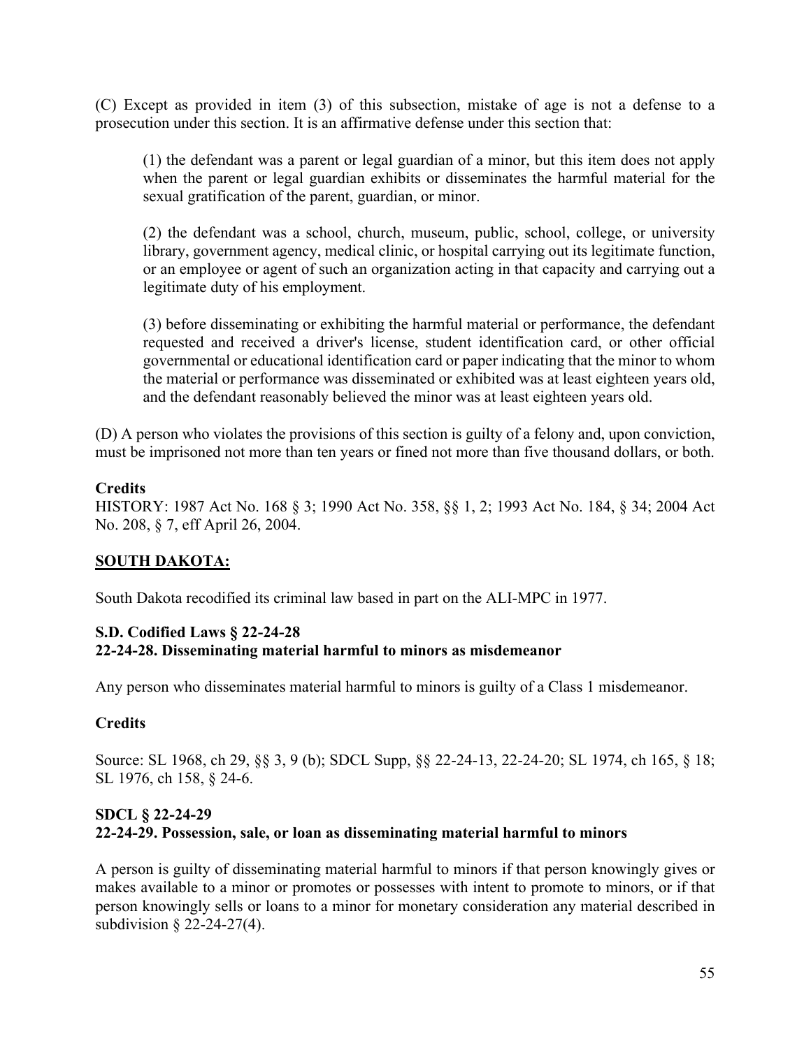(C) Except as provided in item (3) of this subsection, mistake of age is not a defense to a prosecution under this section. It is an affirmative defense under this section that:

> (1) the defendant was a parent or legal guardian of a minor, but this item does not apply when the parent or legal guardian exhibits or disseminates the harmful material for the sexual gratification of the parent, guardian, or minor.
>
> (2) the defendant was a school, church, museum, public, school, college, or university library, government agency, medical clinic, or hospital carrying out its legitimate function, or an employee or agent of such an organization acting in that capacity and carrying out a legitimate duty of his employment.
>
> (3) before disseminating or exhibiting the harmful material or performance, the defendant requested and received a driver's license, student identification card, or other official governmental or educational identification card or paper indicating that the minor to whom the material or performance was disseminated or exhibited was at least eighteen years old, and the defendant reasonably believed the minor was at least eighteen years old.

(D) A person who violates the provisions of this section is guilty of a felony and, upon conviction, must be imprisoned not more than ten years or fined not more than five thousand dollars, or both.

**Credits**

HISTORY: 1987 Act No. 168 § 3; 1990 Act No. 358, §§ 1, 2; 1993 Act No. 184, § 34; 2004 Act No. 208, § 7, eff April 26, 2004.

## SOUTH DAKOTA:

South Dakota recodified its criminal law based in part on the ALI-MPC in 1977.

### S.D. Codified Laws § 22-24-28
### 22-24-28. Disseminating material harmful to minors as misdemeanor

Any person who disseminates material harmful to minors is guilty of a Class 1 misdemeanor.

**Credits**

Source: SL 1968, ch 29, §§ 3, 9 (b); SDCL Supp, §§ 22-24-13, 22-24-20; SL 1974, ch 165, § 18; SL 1976, ch 158, § 24-6.

### SDCL § 22-24-29
### 22-24-29. Possession, sale, or loan as disseminating material harmful to minors

A person is guilty of disseminating material harmful to minors if that person knowingly gives or makes available to a minor or promotes or possesses with intent to promote to minors, or if that person knowingly sells or loans to a minor for monetary consideration any material described in subdivision § 22-24-27(4).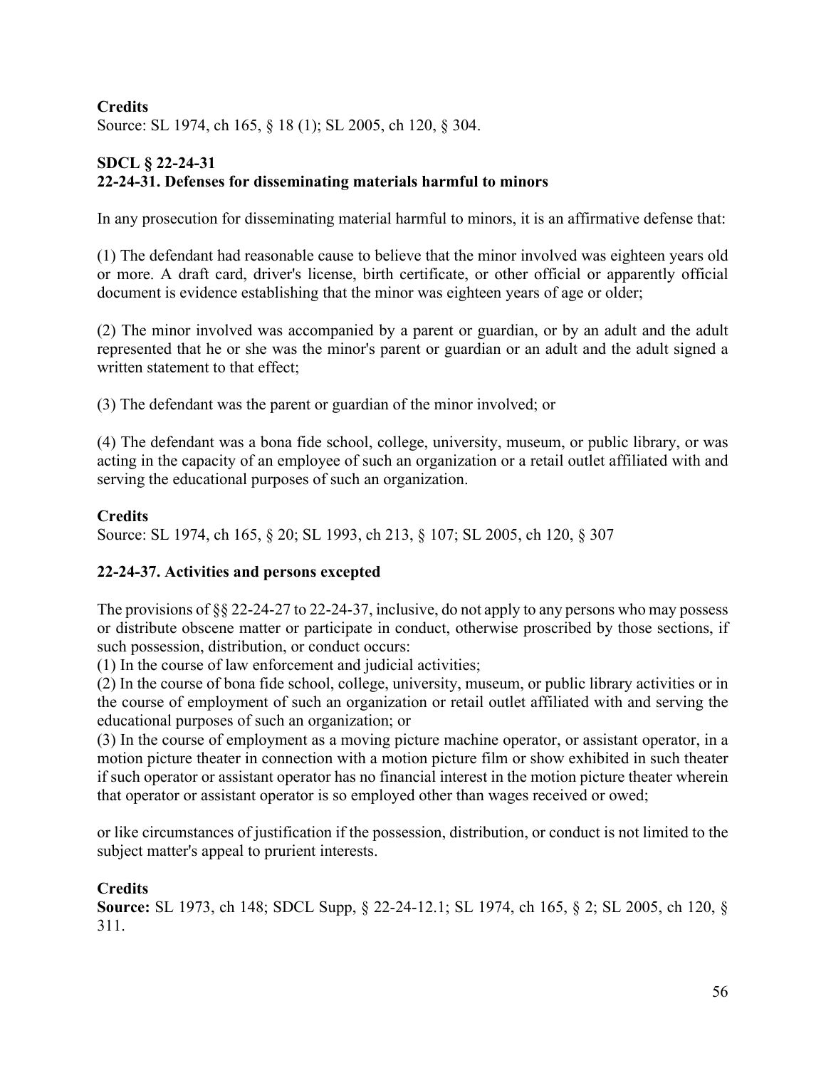**Credits**

Source: SL 1974, ch 165, § 18 (1); SL 2005, ch 120, § 304.

**SDCL § 22-24-31**

**22-24-31. Defenses for disseminating materials harmful to minors**

In any prosecution for disseminating material harmful to minors, it is an affirmative defense that:

(1) The defendant had reasonable cause to believe that the minor involved was eighteen years old or more. A draft card, driver's license, birth certificate, or other official or apparently official document is evidence establishing that the minor was eighteen years of age or older;

(2) The minor involved was accompanied by a parent or guardian, or by an adult and the adult represented that he or she was the minor's parent or guardian or an adult and the adult signed a written statement to that effect;

(3) The defendant was the parent or guardian of the minor involved; or

(4) The defendant was a bona fide school, college, university, museum, or public library, or was acting in the capacity of an employee of such an organization or a retail outlet affiliated with and serving the educational purposes of such an organization.

**Credits**

Source: SL 1974, ch 165, § 20; SL 1993, ch 213, § 107; SL 2005, ch 120, § 307

**22-24-37. Activities and persons excepted**

The provisions of §§ 22-24-27 to 22-24-37, inclusive, do not apply to any persons who may possess or distribute obscene matter or participate in conduct, otherwise proscribed by those sections, if such possession, distribution, or conduct occurs:

(1) In the course of law enforcement and judicial activities;

(2) In the course of bona fide school, college, university, museum, or public library activities or in the course of employment of such an organization or retail outlet affiliated with and serving the educational purposes of such an organization; or

(3) In the course of employment as a moving picture machine operator, or assistant operator, in a motion picture theater in connection with a motion picture film or show exhibited in such theater if such operator or assistant operator has no financial interest in the motion picture theater wherein that operator or assistant operator is so employed other than wages received or owed;

or like circumstances of justification if the possession, distribution, or conduct is not limited to the subject matter's appeal to prurient interests.

**Credits**

**Source:** SL 1973, ch 148; SDCL Supp, § 22-24-12.1; SL 1974, ch 165, § 2; SL 2005, ch 120, § 311.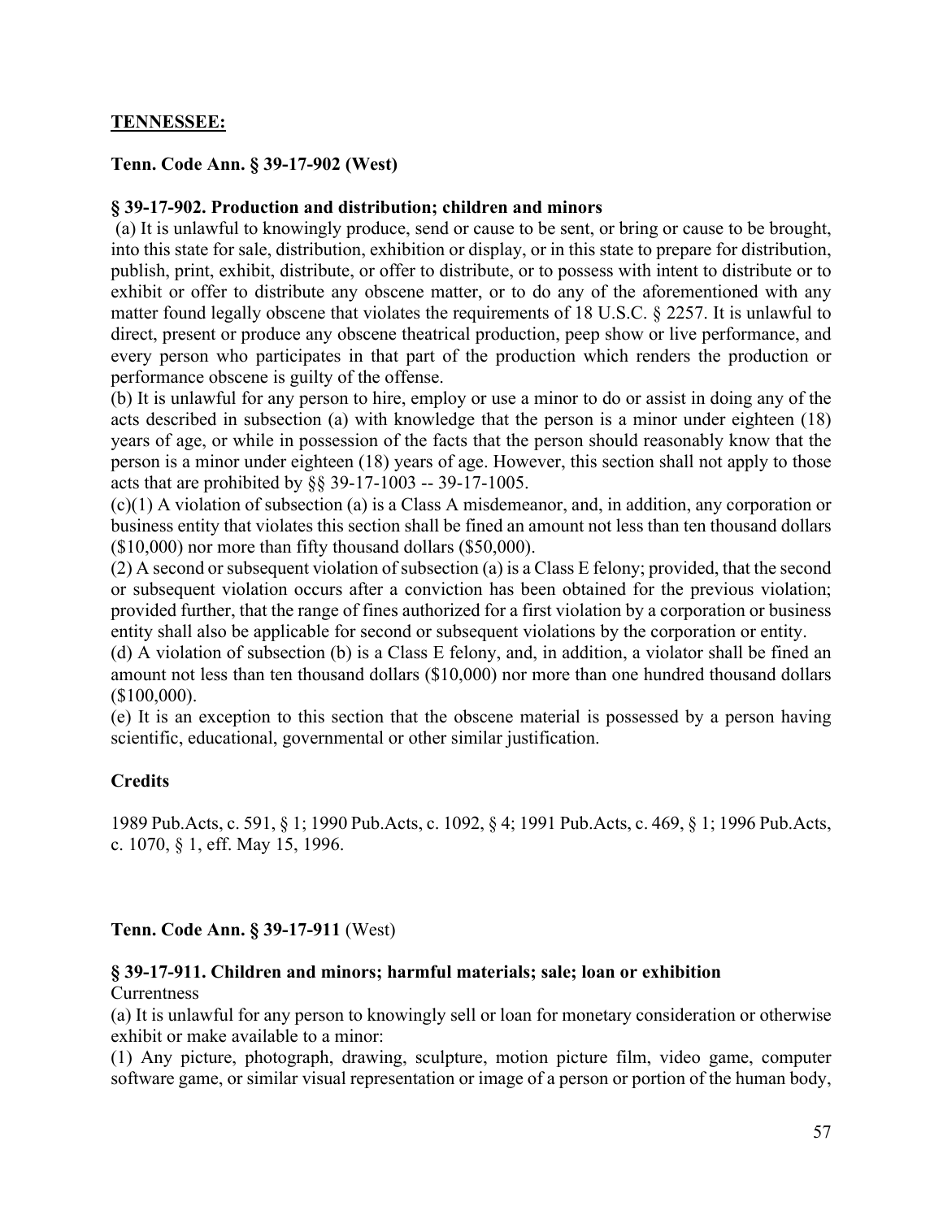**TENNESSEE:**

**Tenn. Code Ann. § 39-17-902 (West)**

**§ 39-17-902. Production and distribution; children and minors**

(a) It is unlawful to knowingly produce, send or cause to be sent, or bring or cause to be brought, into this state for sale, distribution, exhibition or display, or in this state to prepare for distribution, publish, print, exhibit, distribute, or offer to distribute, or to possess with intent to distribute or to exhibit or offer to distribute any obscene matter, or to do any of the aforementioned with any matter found legally obscene that violates the requirements of 18 U.S.C. § 2257. It is unlawful to direct, present or produce any obscene theatrical production, peep show or live performance, and every person who participates in that part of the production which renders the production or performance obscene is guilty of the offense.

(b) It is unlawful for any person to hire, employ or use a minor to do or assist in doing any of the acts described in subsection (a) with knowledge that the person is a minor under eighteen (18) years of age, or while in possession of the facts that the person should reasonably know that the person is a minor under eighteen (18) years of age. However, this section shall not apply to those acts that are prohibited by §§ 39-17-1003 -- 39-17-1005.

(c)(1) A violation of subsection (a) is a Class A misdemeanor, and, in addition, any corporation or business entity that violates this section shall be fined an amount not less than ten thousand dollars ($10,000) nor more than fifty thousand dollars ($50,000).

(2) A second or subsequent violation of subsection (a) is a Class E felony; provided, that the second or subsequent violation occurs after a conviction has been obtained for the previous violation; provided further, that the range of fines authorized for a first violation by a corporation or business entity shall also be applicable for second or subsequent violations by the corporation or entity.

(d) A violation of subsection (b) is a Class E felony, and, in addition, a violator shall be fined an amount not less than ten thousand dollars ($10,000) nor more than one hundred thousand dollars ($100,000).

(e) It is an exception to this section that the obscene material is possessed by a person having scientific, educational, governmental or other similar justification.

**Credits**

1989 Pub.Acts, c. 591, § 1; 1990 Pub.Acts, c. 1092, § 4; 1991 Pub.Acts, c. 469, § 1; 1996 Pub.Acts, c. 1070, § 1, eff. May 15, 1996.

**Tenn. Code Ann. § 39-17-911** (West)

**§ 39-17-911. Children and minors; harmful materials; sale; loan or exhibition**

Currentness

(a) It is unlawful for any person to knowingly sell or loan for monetary consideration or otherwise exhibit or make available to a minor:

(1) Any picture, photograph, drawing, sculpture, motion picture film, video game, computer software game, or similar visual representation or image of a person or portion of the human body,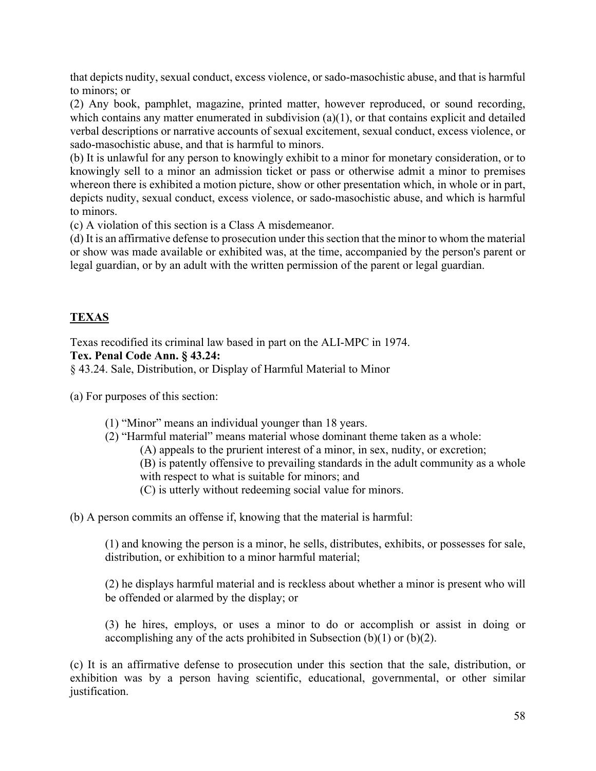that depicts nudity, sexual conduct, excess violence, or sado-masochistic abuse, and that is harmful to minors; or

(2) Any book, pamphlet, magazine, printed matter, however reproduced, or sound recording, which contains any matter enumerated in subdivision (a)(1), or that contains explicit and detailed verbal descriptions or narrative accounts of sexual excitement, sexual conduct, excess violence, or sado-masochistic abuse, and that is harmful to minors.

(b) It is unlawful for any person to knowingly exhibit to a minor for monetary consideration, or to knowingly sell to a minor an admission ticket or pass or otherwise admit a minor to premises whereon there is exhibited a motion picture, show or other presentation which, in whole or in part, depicts nudity, sexual conduct, excess violence, or sado-masochistic abuse, and which is harmful to minors.

(c) A violation of this section is a Class A misdemeanor.

(d) It is an affirmative defense to prosecution under this section that the minor to whom the material or show was made available or exhibited was, at the time, accompanied by the person's parent or legal guardian, or by an adult with the written permission of the parent or legal guardian.

## TEXAS

Texas recodified its criminal law based in part on the ALI-MPC in 1974.

**Tex. Penal Code Ann. § 43.24:**

§ 43.24. Sale, Distribution, or Display of Harmful Material to Minor

(a) For purposes of this section:

(1) "Minor" means an individual younger than 18 years.

(2) "Harmful material" means material whose dominant theme taken as a whole:

(A) appeals to the prurient interest of a minor, in sex, nudity, or excretion;

(B) is patently offensive to prevailing standards in the adult community as a whole with respect to what is suitable for minors; and

(C) is utterly without redeeming social value for minors.

(b) A person commits an offense if, knowing that the material is harmful:

(1) and knowing the person is a minor, he sells, distributes, exhibits, or possesses for sale, distribution, or exhibition to a minor harmful material;

(2) he displays harmful material and is reckless about whether a minor is present who will be offended or alarmed by the display; or

(3) he hires, employs, or uses a minor to do or accomplish or assist in doing or accomplishing any of the acts prohibited in Subsection (b)(1) or (b)(2).

(c) It is an affirmative defense to prosecution under this section that the sale, distribution, or exhibition was by a person having scientific, educational, governmental, or other similar justification.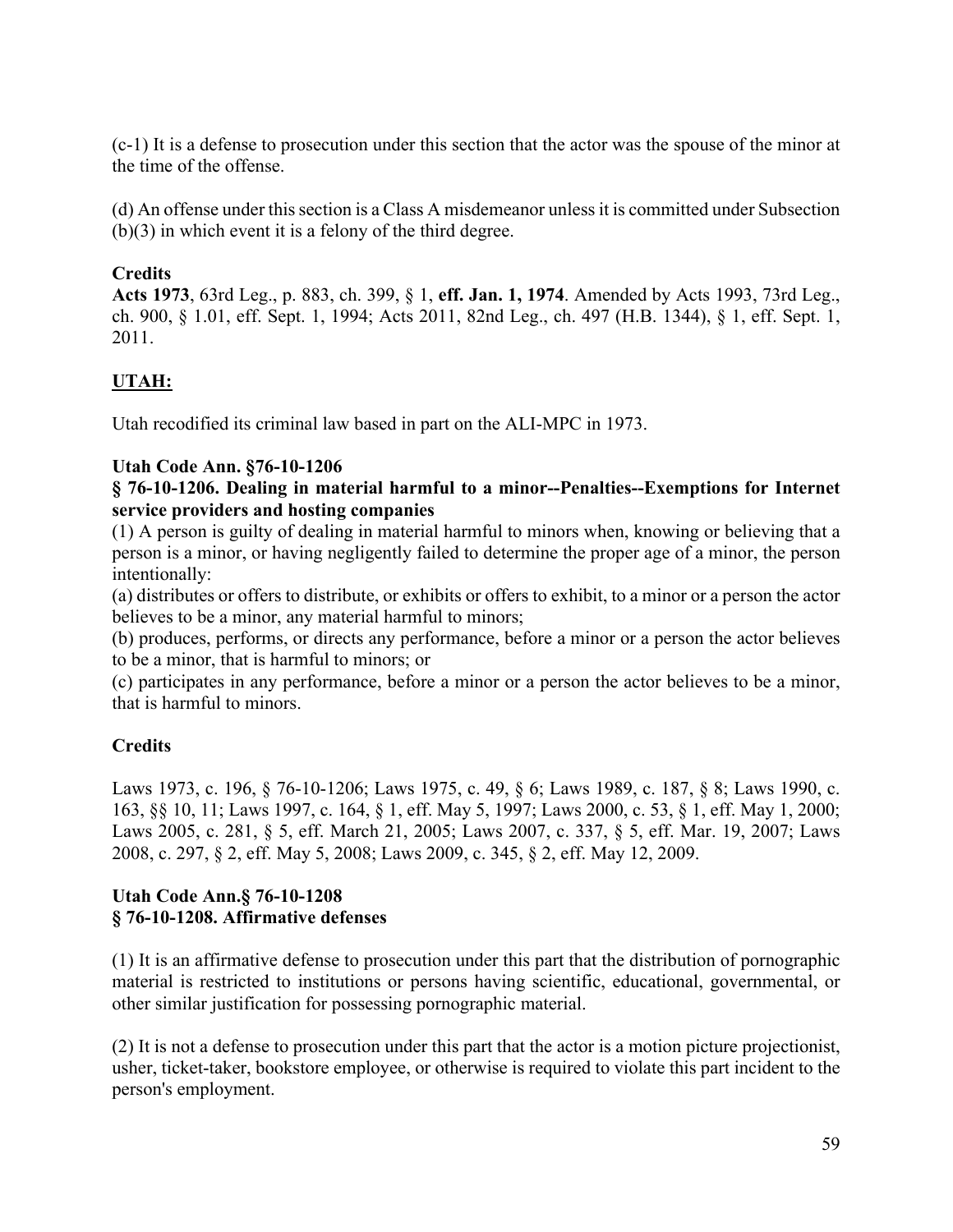(c-1) It is a defense to prosecution under this section that the actor was the spouse of the minor at the time of the offense.

(d) An offense under this section is a Class A misdemeanor unless it is committed under Subsection (b)(3) in which event it is a felony of the third degree.

**Credits**
**Acts 1973**, 63rd Leg., p. 883, ch. 399, § 1, **eff. Jan. 1, 1974**. Amended by Acts 1993, 73rd Leg., ch. 900, § 1.01, eff. Sept. 1, 1994; Acts 2011, 82nd Leg., ch. 497 (H.B. 1344), § 1, eff. Sept. 1, 2011.

## UTAH:

Utah recodified its criminal law based in part on the ALI-MPC in 1973.

**Utah Code Ann. §76-10-1206**
**§ 76-10-1206. Dealing in material harmful to a minor--Penalties--Exemptions for Internet service providers and hosting companies**
(1) A person is guilty of dealing in material harmful to minors when, knowing or believing that a person is a minor, or having negligently failed to determine the proper age of a minor, the person intentionally:
(a) distributes or offers to distribute, or exhibits or offers to exhibit, to a minor or a person the actor believes to be a minor, any material harmful to minors;
(b) produces, performs, or directs any performance, before a minor or a person the actor believes to be a minor, that is harmful to minors; or
(c) participates in any performance, before a minor or a person the actor believes to be a minor, that is harmful to minors.

**Credits**

Laws 1973, c. 196, § 76-10-1206; Laws 1975, c. 49, § 6; Laws 1989, c. 187, § 8; Laws 1990, c. 163, §§ 10, 11; Laws 1997, c. 164, § 1, eff. May 5, 1997; Laws 2000, c. 53, § 1, eff. May 1, 2000; Laws 2005, c. 281, § 5, eff. March 21, 2005; Laws 2007, c. 337, § 5, eff. Mar. 19, 2007; Laws 2008, c. 297, § 2, eff. May 5, 2008; Laws 2009, c. 345, § 2, eff. May 12, 2009.

**Utah Code Ann.§ 76-10-1208**
**§ 76-10-1208. Affirmative defenses**

(1) It is an affirmative defense to prosecution under this part that the distribution of pornographic material is restricted to institutions or persons having scientific, educational, governmental, or other similar justification for possessing pornographic material.

(2) It is not a defense to prosecution under this part that the actor is a motion picture projectionist, usher, ticket-taker, bookstore employee, or otherwise is required to violate this part incident to the person's employment.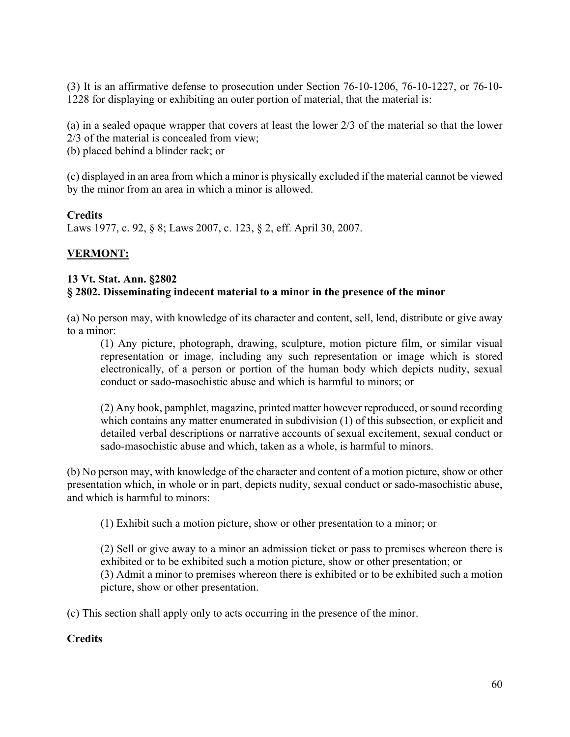(3) It is an affirmative defense to prosecution under Section 76-10-1206, 76-10-1227, or 76-10-1228 for displaying or exhibiting an outer portion of material, that the material is:

(a) in a sealed opaque wrapper that covers at least the lower 2/3 of the material so that the lower 2/3 of the material is concealed from view;
(b) placed behind a blinder rack; or

(c) displayed in an area from which a minor is physically excluded if the material cannot be viewed by the minor from an area in which a minor is allowed.

**Credits**
Laws 1977, c. 92, § 8; Laws 2007, c. 123, § 2, eff. April 30, 2007.

**VERMONT:**

**13 Vt. Stat. Ann. §2802**
**§ 2802. Disseminating indecent material to a minor in the presence of the minor**

(a) No person may, with knowledge of its character and content, sell, lend, distribute or give away to a minor:

> (1) Any picture, photograph, drawing, sculpture, motion picture film, or similar visual representation or image, including any such representation or image which is stored electronically, of a person or portion of the human body which depicts nudity, sexual conduct or sado-masochistic abuse and which is harmful to minors; or
>
> (2) Any book, pamphlet, magazine, printed matter however reproduced, or sound recording which contains any matter enumerated in subdivision (1) of this subsection, or explicit and detailed verbal descriptions or narrative accounts of sexual excitement, sexual conduct or sado-masochistic abuse and which, taken as a whole, is harmful to minors.

(b) No person may, with knowledge of the character and content of a motion picture, show or other presentation which, in whole or in part, depicts nudity, sexual conduct or sado-masochistic abuse, and which is harmful to minors:

> (1) Exhibit such a motion picture, show or other presentation to a minor; or
>
> (2) Sell or give away to a minor an admission ticket or pass to premises whereon there is exhibited or to be exhibited such a motion picture, show or other presentation; or
> (3) Admit a minor to premises whereon there is exhibited or to be exhibited such a motion picture, show or other presentation.

(c) This section shall apply only to acts occurring in the presence of the minor.

**Credits**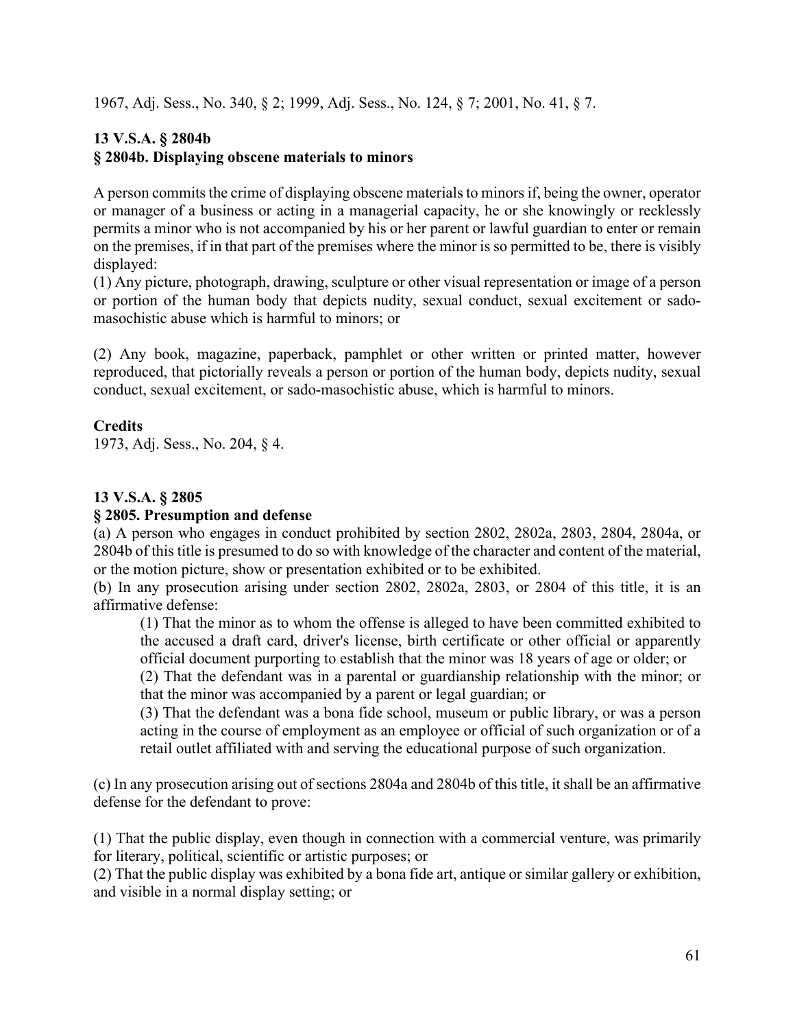1967, Adj. Sess., No. 340, § 2; 1999, Adj. Sess., No. 124, § 7; 2001, No. 41, § 7.

**13 V.S.A. § 2804b**
**§ 2804b. Displaying obscene materials to minors**

A person commits the crime of displaying obscene materials to minors if, being the owner, operator or manager of a business or acting in a managerial capacity, he or she knowingly or recklessly permits a minor who is not accompanied by his or her parent or lawful guardian to enter or remain on the premises, if in that part of the premises where the minor is so permitted to be, there is visibly displayed:
(1) Any picture, photograph, drawing, sculpture or other visual representation or image of a person or portion of the human body that depicts nudity, sexual conduct, sexual excitement or sado-masochistic abuse which is harmful to minors; or

(2) Any book, magazine, paperback, pamphlet or other written or printed matter, however reproduced, that pictorially reveals a person or portion of the human body, depicts nudity, sexual conduct, sexual excitement, or sado-masochistic abuse, which is harmful to minors.

**Credits**
1973, Adj. Sess., No. 204, § 4.

**13 V.S.A. § 2805**
**§ 2805. Presumption and defense**
(a) A person who engages in conduct prohibited by section 2802, 2802a, 2803, 2804, 2804a, or 2804b of this title is presumed to do so with knowledge of the character and content of the material, or the motion picture, show or presentation exhibited or to be exhibited.
(b) In any prosecution arising under section 2802, 2802a, 2803, or 2804 of this title, it is an affirmative defense:

> (1) That the minor as to whom the offense is alleged to have been committed exhibited to the accused a draft card, driver's license, birth certificate or other official or apparently official document purporting to establish that the minor was 18 years of age or older; or
> (2) That the defendant was in a parental or guardianship relationship with the minor; or that the minor was accompanied by a parent or legal guardian; or
> (3) That the defendant was a bona fide school, museum or public library, or was a person acting in the course of employment as an employee or official of such organization or of a retail outlet affiliated with and serving the educational purpose of such organization.

(c) In any prosecution arising out of sections 2804a and 2804b of this title, it shall be an affirmative defense for the defendant to prove:

(1) That the public display, even though in connection with a commercial venture, was primarily for literary, political, scientific or artistic purposes; or
(2) That the public display was exhibited by a bona fide art, antique or similar gallery or exhibition, and visible in a normal display setting; or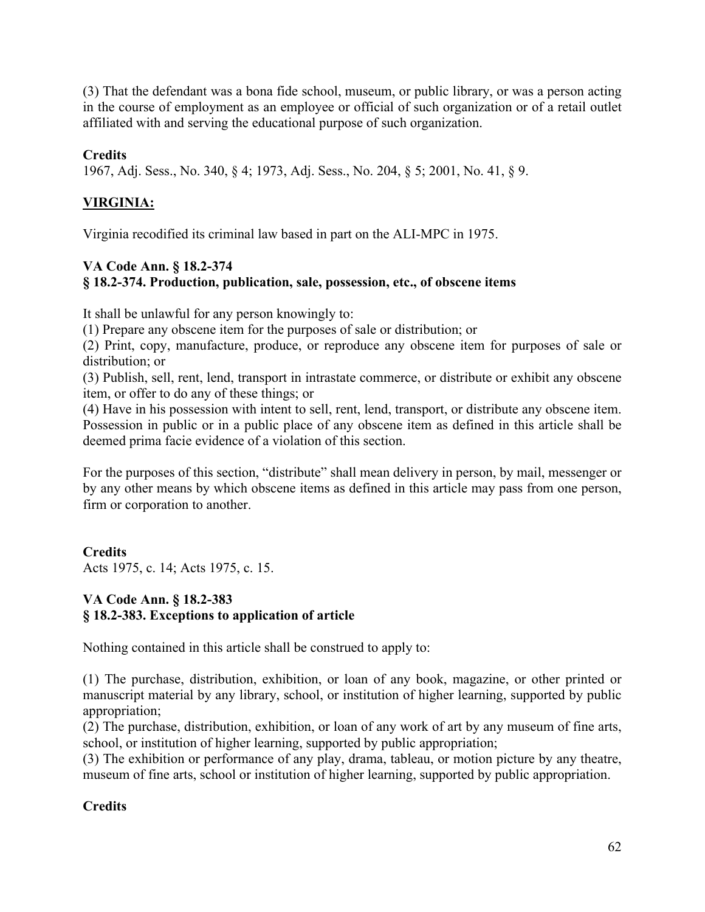(3) That the defendant was a bona fide school, museum, or public library, or was a person acting in the course of employment as an employee or official of such organization or of a retail outlet affiliated with and serving the educational purpose of such organization.

**Credits**

1967, Adj. Sess., No. 340, § 4; 1973, Adj. Sess., No. 204, § 5; 2001, No. 41, § 9.

## VIRGINIA:

Virginia recodified its criminal law based in part on the ALI-MPC in 1975.

**VA Code Ann. § 18.2-374**
**§ 18.2-374. Production, publication, sale, possession, etc., of obscene items**

It shall be unlawful for any person knowingly to:

(1) Prepare any obscene item for the purposes of sale or distribution; or

(2) Print, copy, manufacture, produce, or reproduce any obscene item for purposes of sale or distribution; or

(3) Publish, sell, rent, lend, transport in intrastate commerce, or distribute or exhibit any obscene item, or offer to do any of these things; or

(4) Have in his possession with intent to sell, rent, lend, transport, or distribute any obscene item. Possession in public or in a public place of any obscene item as defined in this article shall be deemed prima facie evidence of a violation of this section.

For the purposes of this section, "distribute" shall mean delivery in person, by mail, messenger or by any other means by which obscene items as defined in this article may pass from one person, firm or corporation to another.

**Credits**

Acts 1975, c. 14; Acts 1975, c. 15.

**VA Code Ann. § 18.2-383**
**§ 18.2-383. Exceptions to application of article**

Nothing contained in this article shall be construed to apply to:

(1) The purchase, distribution, exhibition, or loan of any book, magazine, or other printed or manuscript material by any library, school, or institution of higher learning, supported by public appropriation;

(2) The purchase, distribution, exhibition, or loan of any work of art by any museum of fine arts, school, or institution of higher learning, supported by public appropriation;

(3) The exhibition or performance of any play, drama, tableau, or motion picture by any theatre, museum of fine arts, school or institution of higher learning, supported by public appropriation.

**Credits**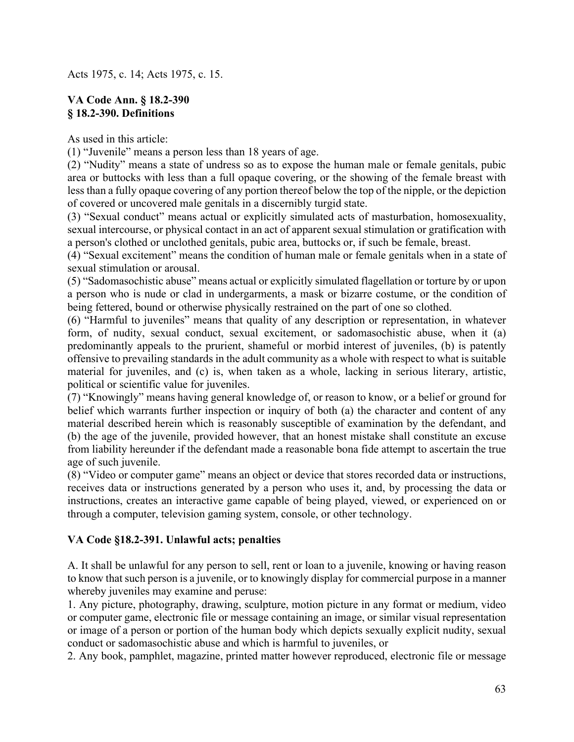Acts 1975, c. 14; Acts 1975, c. 15.

**VA Code Ann. § 18.2-390**
**§ 18.2-390. Definitions**

As used in this article:
(1) "Juvenile" means a person less than 18 years of age.
(2) "Nudity" means a state of undress so as to expose the human male or female genitals, pubic area or buttocks with less than a full opaque covering, or the showing of the female breast with less than a fully opaque covering of any portion thereof below the top of the nipple, or the depiction of covered or uncovered male genitals in a discernibly turgid state.
(3) "Sexual conduct" means actual or explicitly simulated acts of masturbation, homosexuality, sexual intercourse, or physical contact in an act of apparent sexual stimulation or gratification with a person's clothed or unclothed genitals, pubic area, buttocks or, if such be female, breast.
(4) "Sexual excitement" means the condition of human male or female genitals when in a state of sexual stimulation or arousal.
(5) "Sadomasochistic abuse" means actual or explicitly simulated flagellation or torture by or upon a person who is nude or clad in undergarments, a mask or bizarre costume, or the condition of being fettered, bound or otherwise physically restrained on the part of one so clothed.
(6) "Harmful to juveniles" means that quality of any description or representation, in whatever form, of nudity, sexual conduct, sexual excitement, or sadomasochistic abuse, when it (a) predominantly appeals to the prurient, shameful or morbid interest of juveniles, (b) is patently offensive to prevailing standards in the adult community as a whole with respect to what is suitable material for juveniles, and (c) is, when taken as a whole, lacking in serious literary, artistic, political or scientific value for juveniles.
(7) "Knowingly" means having general knowledge of, or reason to know, or a belief or ground for belief which warrants further inspection or inquiry of both (a) the character and content of any material described herein which is reasonably susceptible of examination by the defendant, and (b) the age of the juvenile, provided however, that an honest mistake shall constitute an excuse from liability hereunder if the defendant made a reasonable bona fide attempt to ascertain the true age of such juvenile.
(8) "Video or computer game" means an object or device that stores recorded data or instructions, receives data or instructions generated by a person who uses it, and, by processing the data or instructions, creates an interactive game capable of being played, viewed, or experienced on or through a computer, television gaming system, console, or other technology.

**VA Code §18.2-391. Unlawful acts; penalties**

A. It shall be unlawful for any person to sell, rent or loan to a juvenile, knowing or having reason to know that such person is a juvenile, or to knowingly display for commercial purpose in a manner whereby juveniles may examine and peruse:
1. Any picture, photography, drawing, sculpture, motion picture in any format or medium, video or computer game, electronic file or message containing an image, or similar visual representation or image of a person or portion of the human body which depicts sexually explicit nudity, sexual conduct or sadomasochistic abuse and which is harmful to juveniles, or
2. Any book, pamphlet, magazine, printed matter however reproduced, electronic file or message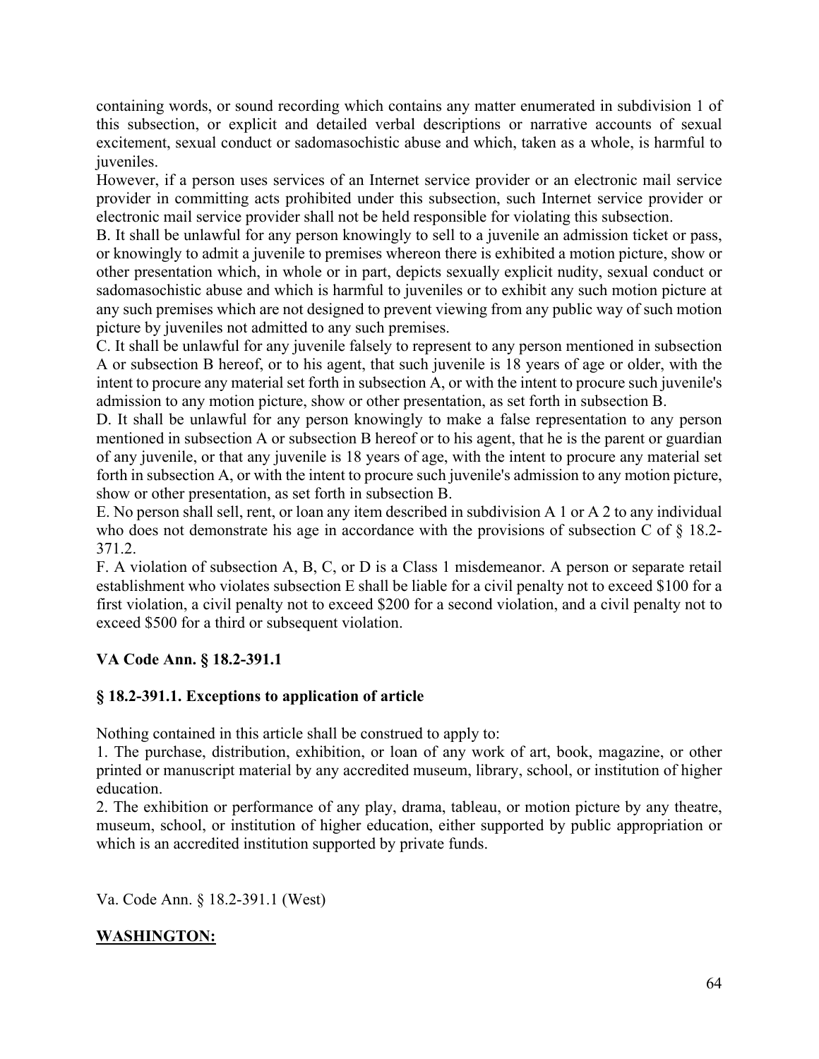containing words, or sound recording which contains any matter enumerated in subdivision 1 of this subsection, or explicit and detailed verbal descriptions or narrative accounts of sexual excitement, sexual conduct or sadomasochistic abuse and which, taken as a whole, is harmful to juveniles.

However, if a person uses services of an Internet service provider or an electronic mail service provider in committing acts prohibited under this subsection, such Internet service provider or electronic mail service provider shall not be held responsible for violating this subsection.

B. It shall be unlawful for any person knowingly to sell to a juvenile an admission ticket or pass, or knowingly to admit a juvenile to premises whereon there is exhibited a motion picture, show or other presentation which, in whole or in part, depicts sexually explicit nudity, sexual conduct or sadomasochistic abuse and which is harmful to juveniles or to exhibit any such motion picture at any such premises which are not designed to prevent viewing from any public way of such motion picture by juveniles not admitted to any such premises.

C. It shall be unlawful for any juvenile falsely to represent to any person mentioned in subsection A or subsection B hereof, or to his agent, that such juvenile is 18 years of age or older, with the intent to procure any material set forth in subsection A, or with the intent to procure such juvenile's admission to any motion picture, show or other presentation, as set forth in subsection B.

D. It shall be unlawful for any person knowingly to make a false representation to any person mentioned in subsection A or subsection B hereof or to his agent, that he is the parent or guardian of any juvenile, or that any juvenile is 18 years of age, with the intent to procure any material set forth in subsection A, or with the intent to procure such juvenile's admission to any motion picture, show or other presentation, as set forth in subsection B.

E. No person shall sell, rent, or loan any item described in subdivision A 1 or A 2 to any individual who does not demonstrate his age in accordance with the provisions of subsection C of § 18.2-371.2.

F. A violation of subsection A, B, C, or D is a Class 1 misdemeanor. A person or separate retail establishment who violates subsection E shall be liable for a civil penalty not to exceed $100 for a first violation, a civil penalty not to exceed $200 for a second violation, and a civil penalty not to exceed $500 for a third or subsequent violation.

**VA Code Ann. § 18.2-391.1**

**§ 18.2-391.1. Exceptions to application of article**

Nothing contained in this article shall be construed to apply to:

1. The purchase, distribution, exhibition, or loan of any work of art, book, magazine, or other printed or manuscript material by any accredited museum, library, school, or institution of higher education.
2. The exhibition or performance of any play, drama, tableau, or motion picture by any theatre, museum, school, or institution of higher education, either supported by public appropriation or which is an accredited institution supported by private funds.

Va. Code Ann. § 18.2-391.1 (West)

**<u>WASHINGTON:</u>**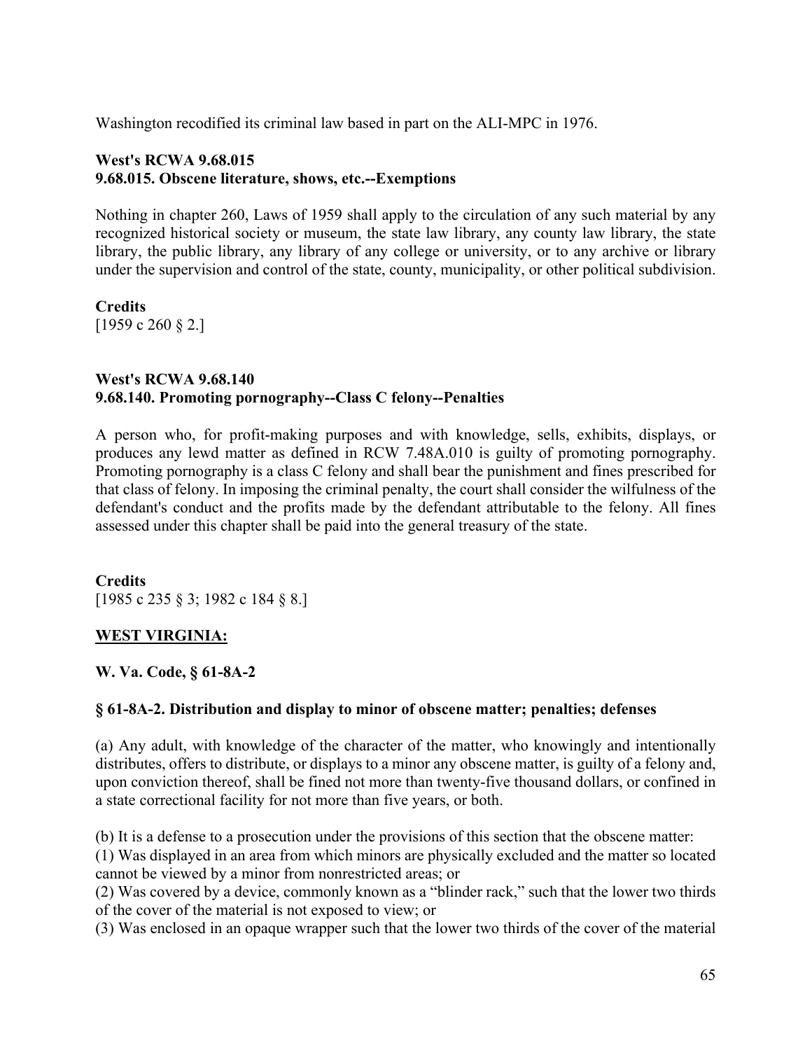Washington recodified its criminal law based in part on the ALI-MPC in 1976.

**West's RCWA 9.68.015**
**9.68.015. Obscene literature, shows, etc.--Exemptions**

Nothing in chapter 260, Laws of 1959 shall apply to the circulation of any such material by any recognized historical society or museum, the state law library, any county law library, the state library, the public library, any library of any college or university, or to any archive or library under the supervision and control of the state, county, municipality, or other political subdivision.

**Credits**
[1959 c 260 § 2.]

**West's RCWA 9.68.140**
**9.68.140. Promoting pornography--Class C felony--Penalties**

A person who, for profit-making purposes and with knowledge, sells, exhibits, displays, or produces any lewd matter as defined in RCW 7.48A.010 is guilty of promoting pornography. Promoting pornography is a class C felony and shall bear the punishment and fines prescribed for that class of felony. In imposing the criminal penalty, the court shall consider the wilfulness of the defendant's conduct and the profits made by the defendant attributable to the felony. All fines assessed under this chapter shall be paid into the general treasury of the state.

**Credits**
[1985 c 235 § 3; 1982 c 184 § 8.]

**WEST VIRGINIA:**

**W. Va. Code, § 61-8A-2**

**§ 61-8A-2. Distribution and display to minor of obscene matter; penalties; defenses**

(a) Any adult, with knowledge of the character of the matter, who knowingly and intentionally distributes, offers to distribute, or displays to a minor any obscene matter, is guilty of a felony and, upon conviction thereof, shall be fined not more than twenty-five thousand dollars, or confined in a state correctional facility for not more than five years, or both.

(b) It is a defense to a prosecution under the provisions of this section that the obscene matter:
(1) Was displayed in an area from which minors are physically excluded and the matter so located cannot be viewed by a minor from nonrestricted areas; or
(2) Was covered by a device, commonly known as a "blinder rack," such that the lower two thirds of the cover of the material is not exposed to view; or
(3) Was enclosed in an opaque wrapper such that the lower two thirds of the cover of the material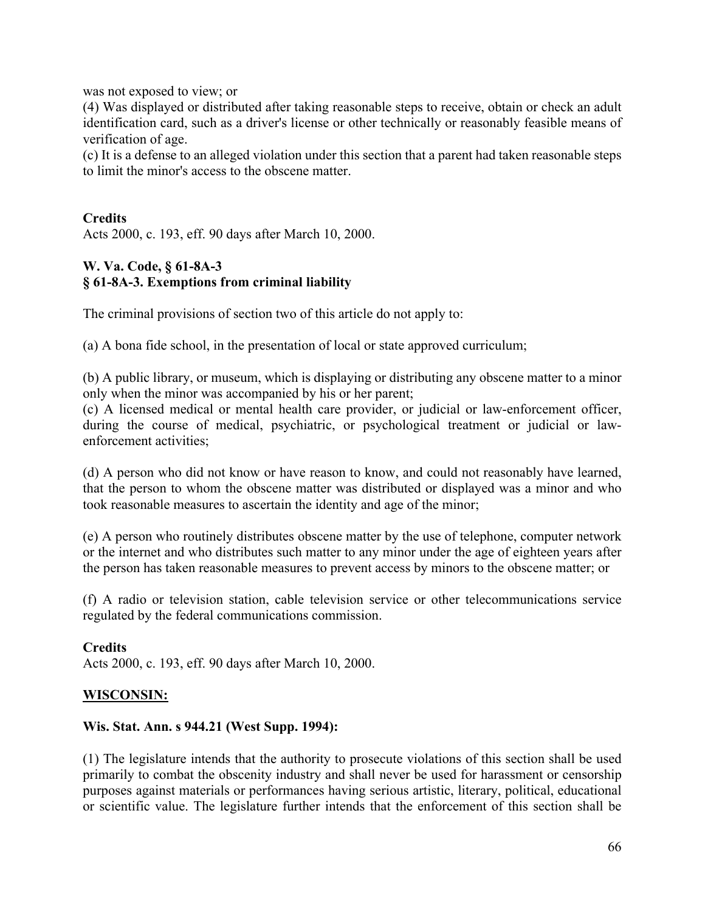was not exposed to view; or

(4) Was displayed or distributed after taking reasonable steps to receive, obtain or check an adult identification card, such as a driver's license or other technically or reasonably feasible means of verification of age.

(c) It is a defense to an alleged violation under this section that a parent had taken reasonable steps to limit the minor's access to the obscene matter.

**Credits**

Acts 2000, c. 193, eff. 90 days after March 10, 2000.

**W. Va. Code, § 61-8A-3**
**§ 61-8A-3. Exemptions from criminal liability**

The criminal provisions of section two of this article do not apply to:

(a) A bona fide school, in the presentation of local or state approved curriculum;

(b) A public library, or museum, which is displaying or distributing any obscene matter to a minor only when the minor was accompanied by his or her parent;

(c) A licensed medical or mental health care provider, or judicial or law-enforcement officer, during the course of medical, psychiatric, or psychological treatment or judicial or law-enforcement activities;

(d) A person who did not know or have reason to know, and could not reasonably have learned, that the person to whom the obscene matter was distributed or displayed was a minor and who took reasonable measures to ascertain the identity and age of the minor;

(e) A person who routinely distributes obscene matter by the use of telephone, computer network or the internet and who distributes such matter to any minor under the age of eighteen years after the person has taken reasonable measures to prevent access by minors to the obscene matter; or

(f) A radio or television station, cable television service or other telecommunications service regulated by the federal communications commission.

**Credits**

Acts 2000, c. 193, eff. 90 days after March 10, 2000.

**<u>WISCONSIN:</u>**

**Wis. Stat. Ann. s 944.21 (West Supp. 1994):**

(1) The legislature intends that the authority to prosecute violations of this section shall be used primarily to combat the obscenity industry and shall never be used for harassment or censorship purposes against materials or performances having serious artistic, literary, political, educational or scientific value. The legislature further intends that the enforcement of this section shall be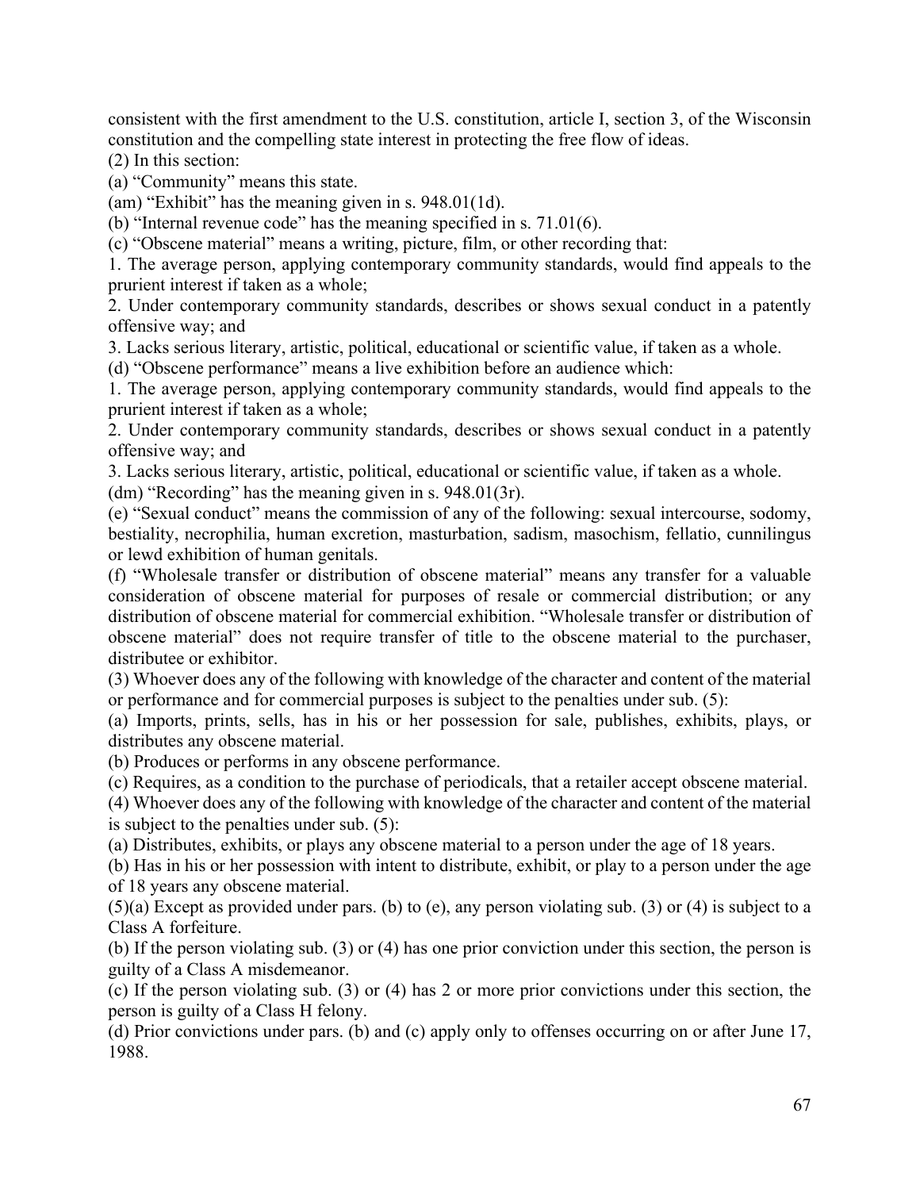consistent with the first amendment to the U.S. constitution, article I, section 3, of the Wisconsin constitution and the compelling state interest in protecting the free flow of ideas.

(2) In this section:

(a) "Community" means this state.

(am) "Exhibit" has the meaning given in s. 948.01(1d).

(b) "Internal revenue code" has the meaning specified in s. 71.01(6).

(c) "Obscene material" means a writing, picture, film, or other recording that:

1. The average person, applying contemporary community standards, would find appeals to the prurient interest if taken as a whole;

2. Under contemporary community standards, describes or shows sexual conduct in a patently offensive way; and

3. Lacks serious literary, artistic, political, educational or scientific value, if taken as a whole.

(d) "Obscene performance" means a live exhibition before an audience which:

1. The average person, applying contemporary community standards, would find appeals to the prurient interest if taken as a whole;

2. Under contemporary community standards, describes or shows sexual conduct in a patently offensive way; and

3. Lacks serious literary, artistic, political, educational or scientific value, if taken as a whole.

(dm) "Recording" has the meaning given in s. 948.01(3r).

(e) "Sexual conduct" means the commission of any of the following: sexual intercourse, sodomy, bestiality, necrophilia, human excretion, masturbation, sadism, masochism, fellatio, cunnilingus or lewd exhibition of human genitals.

(f) "Wholesale transfer or distribution of obscene material" means any transfer for a valuable consideration of obscene material for purposes of resale or commercial distribution; or any distribution of obscene material for commercial exhibition. "Wholesale transfer or distribution of obscene material" does not require transfer of title to the obscene material to the purchaser, distributee or exhibitor.

(3) Whoever does any of the following with knowledge of the character and content of the material or performance and for commercial purposes is subject to the penalties under sub. (5):

(a) Imports, prints, sells, has in his or her possession for sale, publishes, exhibits, plays, or distributes any obscene material.

(b) Produces or performs in any obscene performance.

(c) Requires, as a condition to the purchase of periodicals, that a retailer accept obscene material.

(4) Whoever does any of the following with knowledge of the character and content of the material is subject to the penalties under sub. (5):

(a) Distributes, exhibits, or plays any obscene material to a person under the age of 18 years.

(b) Has in his or her possession with intent to distribute, exhibit, or play to a person under the age of 18 years any obscene material.

(5)(a) Except as provided under pars. (b) to (e), any person violating sub. (3) or (4) is subject to a Class A forfeiture.

(b) If the person violating sub. (3) or (4) has one prior conviction under this section, the person is guilty of a Class A misdemeanor.

(c) If the person violating sub. (3) or (4) has 2 or more prior convictions under this section, the person is guilty of a Class H felony.

(d) Prior convictions under pars. (b) and (c) apply only to offenses occurring on or after June 17, 1988.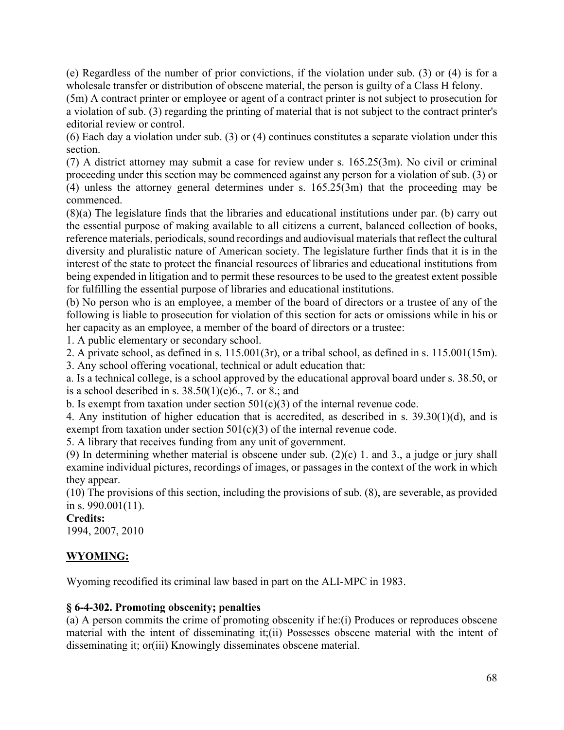(e) Regardless of the number of prior convictions, if the violation under sub. (3) or (4) is for a wholesale transfer or distribution of obscene material, the person is guilty of a Class H felony.

(5m) A contract printer or employee or agent of a contract printer is not subject to prosecution for a violation of sub. (3) regarding the printing of material that is not subject to the contract printer's editorial review or control.

(6) Each day a violation under sub. (3) or (4) continues constitutes a separate violation under this section.

(7) A district attorney may submit a case for review under s. 165.25(3m). No civil or criminal proceeding under this section may be commenced against any person for a violation of sub. (3) or (4) unless the attorney general determines under s. 165.25(3m) that the proceeding may be commenced.

(8)(a) The legislature finds that the libraries and educational institutions under par. (b) carry out the essential purpose of making available to all citizens a current, balanced collection of books, reference materials, periodicals, sound recordings and audiovisual materials that reflect the cultural diversity and pluralistic nature of American society. The legislature further finds that it is in the interest of the state to protect the financial resources of libraries and educational institutions from being expended in litigation and to permit these resources to be used to the greatest extent possible for fulfilling the essential purpose of libraries and educational institutions.

(b) No person who is an employee, a member of the board of directors or a trustee of any of the following is liable to prosecution for violation of this section for acts or omissions while in his or her capacity as an employee, a member of the board of directors or a trustee:

1. A public elementary or secondary school.

2. A private school, as defined in s. 115.001(3r), or a tribal school, as defined in s. 115.001(15m).

3. Any school offering vocational, technical or adult education that:

a. Is a technical college, is a school approved by the educational approval board under s. 38.50, or is a school described in s. 38.50(1)(e)6., 7. or 8.; and

b. Is exempt from taxation under section 501(c)(3) of the internal revenue code.

4. Any institution of higher education that is accredited, as described in s. 39.30(1)(d), and is exempt from taxation under section 501(c)(3) of the internal revenue code.

5. A library that receives funding from any unit of government.

(9) In determining whether material is obscene under sub. (2)(c) 1. and 3., a judge or jury shall examine individual pictures, recordings of images, or passages in the context of the work in which they appear.

(10) The provisions of this section, including the provisions of sub. (8), are severable, as provided in s. 990.001(11).

**Credits:**

1994, 2007, 2010

## WYOMING:

Wyoming recodified its criminal law based in part on the ALI-MPC in 1983.

### § 6-4-302. Promoting obscenity; penalties

(a) A person commits the crime of promoting obscenity if he:(i) Produces or reproduces obscene material with the intent of disseminating it;(ii) Possesses obscene material with the intent of disseminating it; or(iii) Knowingly disseminates obscene material.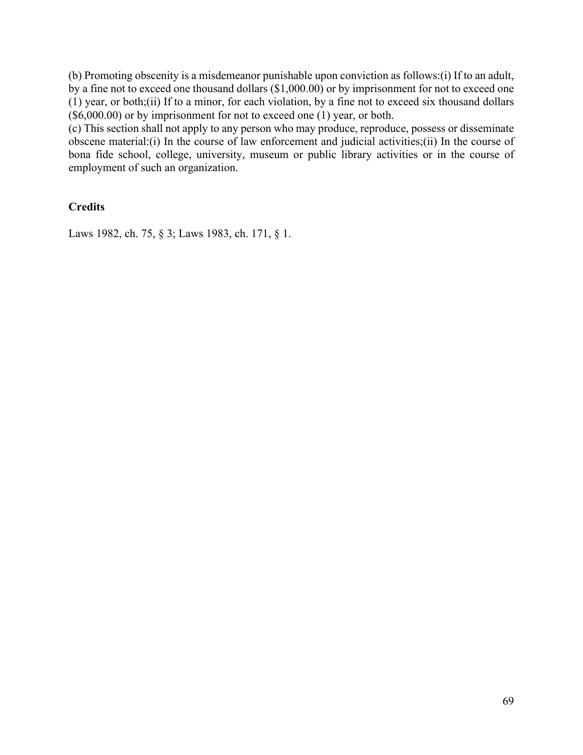(b) Promoting obscenity is a misdemeanor punishable upon conviction as follows:(i) If to an adult, by a fine not to exceed one thousand dollars ($1,000.00) or by imprisonment for not to exceed one (1) year, or both;(ii) If to a minor, for each violation, by a fine not to exceed six thousand dollars ($6,000.00) or by imprisonment for not to exceed one (1) year, or both.

(c) This section shall not apply to any person who may produce, reproduce, possess or disseminate obscene material:(i) In the course of law enforcement and judicial activities;(ii) In the course of bona fide school, college, university, museum or public library activities or in the course of employment of such an organization.

**Credits**

Laws 1982, ch. 75, § 3; Laws 1983, ch. 171, § 1.